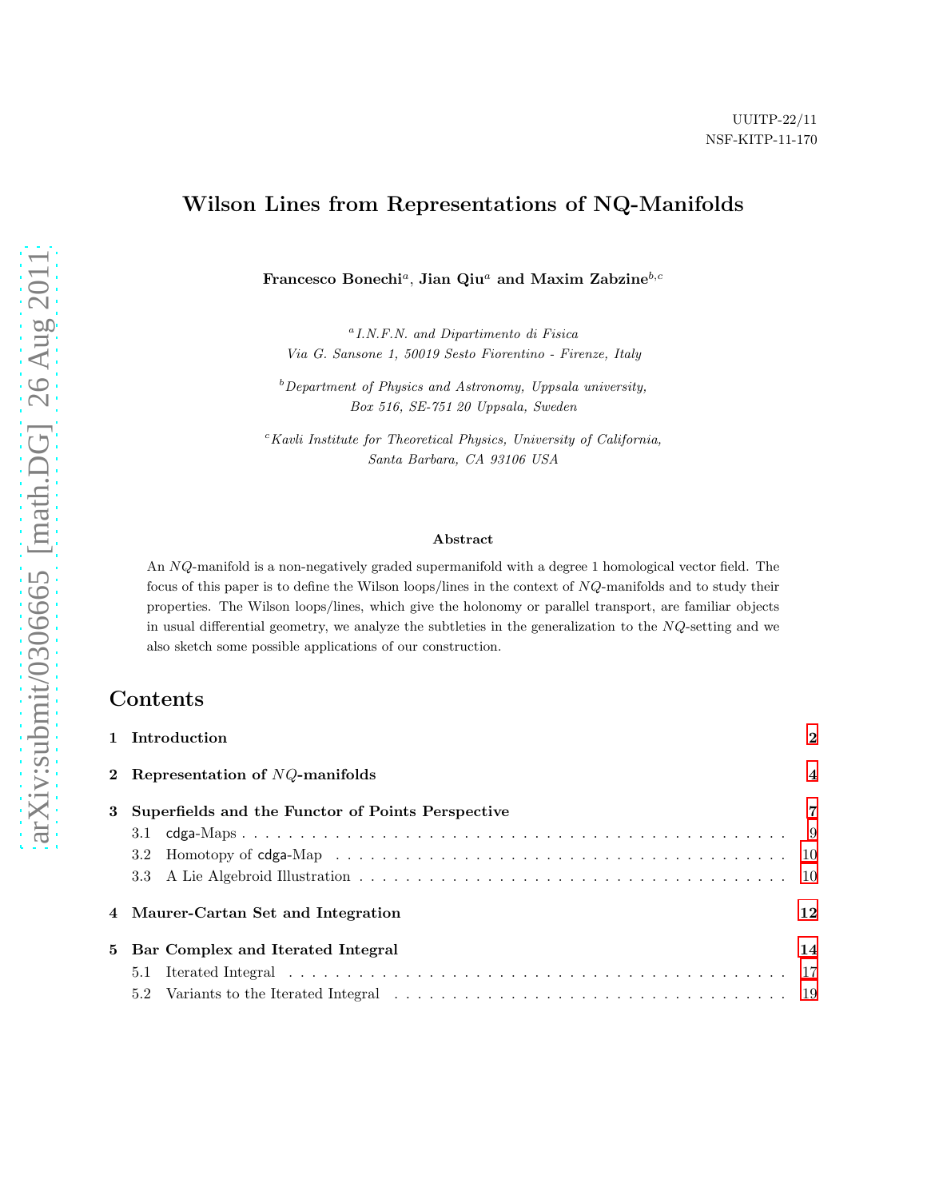UUITP-22/11

NSF-KITP-11-170

# Wilson Lines from Representations of NQ-Manifolds

**Francesco Bonechi[a], Jian Qiu[a] and Maxim Zabzine[b,c]**

[a] *I.N.F.N. and Dipartimento di Fisica*
*Via G. Sansone 1, 50019 Sesto Fiorentino - Firenze, Italy*

[b] *Department of Physics and Astronomy, Uppsala university,*
*Box 516, SE-751 20 Uppsala, Sweden*

[c] *Kavli Institute for Theoretical Physics, University of California,*
*Santa Barbara, CA 93106 USA*

### Abstract

An $NQ$-manifold is a non-negatively graded supermanifold with a degree 1 homological vector field. The focus of this paper is to define the Wilson loops/lines in the context of $NQ$-manifolds and to study their properties. The Wilson loops/lines, which give the holonomy or parallel transport, are familiar objects in usual differential geometry, we analyze the subtleties in the generalization to the $NQ$-setting and we also sketch some possible applications of our construction.

## Contents

**1 Introduction** — 2

**2 Representation of $NQ$-manifolds** — 4

**3 Superfields and the Functor of Points Perspective** — 7

- 3.1 cdga-Maps — 9
- 3.2 Homotopy of cdga-Map — 10
- 3.3 A Lie Algebroid Illustration — 10

**4 Maurer-Cartan Set and Integration** — 12

**5 Bar Complex and Iterated Integral** — 14

- 5.1 Iterated Integral — 17
- 5.2 Variants to the Iterated Integral — 19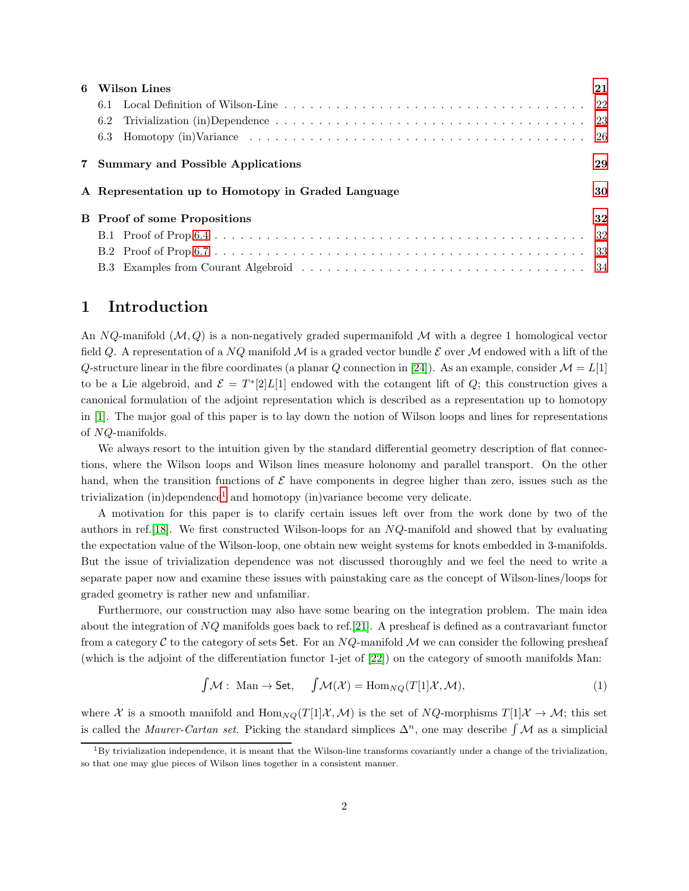| | | |
|---|---|---|
| **6** | **Wilson Lines** | **21** |
| 6.1 | Local Definition of Wilson-Line | 22 |
| 6.2 | Trivialization (in)Dependence | 23 |
| 6.3 | Homotopy (in)Variance | 26 |
| **7** | **Summary and Possible Applications** | **29** |
| **A** | **Representation up to Homotopy in Graded Language** | **30** |
| **B** | **Proof of some Propositions** | **32** |
| B.1 | Proof of Prop 6.4 | 32 |
| B.2 | Proof of Prop 6.7 | 33 |
| B.3 | Examples from Courant Algebroid | 34 |

# 1 Introduction

An $NQ$-manifold $(\mathcal{M}, Q)$ is a non-negatively graded supermanifold $\mathcal{M}$ with a degree 1 homological vector field $Q$. A representation of a $NQ$ manifold $\mathcal{M}$ is a graded vector bundle $\mathcal{E}$ over $\mathcal{M}$ endowed with a lift of the $Q$-structure linear in the fibre coordinates (a planar $Q$ connection in [24]). As an example, consider $\mathcal{M} = L[1]$ to be a Lie algebroid, and $\mathcal{E} = T^*[2]L[1]$ endowed with the cotangent lift of $Q$; this construction gives a canonical formulation of the adjoint representation which is described as a representation up to homotopy in [1]. The major goal of this paper is to lay down the notion of Wilson loops and lines for representations of $NQ$-manifolds.

We always resort to the intuition given by the standard differential geometry description of flat connections, where the Wilson loops and Wilson lines measure holonomy and parallel transport. On the other hand, when the transition functions of $\mathcal{E}$ have components in degree higher than zero, issues such as the trivialization (in)dependence[1] and homotopy (in)variance become very delicate.

A motivation for this paper is to clarify certain issues left over from the work done by two of the authors in ref.[18]. We first constructed Wilson-loops for an $NQ$-manifold and showed that by evaluating the expectation value of the Wilson-loop, one obtain new weight systems for knots embedded in 3-manifolds. But the issue of trivialization dependence was not discussed thoroughly and we feel the need to write a separate paper now and examine these issues with painstaking care as the concept of Wilson-lines/loops for graded geometry is rather new and unfamiliar.

Furthermore, our construction may also have some bearing on the integration problem. The main idea about the integration of $NQ$ manifolds goes back to ref.[21]. A presheaf is defined as a contravariant functor from a category $\mathcal{C}$ to the category of sets $\mathsf{Set}$. For an $NQ$-manifold $\mathcal{M}$ we can consider the following presheaf (which is the adjoint of the differentiation functor 1-jet of [22]) on the category of smooth manifolds Man:

$$\int \mathcal{M}: \text{ Man} \to \mathsf{Set}, \quad \int \mathcal{M}(\mathcal{X}) = \mathrm{Hom}_{NQ}(T[1]\mathcal{X}, \mathcal{M}), \tag{1}$$

where $\mathcal{X}$ is a smooth manifold and $\mathrm{Hom}_{NQ}(T[1]\mathcal{X}, \mathcal{M})$ is the set of $NQ$-morphisms $T[1]\mathcal{X} \to \mathcal{M}$; this set is called the *Maurer-Cartan set*. Picking the standard simplices $\Delta^n$, one may describe $\int \mathcal{M}$ as a simplicial

[1] By trivialization independence, it is meant that the Wilson-line transforms covariantly under a change of the trivialization, so that one may glue pieces of Wilson lines together in a consistent manner.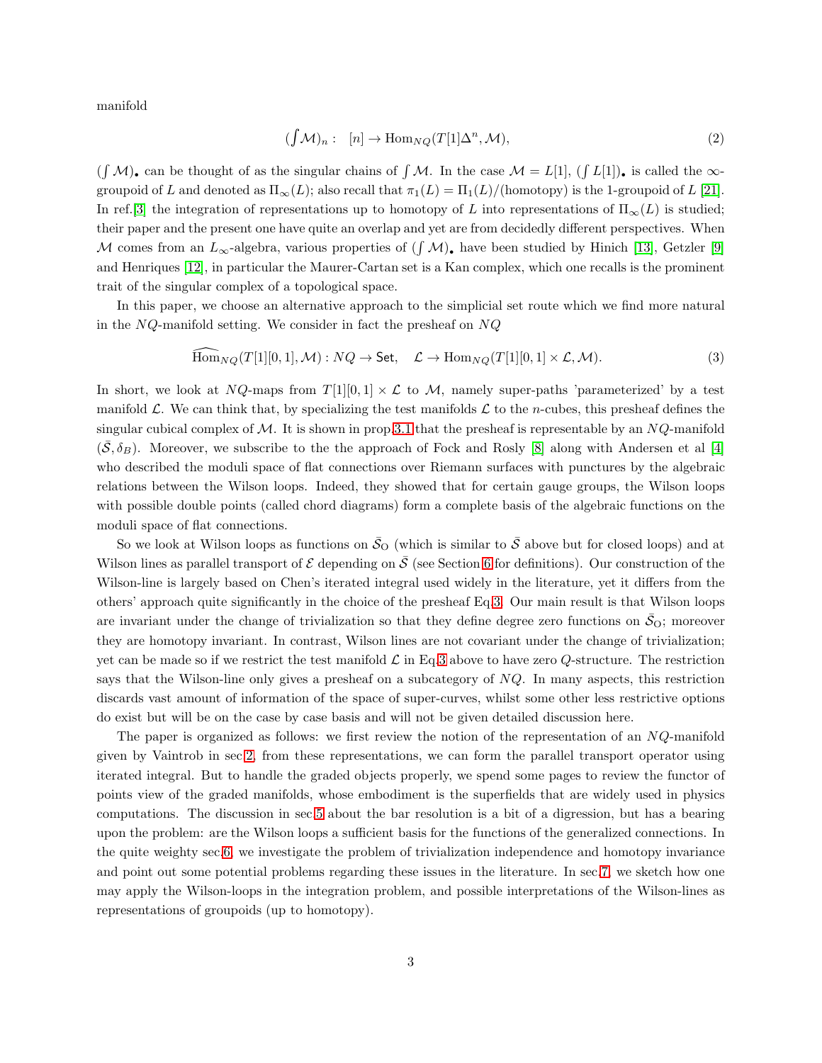manifold

$$(\textstyle\int \mathcal{M})_n : \quad [n] \to \mathrm{Hom}_{NQ}(T[1]\Delta^n, \mathcal{M}), \tag{2}$$

$(\int \mathcal{M})_\bullet$ can be thought of as the singular chains of $\int \mathcal{M}$. In the case $\mathcal{M} = L[1]$, $(\int L[1])_\bullet$ is called the $\infty$-groupoid of $L$ and denoted as $\Pi_\infty(L)$; also recall that $\pi_1(L) = \Pi_1(L)/(\text{homotopy})$ is the 1-groupoid of $L$ [21]. In ref.[3] the integration of representations up to homotopy of $L$ into representations of $\Pi_\infty(L)$ is studied; their paper and the present one have quite an overlap and yet are from decidedly different perspectives. When $\mathcal{M}$ comes from an $L_\infty$-algebra, various properties of $(\int \mathcal{M})_\bullet$ have been studied by Hinich [13], Getzler [9] and Henriques [12], in particular the Maurer-Cartan set is a Kan complex, which one recalls is the prominent trait of the singular complex of a topological space.

In this paper, we choose an alternative approach to the simplicial set route which we find more natural in the $NQ$-manifold setting. We consider in fact the presheaf on $NQ$

$$\widehat{\mathrm{Hom}}_{NQ}(T[1][0,1], \mathcal{M}) : NQ \to \mathsf{Set}, \quad \mathcal{L} \to \mathrm{Hom}_{NQ}(T[1][0,1] \times \mathcal{L}, \mathcal{M}). \tag{3}$$

In short, we look at $NQ$-maps from $T[1][0,1] \times \mathcal{L}$ to $\mathcal{M}$, namely super-paths 'parameterized' by a test manifold $\mathcal{L}$. We can think that, by specializing the test manifolds $\mathcal{L}$ to the $n$-cubes, this presheaf defines the singular cubical complex of $\mathcal{M}$. It is shown in prop.3.1 that the presheaf is representable by an $NQ$-manifold $(\bar{\mathcal{S}}, \delta_B)$. Moreover, we subscribe to the the approach of Fock and Rosly [8] along with Andersen et al [4] who described the moduli space of flat connections over Riemann surfaces with punctures by the algebraic relations between the Wilson loops. Indeed, they showed that for certain gauge groups, the Wilson loops with possible double points (called chord diagrams) form a complete basis of the algebraic functions on the moduli space of flat connections.

So we look at Wilson loops as functions on $\bar{\mathcal{S}}_{\mathrm{O}}$ (which is similar to $\bar{\mathcal{S}}$ above but for closed loops) and at Wilson lines as parallel transport of $\mathcal{E}$ depending on $\bar{\mathcal{S}}$ (see Section 6 for definitions). Our construction of the Wilson-line is largely based on Chen's iterated integral used widely in the literature, yet it differs from the others' approach quite significantly in the choice of the presheaf Eq.3. Our main result is that Wilson loops are invariant under the change of trivialization so that they define degree zero functions on $\bar{\mathcal{S}}_{\mathrm{O}}$; moreover they are homotopy invariant. In contrast, Wilson lines are not covariant under the change of trivialization; yet can be made so if we restrict the test manifold $\mathcal{L}$ in Eq.3 above to have zero $Q$-structure. The restriction says that the Wilson-line only gives a presheaf on a subcategory of $NQ$. In many aspects, this restriction discards vast amount of information of the space of super-curves, whilst some other less restrictive options do exist but will be on the case by case basis and will not be given detailed discussion here.

The paper is organized as follows: we first review the notion of the representation of an $NQ$-manifold given by Vaintrob in sec.2, from these representations, we can form the parallel transport operator using iterated integral. But to handle the graded objects properly, we spend some pages to review the functor of points view of the graded manifolds, whose embodiment is the superfields that are widely used in physics computations. The discussion in sec.5 about the bar resolution is a bit of a digression, but has a bearing upon the problem: are the Wilson loops a sufficient basis for the functions of the generalized connections. In the quite weighty sec.6, we investigate the problem of trivialization independence and homotopy invariance and point out some potential problems regarding these issues in the literature. In sec.7, we sketch how one may apply the Wilson-loops in the integration problem, and possible interpretations of the Wilson-lines as representations of groupoids (up to homotopy).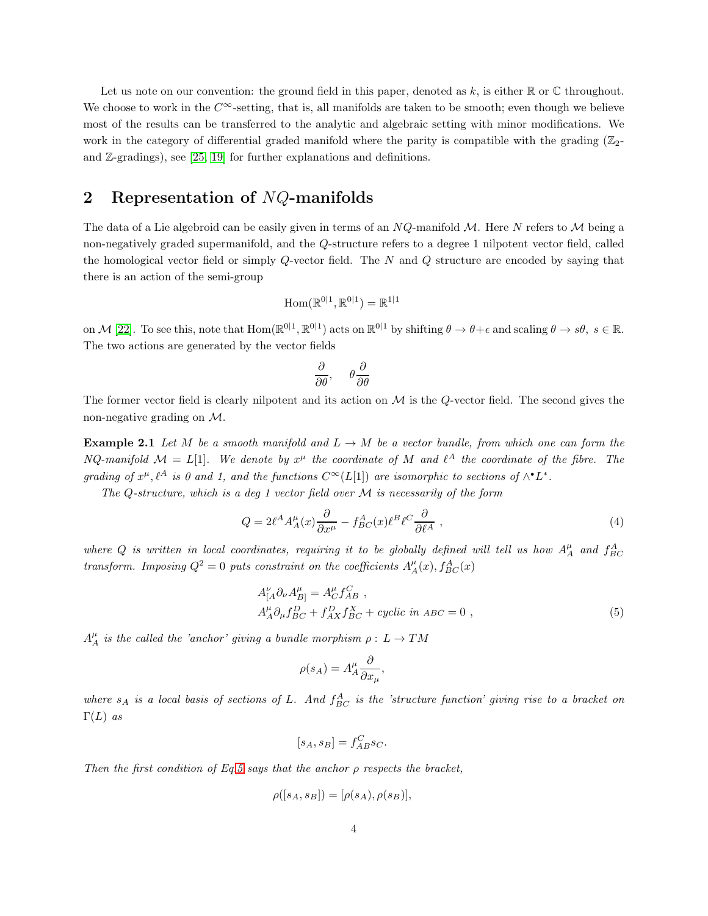Let us note on our convention: the ground field in this paper, denoted as $k$, is either $\mathbb{R}$ or $\mathbb{C}$ throughout. We choose to work in the $C^\infty$-setting, that is, all manifolds are taken to be smooth; even though we believe most of the results can be transferred to the analytic and algebraic setting with minor modifications. We work in the category of differential graded manifold where the parity is compatible with the grading ($\mathbb{Z}_2$- and $\mathbb{Z}$-gradings), see [25, 19] for further explanations and definitions.

## 2 Representation of $NQ$-manifolds

The data of a Lie algebroid can be easily given in terms of an $NQ$-manifold $\mathcal{M}$. Here $N$ refers to $\mathcal{M}$ being a non-negatively graded supermanifold, and the $Q$-structure refers to a degree 1 nilpotent vector field, called the homological vector field or simply $Q$-vector field. The $N$ and $Q$ structure are encoded by saying that there is an action of the semi-group

$$\mathrm{Hom}(\mathbb{R}^{0|1}, \mathbb{R}^{0|1}) = \mathbb{R}^{1|1}$$

on $\mathcal{M}$ [22]. To see this, note that $\mathrm{Hom}(\mathbb{R}^{0|1}, \mathbb{R}^{0|1})$ acts on $\mathbb{R}^{0|1}$ by shifting $\theta \to \theta + \epsilon$ and scaling $\theta \to s\theta,\ s \in \mathbb{R}$. The two actions are generated by the vector fields

$$\frac{\partial}{\partial\theta}, \quad \theta\frac{\partial}{\partial\theta}$$

The former vector field is clearly nilpotent and its action on $\mathcal{M}$ is the $Q$-vector field. The second gives the non-negative grading on $\mathcal{M}$.

**Example 2.1** *Let $M$ be a smooth manifold and $L \to M$ be a vector bundle, from which one can form the $NQ$-manifold $\mathcal{M} = L[1]$. We denote by $x^\mu$ the coordinate of $M$ and $\ell^A$ the coordinate of the fibre. The grading of $x^\mu, \ell^A$ is 0 and 1, and the functions $C^\infty(L[1])$ are isomorphic to sections of $\wedge^\bullet L^*$.*

*The $Q$-structure, which is a deg 1 vector field over $\mathcal{M}$ is necessarily of the form*

$$Q = 2\ell^A A^\mu_A(x)\frac{\partial}{\partial x^\mu} - f^A_{BC}(x)\ell^B\ell^C\frac{\partial}{\partial \ell^A}\ , \tag{4}$$

*where $Q$ is written in local coordinates, requiring it to be globally defined will tell us how $A^\mu_A$ and $f^A_{BC}$ transform. Imposing $Q^2 = 0$ puts constraint on the coefficients $A^\mu_A(x), f^A_{BC}(x)$*

$$\begin{aligned} &A^\nu_{[A}\partial_\nu A^\mu_{B]} = A^\mu_C f^C_{AB}\ , \\ &A^\mu_A\partial_\mu f^D_{BC} + f^D_{AX}f^X_{BC} + \textit{cyclic in } {\scriptstyle ABC} = 0\ , \end{aligned} \tag{5}$$

*$A^\mu_A$ is the called the 'anchor' giving a bundle morphism $\rho: L \to TM$*

$$\rho(s_A) = A^\mu_A\frac{\partial}{\partial x_\mu},$$

*where $s_A$ is a local basis of sections of $L$. And $f^A_{BC}$ is the 'structure function' giving rise to a bracket on $\Gamma(L)$ as*

$$[s_A, s_B] = f^C_{AB}s_C.$$

*Then the first condition of Eq.5 says that the anchor $\rho$ respects the bracket,*

$$\rho([s_A, s_B]) = [\rho(s_A), \rho(s_B)],$$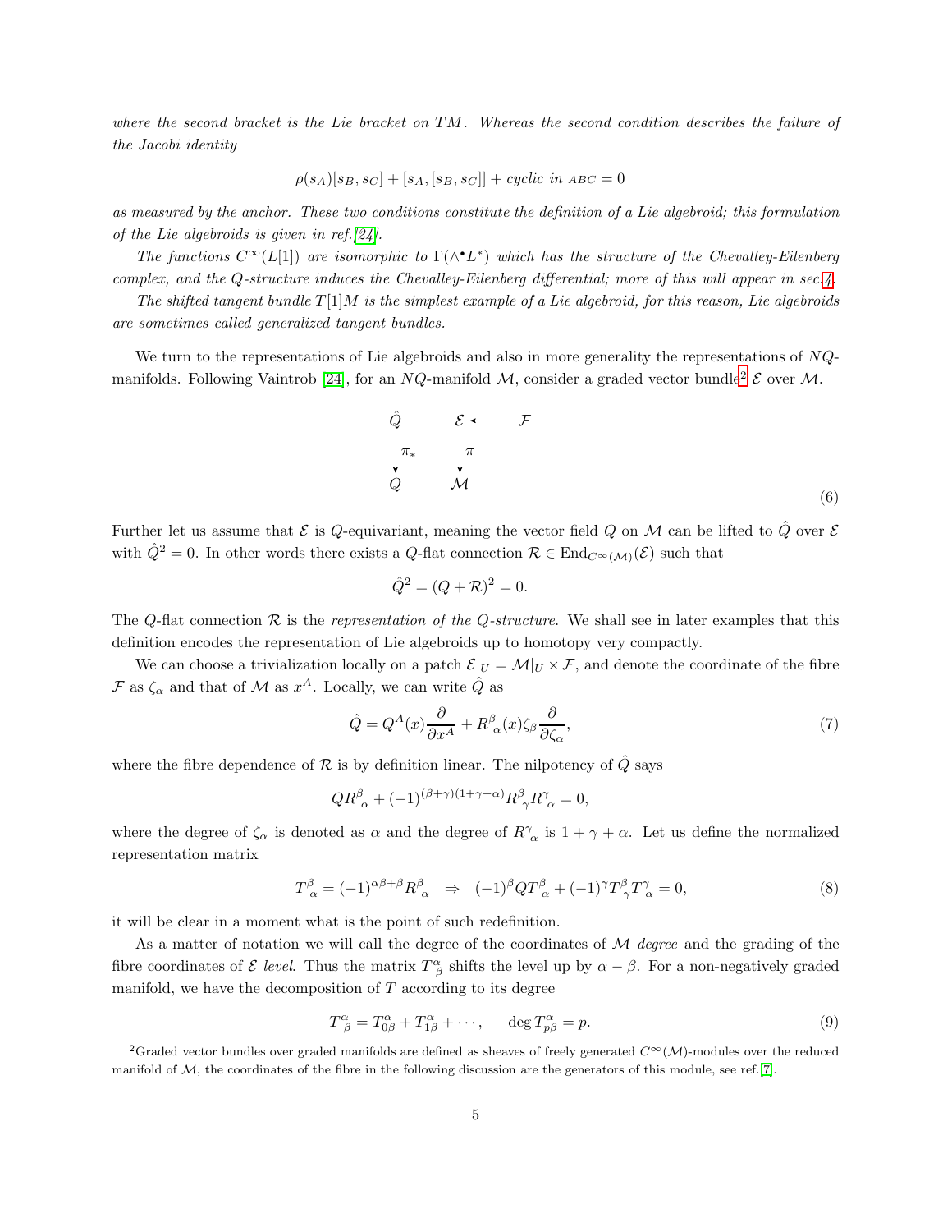*where the second bracket is the Lie bracket on $TM$. Whereas the second condition describes the failure of the Jacobi identity*

$$\rho(s_A)[s_B, s_C] + [s_A, [s_B, s_C]] + \textit{cyclic in } {\scriptstyle ABC} = 0$$

*as measured by the anchor. These two conditions constitute the definition of a Lie algebroid; this formulation of the Lie algebroids is given in ref.[24].*

*The functions $C^\infty(L[1])$ are isomorphic to $\Gamma(\wedge^\bullet L^*)$ which has the structure of the Chevalley-Eilenberg complex, and the Q-structure induces the Chevalley-Eilenberg differential; more of this will appear in sec.4.*

*The shifted tangent bundle $T[1]M$ is the simplest example of a Lie algebroid, for this reason, Lie algebroids are sometimes called generalized tangent bundles.*

We turn to the representations of Lie algebroids and also in more generality the representations of $NQ$-manifolds. Following Vaintrob [24], for an $NQ$-manifold $\mathcal{M}$, consider a graded vector bundle[2] $\mathcal{E}$ over $\mathcal{M}$.

$$\begin{array}{ccccc} \hat{Q} & & \mathcal{E} & \longleftarrow & \mathcal{F} \\ \big\downarrow \pi_* & & \big\downarrow \pi & & \\ Q & & \mathcal{M} & & \end{array} \tag{6}$$

Further let us assume that $\mathcal{E}$ is $Q$-equivariant, meaning the vector field $Q$ on $\mathcal{M}$ can be lifted to $\hat{Q}$ over $\mathcal{E}$ with $\hat{Q}^2 = 0$. In other words there exists a $Q$-flat connection $\mathcal{R} \in \mathrm{End}_{C^\infty(\mathcal{M})}(\mathcal{E})$ such that

$$\hat{Q}^2 = (Q + \mathcal{R})^2 = 0.$$

The $Q$-flat connection $\mathcal{R}$ is the *representation of the Q-structure*. We shall see in later examples that this definition encodes the representation of Lie algebroids up to homotopy very compactly.

We can choose a trivialization locally on a patch $\mathcal{E}|_U = \mathcal{M}|_U \times \mathcal{F}$, and denote the coordinate of the fibre $\mathcal{F}$ as $\zeta_\alpha$ and that of $\mathcal{M}$ as $x^A$. Locally, we can write $\hat{Q}$ as

$$\hat{Q} = Q^A(x)\frac{\partial}{\partial x^A} + R^\beta{}_\alpha(x)\zeta_\beta\frac{\partial}{\partial \zeta_\alpha}, \tag{7}$$

where the fibre dependence of $\mathcal{R}$ is by definition linear. The nilpotency of $\hat{Q}$ says

$$QR^\beta{}_\alpha + (-1)^{(\beta+\gamma)(1+\gamma+\alpha)}R^\beta{}_\gamma R^\gamma{}_\alpha = 0,$$

where the degree of $\zeta_\alpha$ is denoted as $\alpha$ and the degree of $R^\gamma{}_\alpha$ is $1 + \gamma + \alpha$. Let us define the normalized representation matrix

$$T^\beta{}_\alpha = (-1)^{\alpha\beta+\beta}R^\beta{}_\alpha \quad \Rightarrow \quad (-1)^\beta QT^\beta{}_\alpha + (-1)^\gamma T^\beta{}_\gamma T^\gamma{}_\alpha = 0, \tag{8}$$

it will be clear in a moment what is the point of such redefinition.

As a matter of notation we will call the degree of the coordinates of $\mathcal{M}$ *degree* and the grading of the fibre coordinates of $\mathcal{E}$ *level*. Thus the matrix $T^\alpha_\beta$ shifts the level up by $\alpha - \beta$. For a non-negatively graded manifold, we have the decomposition of $T$ according to its degree

$$T^\alpha{}_\beta = T^\alpha_{0\beta} + T^\alpha_{1\beta} + \cdots, \qquad \deg T^\alpha_{p\beta} = p. \tag{9}$$

[2] Graded vector bundles over graded manifolds are defined as sheaves of freely generated $C^\infty(\mathcal{M})$-modules over the reduced manifold of $\mathcal{M}$, the coordinates of the fibre in the following discussion are the generators of this module, see ref.[7].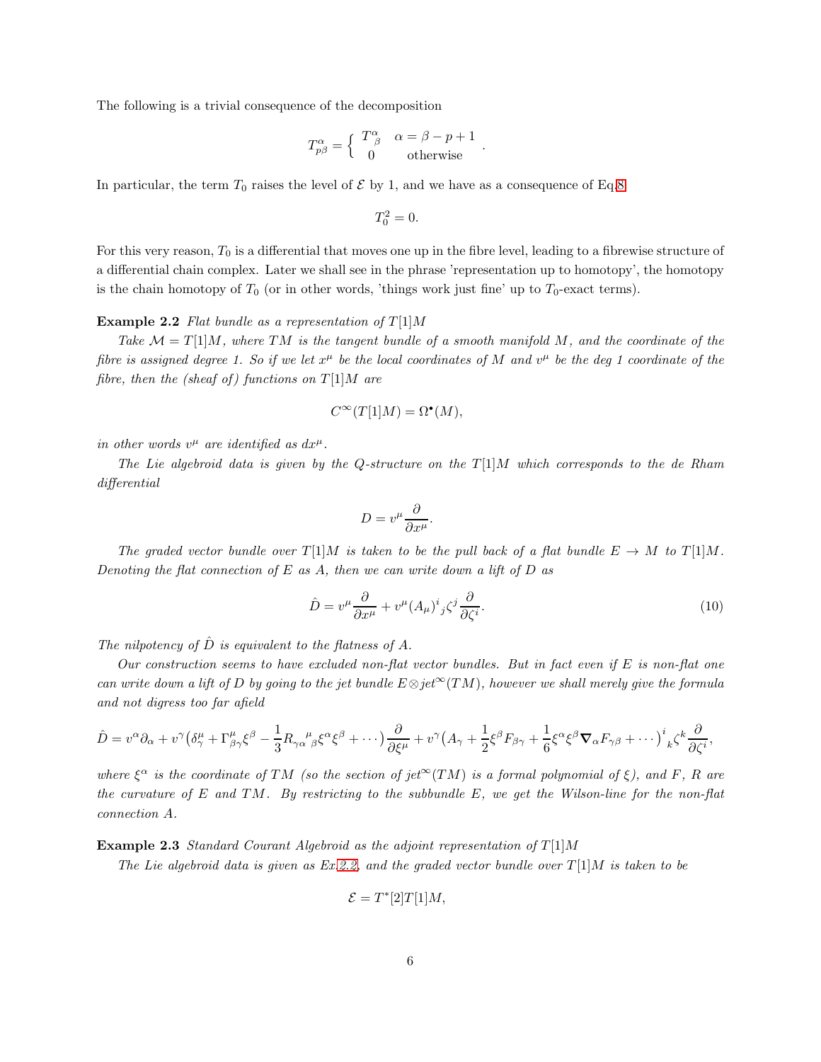The following is a trivial consequence of the decomposition

$$T^{\alpha}_{p\beta} = \begin{cases} T^{\alpha}_{\ \beta} & \alpha = \beta - p + 1 \\ 0 & \text{otherwise} \end{cases}.$$

In particular, the term $T_0$ raises the level of $\mathcal{E}$ by 1, and we have as a consequence of Eq.8

$$T_0^2 = 0.$$

For this very reason, $T_0$ is a differential that moves one up in the fibre level, leading to a fibrewise structure of a differential chain complex. Later we shall see in the phrase 'representation up to homotopy', the homotopy is the chain homotopy of $T_0$ (or in other words, 'things work just fine' up to $T_0$-exact terms).

**Example 2.2** *Flat bundle as a representation of $T[1]M$*

*Take $\mathcal{M} = T[1]M$, where $TM$ is the tangent bundle of a smooth manifold $M$, and the coordinate of the fibre is assigned degree 1. So if we let $x^\mu$ be the local coordinates of $M$ and $v^\mu$ be the deg 1 coordinate of the fibre, then the (sheaf of) functions on $T[1]M$ are*

$$C^\infty(T[1]M) = \Omega^\bullet(M),$$

*in other words $v^\mu$ are identified as $dx^\mu$.*

*The Lie algebroid data is given by the Q-structure on the $T[1]M$ which corresponds to the de Rham differential*

$$D = v^\mu \frac{\partial}{\partial x^\mu}.$$

*The graded vector bundle over $T[1]M$ is taken to be the pull back of a flat bundle $E \to M$ to $T[1]M$. Denoting the flat connection of $E$ as $A$, then we can write down a lift of $D$ as*

$$\hat{D} = v^\mu \frac{\partial}{\partial x^\mu} + v^\mu (A_\mu)^i_{\ j} \zeta^j \frac{\partial}{\partial \zeta^i}. \tag{10}$$

*The nilpotency of $\hat{D}$ is equivalent to the flatness of $A$.*

*Our construction seems to have excluded non-flat vector bundles. But in fact even if $E$ is non-flat one can write down a lift of $D$ by going to the jet bundle $E \otimes jet^\infty(TM)$, however we shall merely give the formula and not digress too far afield*

$$\hat{D} = v^\alpha \partial_\alpha + v^\gamma \big(\delta^\mu_\gamma + \Gamma^\mu_{\beta\gamma}\xi^\beta - \frac{1}{3} R_{\gamma\alpha}{}^{\mu}{}_{\beta} \xi^\alpha \xi^\beta + \cdots\big) \frac{\partial}{\partial \xi^\mu} + v^\gamma \big(A_\gamma + \frac{1}{2}\xi^\beta F_{\beta\gamma} + \frac{1}{6}\xi^\alpha \xi^\beta \boldsymbol{\nabla}_\alpha F_{\gamma\beta} + \cdots\big)^i_{\ k} \zeta^k \frac{\partial}{\partial \zeta^i},$$

*where $\xi^\alpha$ is the coordinate of $TM$ (so the section of $jet^\infty(TM)$ is a formal polynomial of $\xi$), and $F$, $R$ are the curvature of $E$ and $TM$. By restricting to the subbundle $E$, we get the Wilson-line for the non-flat connection $A$.*

**Example 2.3** *Standard Courant Algebroid as the adjoint representation of $T[1]M$*

*The Lie algebroid data is given as Ex.2.2, and the graded vector bundle over $T[1]M$ is taken to be*

$$\mathcal{E} = T^*[2]T[1]M,$$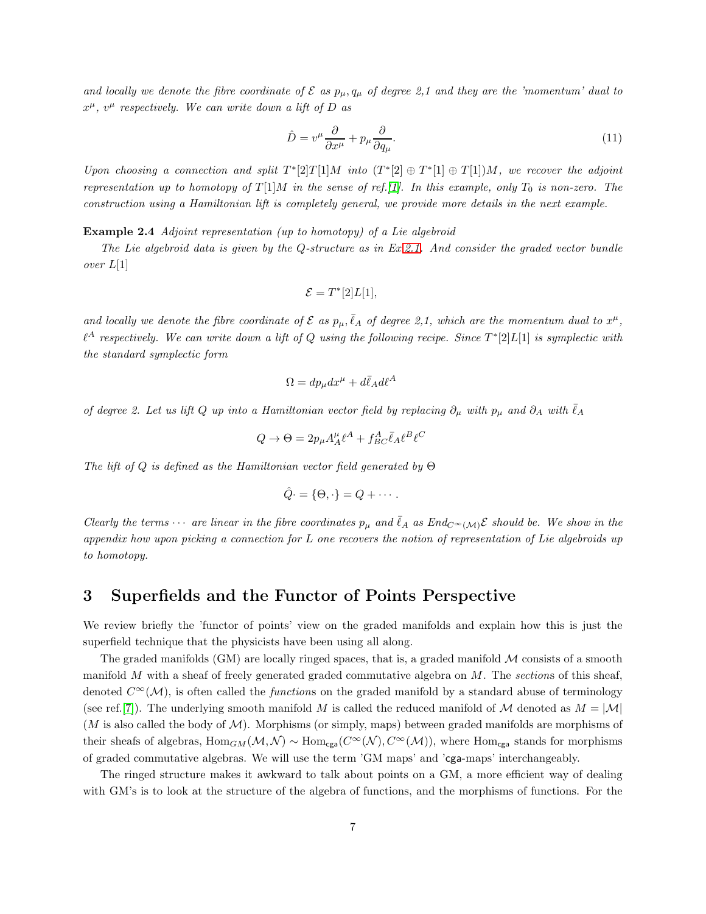*and locally we denote the fibre coordinate of $\mathcal{E}$ as $p_\mu, q_\mu$ of degree 2,1 and they are the 'momentum' dual to $x^\mu$, $v^\mu$ respectively. We can write down a lift of $D$ as*

$$\hat{D} = v^\mu \frac{\partial}{\partial x^\mu} + p_\mu \frac{\partial}{\partial q_\mu}. \tag{11}$$

*Upon choosing a connection and split $T^*[2]T[1]M$ into $(T^*[2] \oplus T^*[1] \oplus T[1])M$, we recover the adjoint representation up to homotopy of $T[1]M$ in the sense of ref.[1]. In this example, only $T_0$ is non-zero. The construction using a Hamiltonian lift is completely general, we provide more details in the next example.*

**Example 2.4** *Adjoint representation (up to homotopy) of a Lie algebroid*

*The Lie algebroid data is given by the Q-structure as in Ex2.1. And consider the graded vector bundle over $L[1]$*

$$\mathcal{E} = T^*[2]L[1],$$

*and locally we denote the fibre coordinate of $\mathcal{E}$ as $p_\mu, \bar{\ell}_A$ of degree 2,1, which are the momentum dual to $x^\mu$, $\ell^A$ respectively. We can write down a lift of $Q$ using the following recipe. Since $T^*[2]L[1]$ is symplectic with the standard symplectic form*

$$\Omega = dp_\mu dx^\mu + d\bar{\ell}_A d\ell^A$$

*of degree 2. Let us lift $Q$ up into a Hamiltonian vector field by replacing $\partial_\mu$ with $p_\mu$ and $\partial_A$ with $\bar{\ell}_A$*

$$Q \to \Theta = 2p_\mu A^\mu_A \ell^A + f^A_{BC} \bar{\ell}_A \ell^B \ell^C$$

*The lift of $Q$ is defined as the Hamiltonian vector field generated by $\Theta$*

$$\hat{Q} \cdot = \{\Theta, \cdot\} = Q + \cdots .$$

*Clearly the terms $\cdots$ are linear in the fibre coordinates $p_\mu$ and $\bar{\ell}_A$ as $End_{C^\infty(\mathcal{M})}\mathcal{E}$ should be. We show in the appendix how upon picking a connection for $L$ one recovers the notion of representation of Lie algebroids up to homotopy.*

## 3 Superfields and the Functor of Points Perspective

We review briefly the 'functor of points' view on the graded manifolds and explain how this is just the superfield technique that the physicists have been using all along.

The graded manifolds (GM) are locally ringed spaces, that is, a graded manifold $\mathcal{M}$ consists of a smooth manifold $M$ with a sheaf of freely generated graded commutative algebra on $M$. The *section*s of this sheaf, denoted $C^\infty(\mathcal{M})$, is often called the *function*s on the graded manifold by a standard abuse of terminology (see ref.[7]). The underlying smooth manifold $M$ is called the reduced manifold of $\mathcal{M}$ denoted as $M = |\mathcal{M}|$ ($M$ is also called the body of $\mathcal{M}$). Morphisms (or simply, maps) between graded manifolds are morphisms of their sheafs of algebras, $\mathrm{Hom}_{GM}(\mathcal{M}, \mathcal{N}) \sim \mathrm{Hom}_{\mathsf{cga}}(C^\infty(\mathcal{N}), C^\infty(\mathcal{M}))$, where $\mathrm{Hom}_{\mathsf{cga}}$ stands for morphisms of graded commutative algebras. We will use the term 'GM maps' and 'cga-maps' interchangeably.

The ringed structure makes it awkward to talk about points on a GM, a more efficient way of dealing with GM's is to look at the structure of the algebra of functions, and the morphisms of functions. For the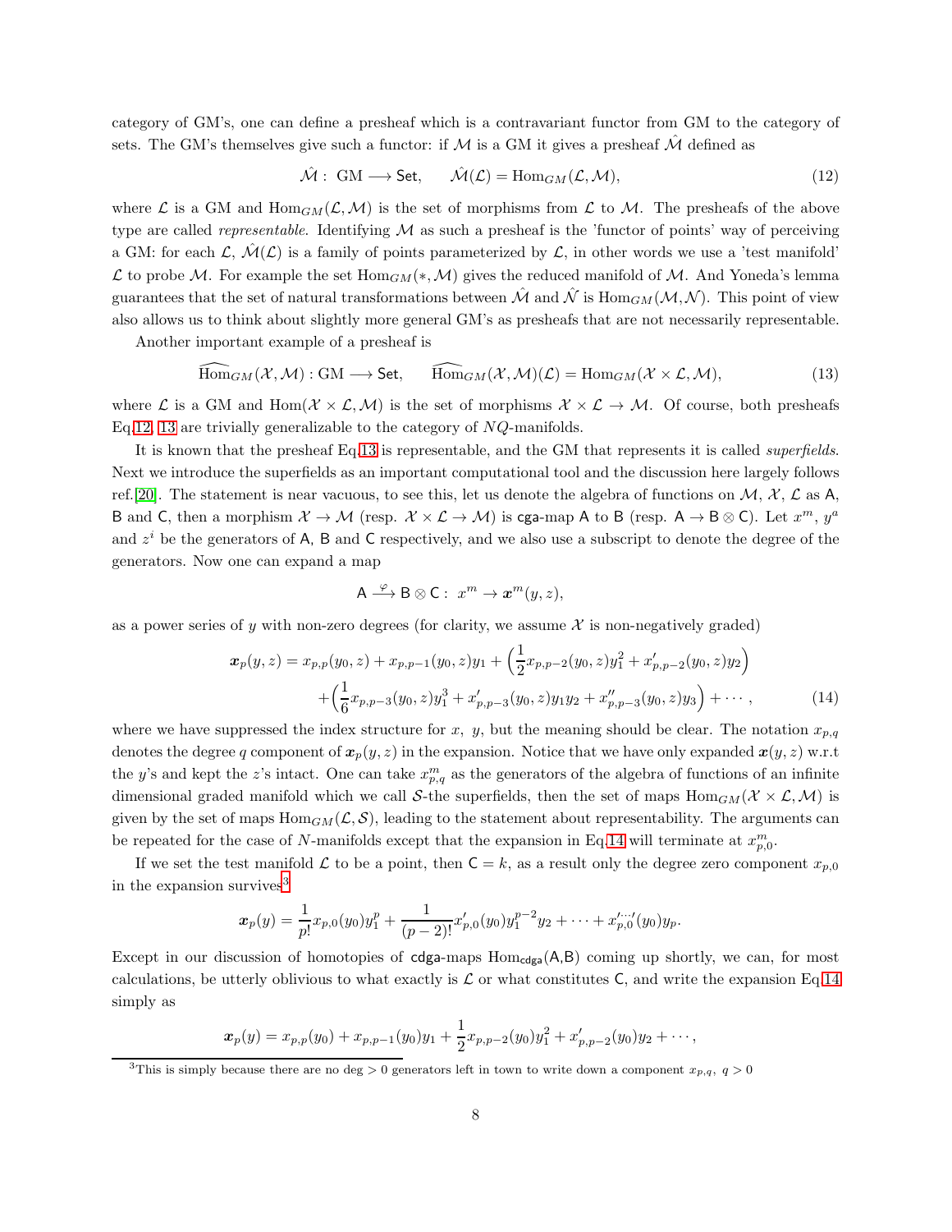category of GM's, one can define a presheaf which is a contravariant functor from GM to the category of sets. The GM's themselves give such a functor: if $\mathcal{M}$ is a GM it gives a presheaf $\hat{\mathcal{M}}$ defined as

$$\hat{\mathcal{M}}: \text{ GM} \longrightarrow \mathsf{Set}, \qquad \hat{\mathcal{M}}(\mathcal{L}) = \text{Hom}_{GM}(\mathcal{L}, \mathcal{M}), \tag{12}$$

where $\mathcal{L}$ is a GM and $\text{Hom}_{GM}(\mathcal{L}, \mathcal{M})$ is the set of morphisms from $\mathcal{L}$ to $\mathcal{M}$. The presheafs of the above type are called *representable*. Identifying $\mathcal{M}$ as such a presheaf is the 'functor of points' way of perceiving a GM: for each $\mathcal{L}$, $\hat{\mathcal{M}}(\mathcal{L})$ is a family of points parameterized by $\mathcal{L}$, in other words we use a 'test manifold' $\mathcal{L}$ to probe $\mathcal{M}$. For example the set $\text{Hom}_{GM}(*, \mathcal{M})$ gives the reduced manifold of $\mathcal{M}$. And Yoneda's lemma guarantees that the set of natural transformations between $\hat{\mathcal{M}}$ and $\hat{\mathcal{N}}$ is $\text{Hom}_{GM}(\mathcal{M}, \mathcal{N})$. This point of view also allows us to think about slightly more general GM's as presheafs that are not necessarily representable.

Another important example of a presheaf is

$$\widehat{\text{Hom}}_{GM}(\mathcal{X}, \mathcal{M}): \text{GM} \longrightarrow \mathsf{Set}, \qquad \widehat{\text{Hom}}_{GM}(\mathcal{X}, \mathcal{M})(\mathcal{L}) = \text{Hom}_{GM}(\mathcal{X} \times \mathcal{L}, \mathcal{M}), \tag{13}$$

where $\mathcal{L}$ is a GM and $\text{Hom}(\mathcal{X} \times \mathcal{L}, \mathcal{M})$ is the set of morphisms $\mathcal{X} \times \mathcal{L} \to \mathcal{M}$. Of course, both presheafs Eq.12, 13 are trivially generalizable to the category of $NQ$-manifolds.

It is known that the presheaf Eq.13 is representable, and the GM that represents it is called *superfields*. Next we introduce the superfields as an important computational tool and the discussion here largely follows ref.[20]. The statement is near vacuous, to see this, let us denote the algebra of functions on $\mathcal{M}$, $\mathcal{X}$, $\mathcal{L}$ as $\mathsf{A}$, $\mathsf{B}$ and $\mathsf{C}$, then a morphism $\mathcal{X} \to \mathcal{M}$ (resp. $\mathcal{X} \times \mathcal{L} \to \mathcal{M}$) is $\mathsf{cga}$-map $\mathsf{A}$ to $\mathsf{B}$ (resp. $\mathsf{A} \to \mathsf{B} \otimes \mathsf{C}$). Let $x^m$, $y^a$ and $z^i$ be the generators of $\mathsf{A}$, $\mathsf{B}$ and $\mathsf{C}$ respectively, and we also use a subscript to denote the degree of the generators. Now one can expand a map

$$\mathsf{A} \xrightarrow{\varphi} \mathsf{B} \otimes \mathsf{C}: \; x^m \to \boldsymbol{x}^m(y, z),$$

as a power series of $y$ with non-zero degrees (for clarity, we assume $\mathcal{X}$ is non-negatively graded)

$$\begin{aligned}\boldsymbol{x}_p(y, z) = {} & x_{p,p}(y_0, z) + x_{p,p-1}(y_0, z)y_1 + \Big(\frac{1}{2}x_{p,p-2}(y_0, z)y_1^2 + x'_{p,p-2}(y_0, z)y_2\Big) \\ & + \Big(\frac{1}{6}x_{p,p-3}(y_0, z)y_1^3 + x'_{p,p-3}(y_0, z)y_1y_2 + x''_{p,p-3}(y_0, z)y_3\Big) + \cdots,\end{aligned} \tag{14}$$

where we have suppressed the index structure for $x$, $y$, but the meaning should be clear. The notation $x_{p,q}$ denotes the degree $q$ component of $\boldsymbol{x}_p(y, z)$ in the expansion. Notice that we have only expanded $\boldsymbol{x}(y, z)$ w.r.t the $y$'s and kept the $z$'s intact. One can take $x^m_{p,q}$ as the generators of the algebra of functions of an infinite dimensional graded manifold which we call $\mathcal{S}$-the superfields, then the set of maps $\text{Hom}_{GM}(\mathcal{X} \times \mathcal{L}, \mathcal{M})$ is given by the set of maps $\text{Hom}_{GM}(\mathcal{L}, \mathcal{S})$, leading to the statement about representability. The arguments can be repeated for the case of $N$-manifolds except that the expansion in Eq.14 will terminate at $x^m_{p,0}$.

If we set the test manifold $\mathcal{L}$ to be a point, then $\mathsf{C} = k$, as a result only the degree zero component $x_{p,0}$ in the expansion survives[3]

$$\boldsymbol{x}_p(y) = \frac{1}{p!}x_{p,0}(y_0)y_1^p + \frac{1}{(p-2)!}x'_{p,0}(y_0)y_1^{p-2}y_2 + \cdots + x'^{\cdots\prime}_{p,0}(y_0)y_p.$$

Except in our discussion of homotopies of $\mathsf{cdga}$-maps $\text{Hom}_{\mathsf{cdga}}(\mathsf{A}, \mathsf{B})$ coming up shortly, we can, for most calculations, be utterly oblivious to what exactly is $\mathcal{L}$ or what constitutes $\mathsf{C}$, and write the expansion Eq.14 simply as

$$\boldsymbol{x}_p(y) = x_{p,p}(y_0) + x_{p,p-1}(y_0)y_1 + \frac{1}{2}x_{p,p-2}(y_0)y_1^2 + x'_{p,p-2}(y_0)y_2 + \cdots,$$

[3] This is simply because there are no deg $> 0$ generators left in town to write down a component $x_{p,q}$, $q > 0$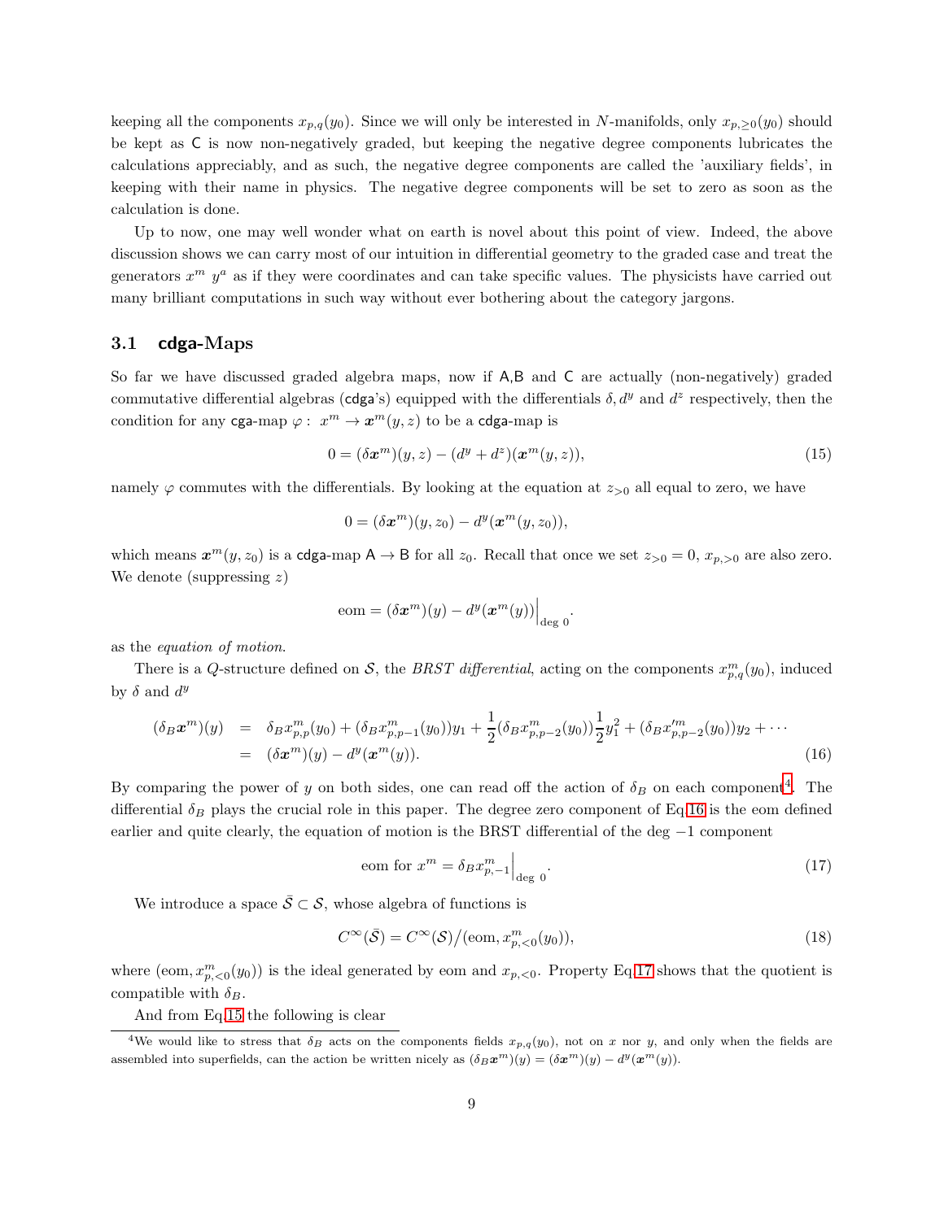keeping all the components $x_{p,q}(y_0)$. Since we will only be interested in $N$-manifolds, only $x_{p,\geq 0}(y_0)$ should be kept as $\mathsf{C}$ is now non-negatively graded, but keeping the negative degree components lubricates the calculations appreciably, and as such, the negative degree components are called the 'auxiliary fields', in keeping with their name in physics. The negative degree components will be set to zero as soon as the calculation is done.

Up to now, one may well wonder what on earth is novel about this point of view. Indeed, the above discussion shows we can carry most of our intuition in differential geometry to the graded case and treat the generators $x^m$ $y^a$ as if they were coordinates and can take specific values. The physicists have carried out many brilliant computations in such way without ever bothering about the category jargons.

### 3.1 cdga-Maps

So far we have discussed graded algebra maps, now if $\mathsf{A}$,$\mathsf{B}$ and $\mathsf{C}$ are actually (non-negatively) graded commutative differential algebras (cdga's) equipped with the differentials $\delta, d^y$ and $d^z$ respectively, then the condition for any cga-map $\varphi:\ x^m \to \boldsymbol{x}^m(y,z)$ to be a cdga-map is

$$0 = (\delta \boldsymbol{x}^m)(y,z) - (d^y + d^z)(\boldsymbol{x}^m(y,z)), \tag{15}$$

namely $\varphi$ commutes with the differentials. By looking at the equation at $z_{>0}$ all equal to zero, we have

$$0 = (\delta \boldsymbol{x}^m)(y,z_0) - d^y(\boldsymbol{x}^m(y,z_0)),$$

which means $\boldsymbol{x}^m(y,z_0)$ is a cdga-map $\mathsf{A} \to \mathsf{B}$ for all $z_0$. Recall that once we set $z_{>0} = 0$, $x_{p,>0}$ are also zero. We denote (suppressing $z$)

$$\mathrm{eom} = (\delta \boldsymbol{x}^m)(y) - d^y(\boldsymbol{x}^m(y))\Big|_{\deg\ 0}.$$

as the *equation of motion*.

There is a $Q$-structure defined on $\mathcal{S}$, the *BRST differential*, acting on the components $x^m_{p,q}(y_0)$, induced by $\delta$ and $d^y$

$$\begin{aligned}(\delta_B \boldsymbol{x}^m)(y) &= \delta_B x^m_{p,p}(y_0) + (\delta_B x^m_{p,p-1}(y_0))y_1 + \frac{1}{2}(\delta_B x^m_{p,p-2}(y_0))\frac{1}{2}y_1^2 + (\delta_B x'^m_{p,p-2}(y_0))y_2 + \cdots \\ &= (\delta \boldsymbol{x}^m)(y) - d^y(\boldsymbol{x}^m(y)).\end{aligned} \tag{16}$$

By comparing the power of $y$ on both sides, one can read off the action of $\delta_B$ on each component[4]. The differential $\delta_B$ plays the crucial role in this paper. The degree zero component of Eq.16 is the eom defined earlier and quite clearly, the equation of motion is the BRST differential of the deg $-1$ component

$$\text{eom for } x^m = \delta_B x^m_{p,-1}\Big|_{\deg\ 0}. \tag{17}$$

We introduce a space $\bar{\mathcal{S}} \subset \mathcal{S}$, whose algebra of functions is

$$C^\infty(\bar{\mathcal{S}}) = C^\infty(\mathcal{S})\big/(\mathrm{eom}, x^m_{p,<0}(y_0)), \tag{18}$$

where $(\mathrm{eom}, x^m_{p,<0}(y_0))$ is the ideal generated by eom and $x_{p,<0}$. Property Eq.17 shows that the quotient is compatible with $\delta_B$.

And from Eq.15 the following is clear

---

[4] We would like to stress that $\delta_B$ acts on the components fields $x_{p,q}(y_0)$, not on $x$ nor $y$, and only when the fields are assembled into superfields, can the action be written nicely as $(\delta_B \boldsymbol{x}^m)(y) = (\delta \boldsymbol{x}^m)(y) - d^y(\boldsymbol{x}^m(y))$.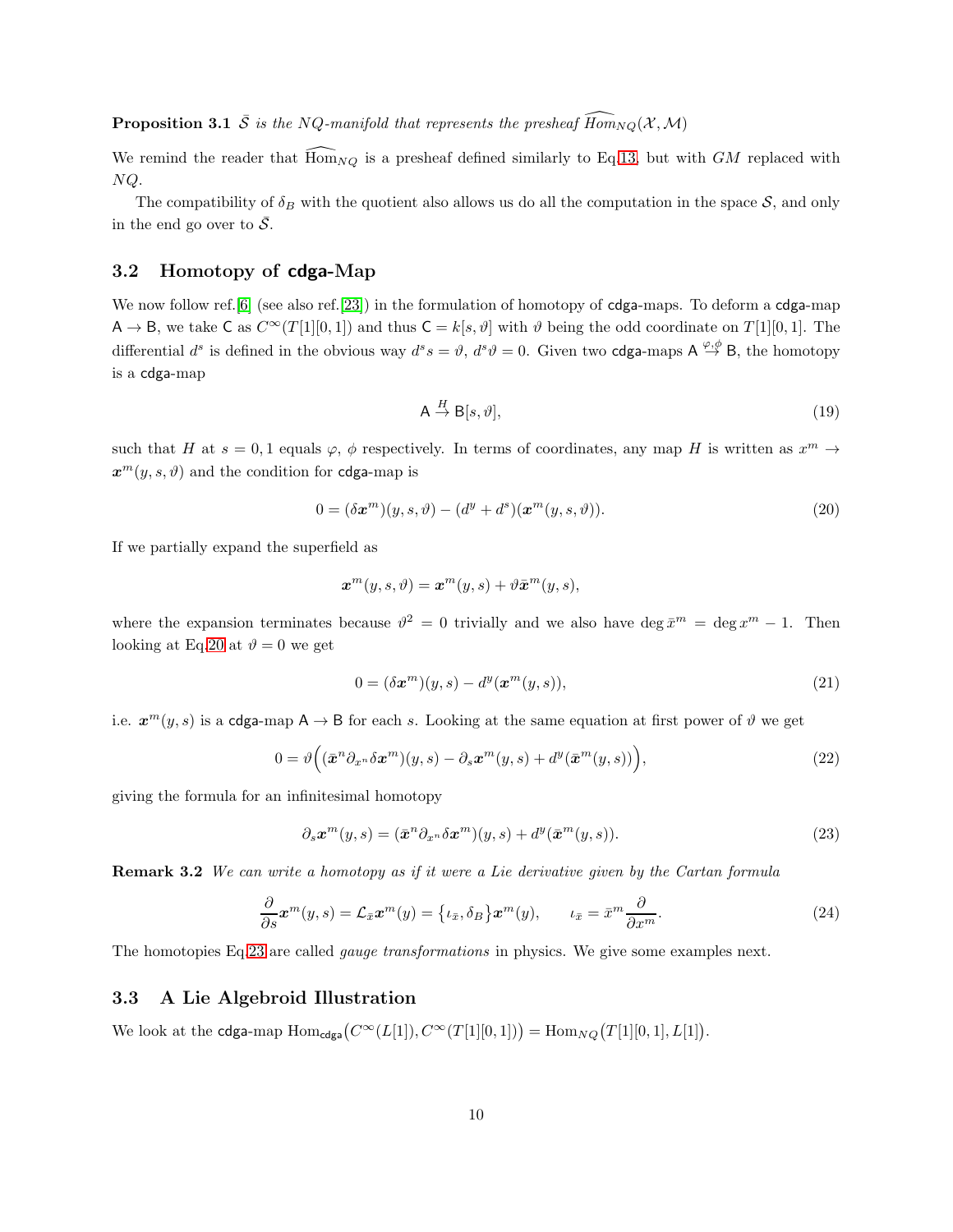**Proposition 3.1** *$\bar{\mathcal{S}}$ is the NQ-manifold that represents the presheaf $\widehat{Hom}_{NQ}(\mathcal{X},\mathcal{M})$*

We remind the reader that $\widehat{\mathrm{Hom}}_{NQ}$ is a presheaf defined similarly to Eq.13, but with $GM$ replaced with $NQ$.

The compatibility of $\delta_B$ with the quotient also allows us do all the computation in the space $\mathcal{S}$, and only in the end go over to $\bar{\mathcal{S}}$.

## 3.2 Homotopy of cdga-Map

We now follow ref.[6] (see also ref.[23]) in the formulation of homotopy of cdga-maps. To deform a cdga-map $\mathsf{A}\to\mathsf{B}$, we take $\mathsf{C}$ as $C^\infty(T[1][0,1])$ and thus $\mathsf{C}=k[s,\vartheta]$ with $\vartheta$ being the odd coordinate on $T[1][0,1]$. The differential $d^s$ is defined in the obvious way $d^s s=\vartheta$, $d^s\vartheta=0$. Given two cdga-maps $\mathsf{A}\overset{\varphi,\phi}{\to}\mathsf{B}$, the homotopy is a cdga-map

$$\mathsf{A}\overset{H}{\to}\mathsf{B}[s,\vartheta], \tag{19}$$

such that $H$ at $s=0,1$ equals $\varphi$, $\phi$ respectively. In terms of coordinates, any map $H$ is written as $x^m\to\boldsymbol{x}^m(y,s,\vartheta)$ and the condition for cdga-map is

$$0=(\delta\boldsymbol{x}^m)(y,s,\vartheta)-(d^y+d^s)(\boldsymbol{x}^m(y,s,\vartheta)). \tag{20}$$

If we partially expand the superfield as

$$\boldsymbol{x}^m(y,s,\vartheta)=\boldsymbol{x}^m(y,s)+\vartheta\bar{\boldsymbol{x}}^m(y,s),$$

where the expansion terminates because $\vartheta^2=0$ trivially and we also have $\deg\bar{x}^m=\deg x^m-1$. Then looking at Eq.20 at $\vartheta=0$ we get

$$0=(\delta\boldsymbol{x}^m)(y,s)-d^y(\boldsymbol{x}^m(y,s)), \tag{21}$$

i.e. $\boldsymbol{x}^m(y,s)$ is a cdga-map $\mathsf{A}\to\mathsf{B}$ for each $s$. Looking at the same equation at first power of $\vartheta$ we get

$$0=\vartheta\Big((\bar{\boldsymbol{x}}^n\partial_{x^n}\delta\boldsymbol{x}^m)(y,s)-\partial_s\boldsymbol{x}^m(y,s)+d^y(\bar{\boldsymbol{x}}^m(y,s))\Big), \tag{22}$$

giving the formula for an infinitesimal homotopy

$$\partial_s\boldsymbol{x}^m(y,s)=(\bar{\boldsymbol{x}}^n\partial_{x^n}\delta\boldsymbol{x}^m)(y,s)+d^y(\bar{\boldsymbol{x}}^m(y,s)). \tag{23}$$

**Remark 3.2** *We can write a homotopy as if it were a Lie derivative given by the Cartan formula*

$$\frac{\partial}{\partial s}\boldsymbol{x}^m(y,s)=\mathcal{L}_{\bar{x}}\boldsymbol{x}^m(y)=\big\{\iota_{\bar{x}},\delta_B\big\}\boldsymbol{x}^m(y),\qquad \iota_{\bar{x}}=\bar{x}^m\frac{\partial}{\partial x^m}. \tag{24}$$

The homotopies Eq.23 are called *gauge transformations* in physics. We give some examples next.

## 3.3 A Lie Algebroid Illustration

We look at the cdga-map $\mathrm{Hom}_{\mathsf{cdga}}\big(C^\infty(L[1]),C^\infty(T[1][0,1])\big)=\mathrm{Hom}_{NQ}\big(T[1][0,1],L[1]\big)$.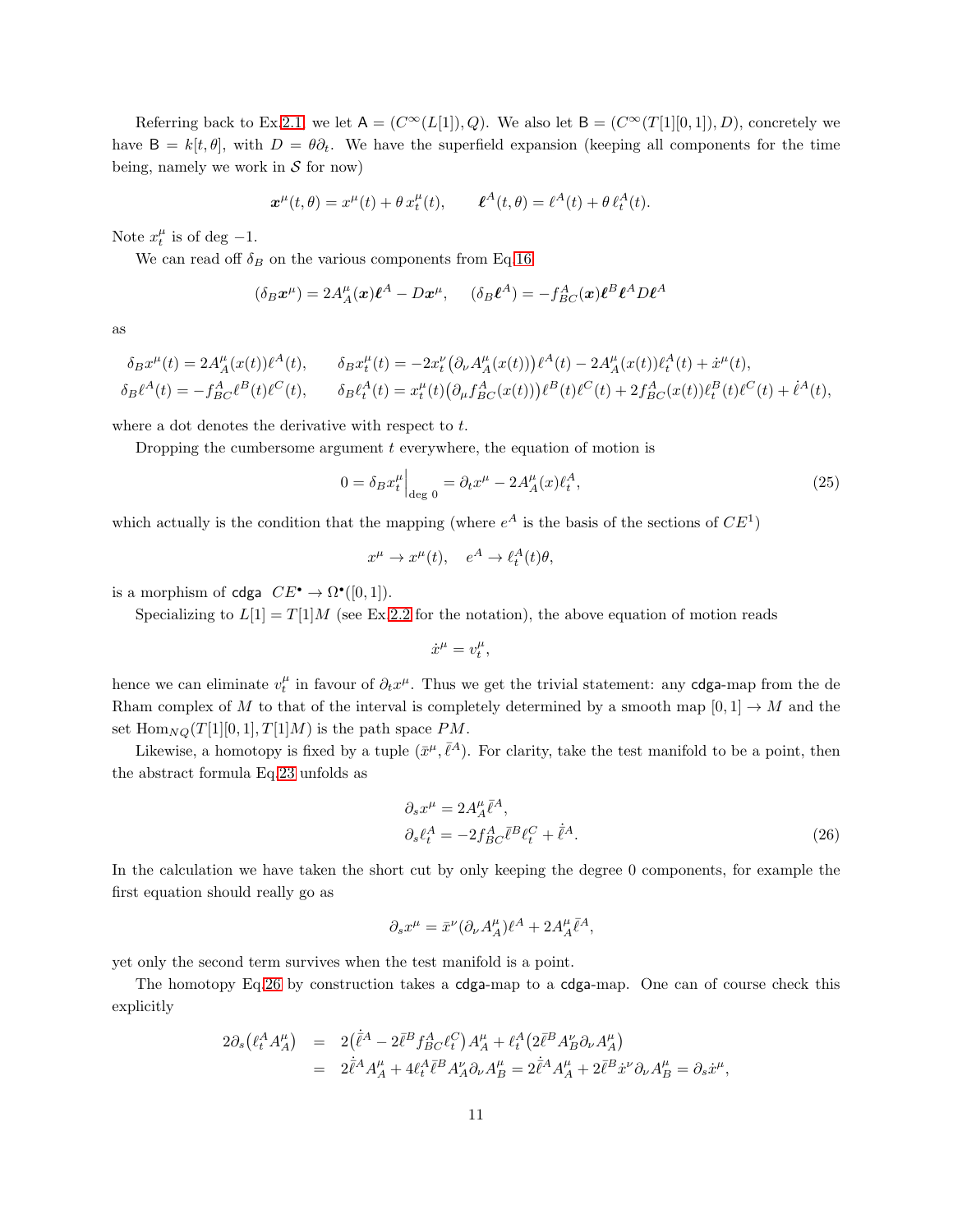Referring back to Ex.2.1, we let $\mathsf{A} = (C^\infty(L[1]), Q)$. We also let $\mathsf{B} = (C^\infty(T[1][0,1]), D)$, concretely we have $\mathsf{B} = k[t,\theta]$, with $D = \theta\partial_t$. We have the superfield expansion (keeping all components for the time being, namely we work in $\mathcal{S}$ for now)

$$\boldsymbol{x}^\mu(t,\theta) = x^\mu(t) + \theta\, x_t^\mu(t), \qquad \boldsymbol{\ell}^A(t,\theta) = \ell^A(t) + \theta\, \ell_t^A(t).$$

Note $x_t^\mu$ is of deg $-1$.

We can read off $\delta_B$ on the various components from Eq.16

$$(\delta_B \boldsymbol{x}^\mu) = 2A_A^\mu(\boldsymbol{x})\boldsymbol{\ell}^A - D\boldsymbol{x}^\mu, \quad (\delta_B \boldsymbol{\ell}^A) = -f_{BC}^A(\boldsymbol{x})\boldsymbol{\ell}^B\boldsymbol{\ell}^A D\boldsymbol{\ell}^A$$

as

$$\begin{aligned}
\delta_B x^\mu(t) &= 2A_A^\mu(x(t))\ell^A(t), \qquad \delta_B x_t^\mu(t) = -2x_t^\nu\big(\partial_\nu A_A^\mu(x(t))\big)\ell^A(t) - 2A_A^\mu(x(t))\ell_t^A(t) + \dot{x}^\mu(t),\\
\delta_B \ell^A(t) &= -f_{BC}^A\ell^B(t)\ell^C(t), \qquad \delta_B \ell_t^A(t) = x_t^\mu(t)\big(\partial_\mu f_{BC}^A(x(t))\big)\ell^B(t)\ell^C(t) + 2f_{BC}^A(x(t))\ell_t^B(t)\ell^C(t) + \dot{\ell}^A(t),
\end{aligned}$$

where a dot denotes the derivative with respect to $t$.

Dropping the cumbersome argument $t$ everywhere, the equation of motion is

$$0 = \delta_B x_t^\mu\Big|_{\deg 0} = \partial_t x^\mu - 2A_A^\mu(x)\ell_t^A, \tag{25}$$

which actually is the condition that the mapping (where $e^A$ is the basis of the sections of $CE^1$)

$$x^\mu \to x^\mu(t), \quad e^A \to \ell_t^A(t)\theta,$$

is a morphism of $\mathsf{cdga}$ $\;CE^\bullet \to \Omega^\bullet([0,1])$.

Specializing to $L[1] = T[1]M$ (see Ex.2.2 for the notation), the above equation of motion reads

$$\dot{x}^\mu = v_t^\mu,$$

hence we can eliminate $v_t^\mu$ in favour of $\partial_t x^\mu$. Thus we get the trivial statement: any $\mathsf{cdga}$-map from the de Rham complex of $M$ to that of the interval is completely determined by a smooth map $[0,1] \to M$ and the set $\mathrm{Hom}_{NQ}(T[1][0,1], T[1]M)$ is the path space $PM$.

Likewise, a homotopy is fixed by a tuple $(\bar{x}^\mu, \bar{\ell}^A)$. For clarity, take the test manifold to be a point, then the abstract formula Eq.23 unfolds as

$$\begin{aligned}
\partial_s x^\mu &= 2A_A^\mu \bar{\ell}^A,\\
\partial_s \ell_t^A &= -2f_{BC}^A\bar{\ell}^B\ell_t^C + \dot{\bar{\ell}}^A.
\end{aligned} \tag{26}$$

In the calculation we have taken the short cut by only keeping the degree 0 components, for example the first equation should really go as

$$\partial_s x^\mu = \bar{x}^\nu(\partial_\nu A_A^\mu)\ell^A + 2A_A^\mu\bar{\ell}^A,$$

yet only the second term survives when the test manifold is a point.

The homotopy Eq.26 by construction takes a $\mathsf{cdga}$-map to a $\mathsf{cdga}$-map. One can of course check this explicitly

$$\begin{aligned}
2\partial_s\big(\ell_t^A A_A^\mu\big) &= 2\big(\dot{\bar{\ell}}^A - 2\bar{\ell}^B f_{BC}^A\ell_t^C\big)A_A^\mu + \ell_t^A\big(2\bar{\ell}^B A_B^\nu\partial_\nu A_A^\mu\big)\\
&= 2\dot{\bar{\ell}}^A A_A^\mu + 4\ell_t^A\bar{\ell}^B A_A^\nu\partial_\nu A_B^\mu = 2\dot{\bar{\ell}}^A A_A^\mu + 2\bar{\ell}^B\dot{x}^\nu\partial_\nu A_B^\mu = \partial_s\dot{x}^\mu,
\end{aligned}$$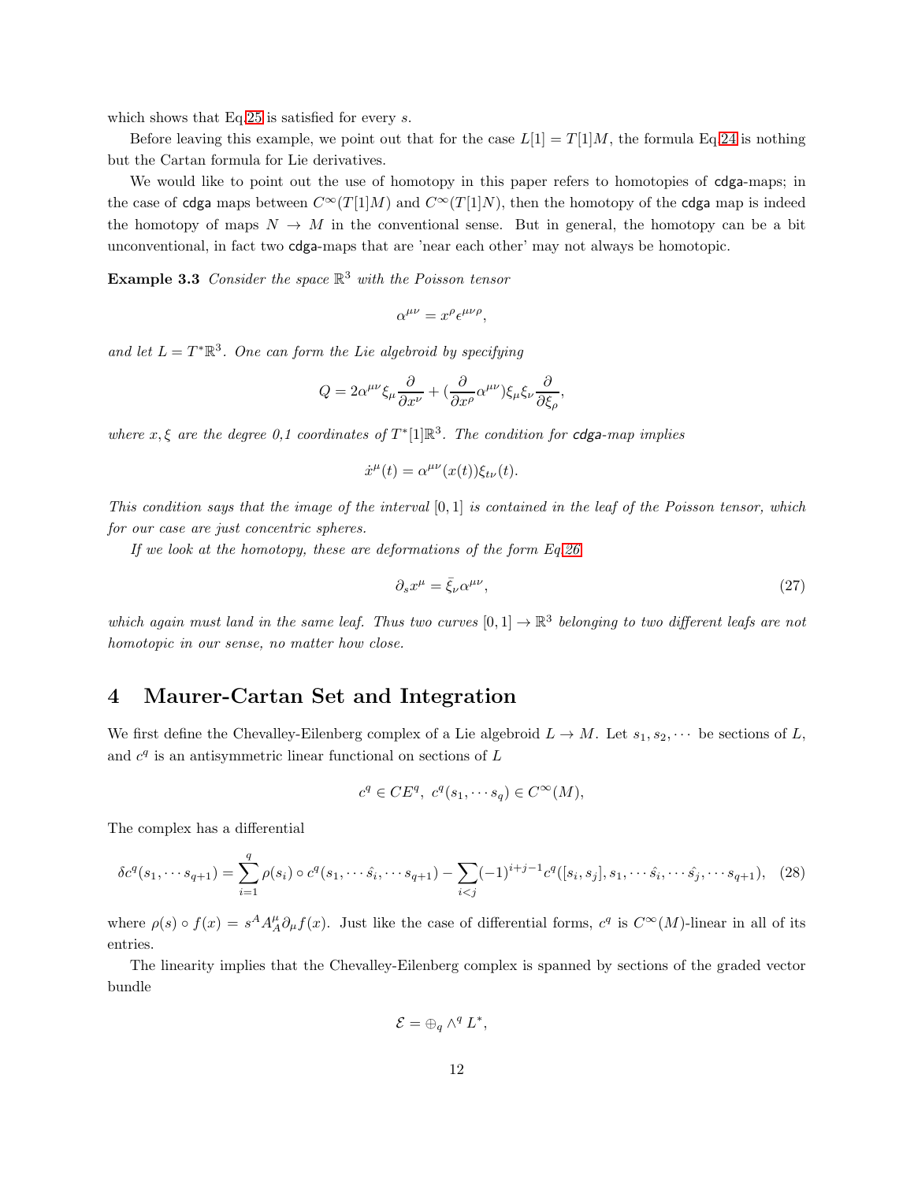which shows that Eq.25 is satisfied for every $s$.

Before leaving this example, we point out that for the case $L[1] = T[1]M$, the formula Eq.24 is nothing but the Cartan formula for Lie derivatives.

We would like to point out the use of homotopy in this paper refers to homotopies of cdga-maps; in the case of cdga maps between $C^\infty(T[1]M)$ and $C^\infty(T[1]N)$, then the homotopy of the cdga map is indeed the homotopy of maps $N \to M$ in the conventional sense. But in general, the homotopy can be a bit unconventional, in fact two cdga-maps that are 'near each other' may not always be homotopic.

**Example 3.3** *Consider the space $\mathbb{R}^3$ with the Poisson tensor*

$$\alpha^{\mu\nu} = x^\rho \epsilon^{\mu\nu\rho},$$

*and let $L = T^*\mathbb{R}^3$. One can form the Lie algebroid by specifying*

$$Q = 2\alpha^{\mu\nu}\xi_\mu \frac{\partial}{\partial x^\nu} + (\frac{\partial}{\partial x^\rho}\alpha^{\mu\nu})\xi_\mu\xi_\nu \frac{\partial}{\partial \xi_\rho},$$

*where $x, \xi$ are the degree 0,1 coordinates of $T^*[1]\mathbb{R}^3$. The condition for cdga-map implies*

$$\dot{x}^\mu(t) = \alpha^{\mu\nu}(x(t))\xi_{t\nu}(t).$$

*This condition says that the image of the interval $[0,1]$ is contained in the leaf of the Poisson tensor, which for our case are just concentric spheres.*

*If we look at the homotopy, these are deformations of the form Eq.26*

$$\partial_s x^\mu = \bar{\xi}_\nu \alpha^{\mu\nu}, \tag{27}$$

*which again must land in the same leaf. Thus two curves $[0,1] \to \mathbb{R}^3$ belonging to two different leafs are not homotopic in our sense, no matter how close.*

# 4 Maurer-Cartan Set and Integration

We first define the Chevalley-Eilenberg complex of a Lie algebroid $L \to M$. Let $s_1, s_2, \cdots$ be sections of $L$, and $c^q$ is an antisymmetric linear functional on sections of $L$

$$c^q \in CE^q,\ c^q(s_1, \cdots s_q) \in C^\infty(M),$$

The complex has a differential

$$\delta c^q(s_1, \cdots s_{q+1}) = \sum_{i=1}^{q} \rho(s_i) \circ c^q(s_1, \cdots \hat{s_i}, \cdots s_{q+1}) - \sum_{i<j} (-1)^{i+j-1} c^q([s_i, s_j], s_1, \cdots \hat{s_i}, \cdots \hat{s_j}, \cdots s_{q+1}), \tag{28}$$

where $\rho(s) \circ f(x) = s^A A_A^\mu \partial_\mu f(x)$. Just like the case of differential forms, $c^q$ is $C^\infty(M)$-linear in all of its entries.

The linearity implies that the Chevalley-Eilenberg complex is spanned by sections of the graded vector bundle

$$\mathcal{E} = \oplus_q \wedge^q L^*,$$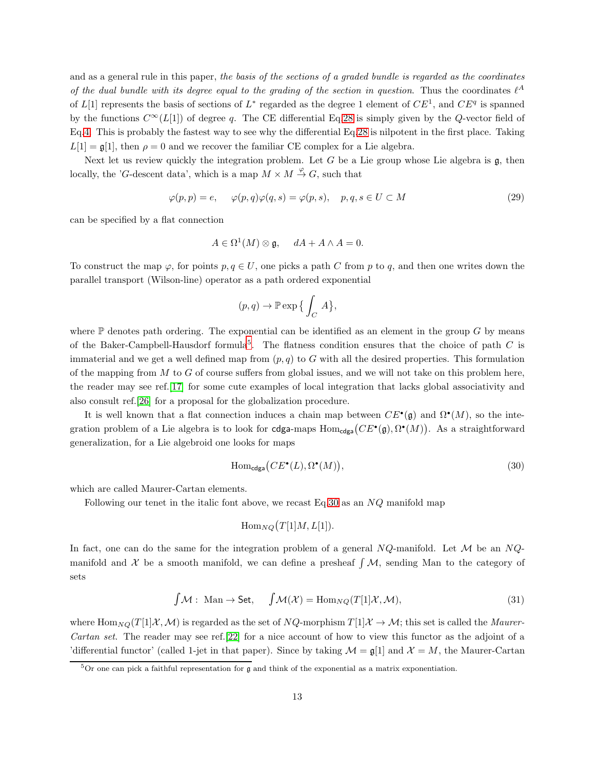and as a general rule in this paper, *the basis of the sections of a graded bundle is regarded as the coordinates of the dual bundle with its degree equal to the grading of the section in question.* Thus the coordinates $\ell^A$ of $L[1]$ represents the basis of sections of $L^*$ regarded as the degree 1 element of $CE^1$, and $CE^q$ is spanned by the functions $C^\infty(L[1])$ of degree $q$. The CE differential Eq.28 is simply given by the $Q$-vector field of Eq.4. This is probably the fastest way to see why the differential Eq.28 is nilpotent in the first place. Taking $L[1] = \mathfrak{g}[1]$, then $\rho = 0$ and we recover the familiar CE complex for a Lie algebra.

Next let us review quickly the integration problem. Let $G$ be a Lie group whose Lie algebra is $\mathfrak{g}$, then locally, the '$G$-descent data', which is a map $M \times M \overset{\varphi}{\to} G$, such that

$$\varphi(p,p) = e, \quad \varphi(p,q)\varphi(q,s) = \varphi(p,s), \quad p,q,s \in U \subset M \tag{29}$$

can be specified by a flat connection

$$A \in \Omega^1(M) \otimes \mathfrak{g}, \quad dA + A \wedge A = 0.$$

To construct the map $\varphi$, for points $p, q \in U$, one picks a path $C$ from $p$ to $q$, and then one writes down the parallel transport (Wilson-line) operator as a path ordered exponential

$$(p,q) \to \mathbb{P}\exp\big\{\int_C A\big\},$$

where $\mathbb{P}$ denotes path ordering. The exponential can be identified as an element in the group $G$ by means of the Baker-Campbell-Hausdorff formula[5]. The flatness condition ensures that the choice of path $C$ is immaterial and we get a well defined map from $(p,q)$ to $G$ with all the desired properties. This formulation of the mapping from $M$ to $G$ of course suffers from global issues, and we will not take on this problem here, the reader may see ref.[17] for some cute examples of local integration that lacks global associativity and also consult ref.[26] for a proposal for the globalization procedure.

It is well known that a flat connection induces a chain map between $CE^\bullet(\mathfrak{g})$ and $\Omega^\bullet(M)$, so the integration problem of a Lie algebra is to look for $\mathsf{cdga}$-maps $\mathrm{Hom}_{\mathsf{cdga}}\big(CE^\bullet(\mathfrak{g}), \Omega^\bullet(M)\big)$. As a straightforward generalization, for a Lie algebroid one looks for maps

$$\mathrm{Hom}_{\mathsf{cdga}}\big(CE^\bullet(L), \Omega^\bullet(M)\big), \tag{30}$$

which are called Maurer-Cartan elements.

Following our tenet in the italic font above, we recast Eq.30 as an $NQ$ manifold map

$$\mathrm{Hom}_{NQ}\big(T[1]M, L[1]\big).$$

In fact, one can do the same for the integration problem of a general $NQ$-manifold. Let $\mathcal{M}$ be an $NQ$-manifold and $\mathcal{X}$ be a smooth manifold, we can define a presheaf $\int\mathcal{M}$, sending Man to the category of sets

$$\int\mathcal{M}: \ \mathrm{Man} \to \mathsf{Set}, \quad \int\mathcal{M}(\mathcal{X}) = \mathrm{Hom}_{NQ}(T[1]\mathcal{X}, \mathcal{M}), \tag{31}$$

where $\mathrm{Hom}_{NQ}(T[1]\mathcal{X}, \mathcal{M})$ is regarded as the set of $NQ$-morphism $T[1]\mathcal{X} \to \mathcal{M}$; this set is called the *Maurer-Cartan set*. The reader may see ref.[22] for a nice account of how to view this functor as the adjoint of a 'differential functor' (called 1-jet in that paper). Since by taking $\mathcal{M} = \mathfrak{g}[1]$ and $\mathcal{X} = M$, the Maurer-Cartan

[5] Or one can pick a faithful representation for $\mathfrak{g}$ and think of the exponential as a matrix exponentiation.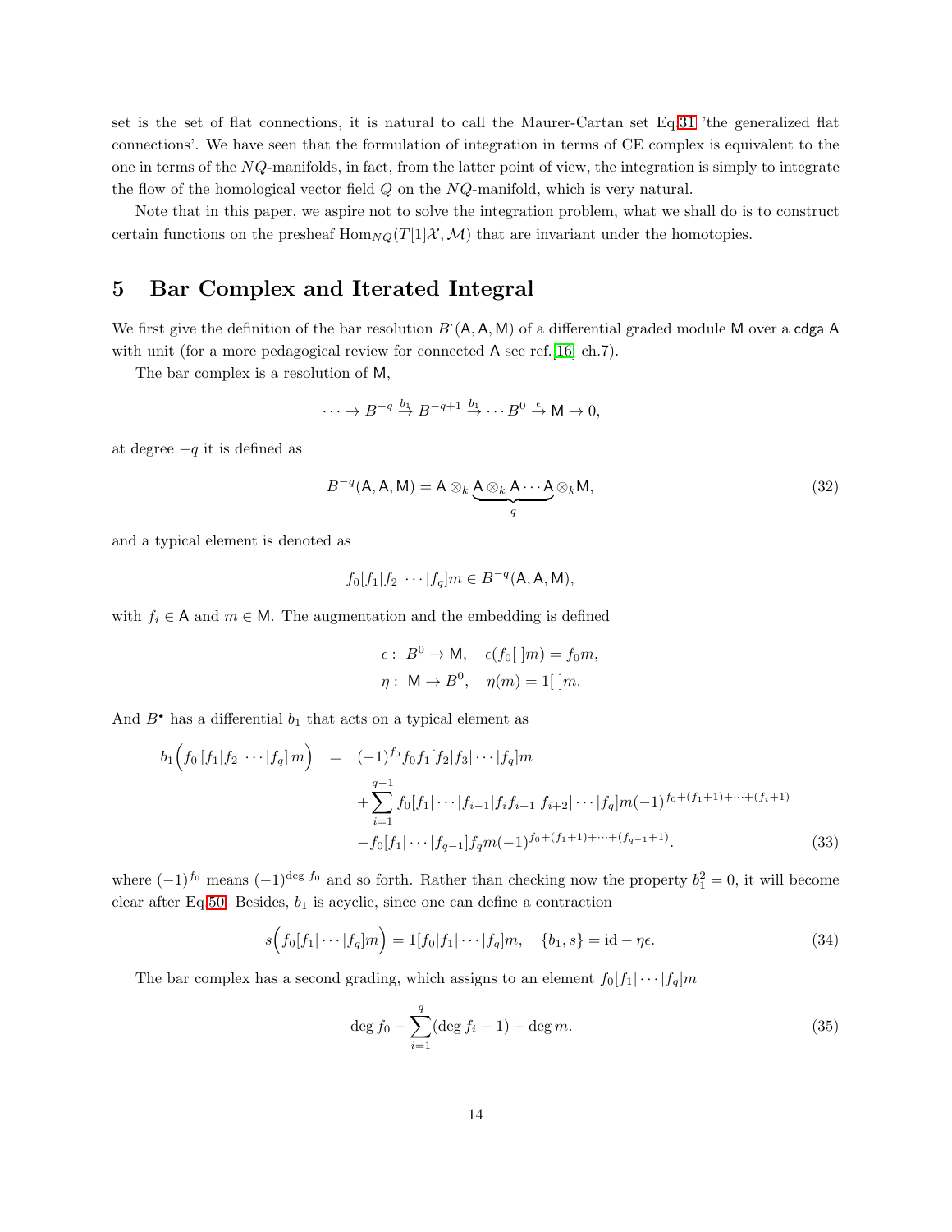set is the set of flat connections, it is natural to call the Maurer-Cartan set Eq.31 'the generalized flat connections'. We have seen that the formulation of integration in terms of CE complex is equivalent to the one in terms of the $NQ$-manifolds, in fact, from the latter point of view, the integration is simply to integrate the flow of the homological vector field $Q$ on the $NQ$-manifold, which is very natural.

Note that in this paper, we aspire not to solve the integration problem, what we shall do is to construct certain functions on the presheaf $\mathrm{Hom}_{NQ}(T[1]\mathcal{X},\mathcal{M})$ that are invariant under the homotopies.

# 5 Bar Complex and Iterated Integral

We first give the definition of the bar resolution $B^{\cdot}(\mathsf{A},\mathsf{A},\mathsf{M})$ of a differential graded module $\mathsf{M}$ over a cdga $\mathsf{A}$ with unit (for a more pedagogical review for connected $\mathsf{A}$ see ref.[16] ch.7).

The bar complex is a resolution of $\mathsf{M}$,

$$\cdots \to B^{-q} \xrightarrow{b_1} B^{-q+1} \xrightarrow{b_1} \cdots B^0 \xrightarrow{\epsilon} \mathsf{M} \to 0,$$

at degree $-q$ it is defined as

$$B^{-q}(\mathsf{A},\mathsf{A},\mathsf{M}) = \mathsf{A}\otimes_k \underbrace{\mathsf{A}\otimes_k \mathsf{A}\cdots\mathsf{A}}_{q}\otimes_k\mathsf{M}, \tag{32}$$

and a typical element is denoted as

$$f_0[f_1|f_2|\cdots|f_q]m \in B^{-q}(\mathsf{A},\mathsf{A},\mathsf{M}),$$

with $f_i\in\mathsf{A}$ and $m\in\mathsf{M}$. The augmentation and the embedding is defined

$$\begin{aligned}\epsilon:\ B^0\to\mathsf{M},\quad \epsilon(f_0[\,]m)=f_0m,\\ \eta:\ \mathsf{M}\to B^0,\quad \eta(m)=1[\,]m.\end{aligned}$$

And $B^\bullet$ has a differential $b_1$ that acts on a typical element as

$$\begin{aligned} b_1\Big(f_0\,[f_1|f_2|\cdots|f_q]\,m\Big) &= (-1)^{f_0}f_0f_1[f_2|f_3|\cdots|f_q]m\\ &\quad+\sum_{i=1}^{q-1}f_0[f_1|\cdots|f_{i-1}|f_if_{i+1}|f_{i+2}|\cdots|f_q]m(-1)^{f_0+(f_1+1)+\cdots+(f_i+1)}\\ &\quad-f_0[f_1|\cdots|f_{q-1}]f_qm(-1)^{f_0+(f_1+1)+\cdots+(f_{q-1}+1)}. \end{aligned}\tag{33}$$

where $(-1)^{f_0}$ means $(-1)^{\deg f_0}$ and so forth. Rather than checking now the property $b_1^2=0$, it will become clear after Eq.50. Besides, $b_1$ is acyclic, since one can define a contraction

$$s\Big(f_0[f_1|\cdots|f_q]m\Big)=1[f_0|f_1|\cdots|f_q]m,\quad \{b_1,s\}=\mathrm{id}-\eta\epsilon. \tag{34}$$

The bar complex has a second grading, which assigns to an element $f_0[f_1|\cdots|f_q]m$

$$\deg f_0+\sum_{i=1}^{q}(\deg f_i-1)+\deg m. \tag{35}$$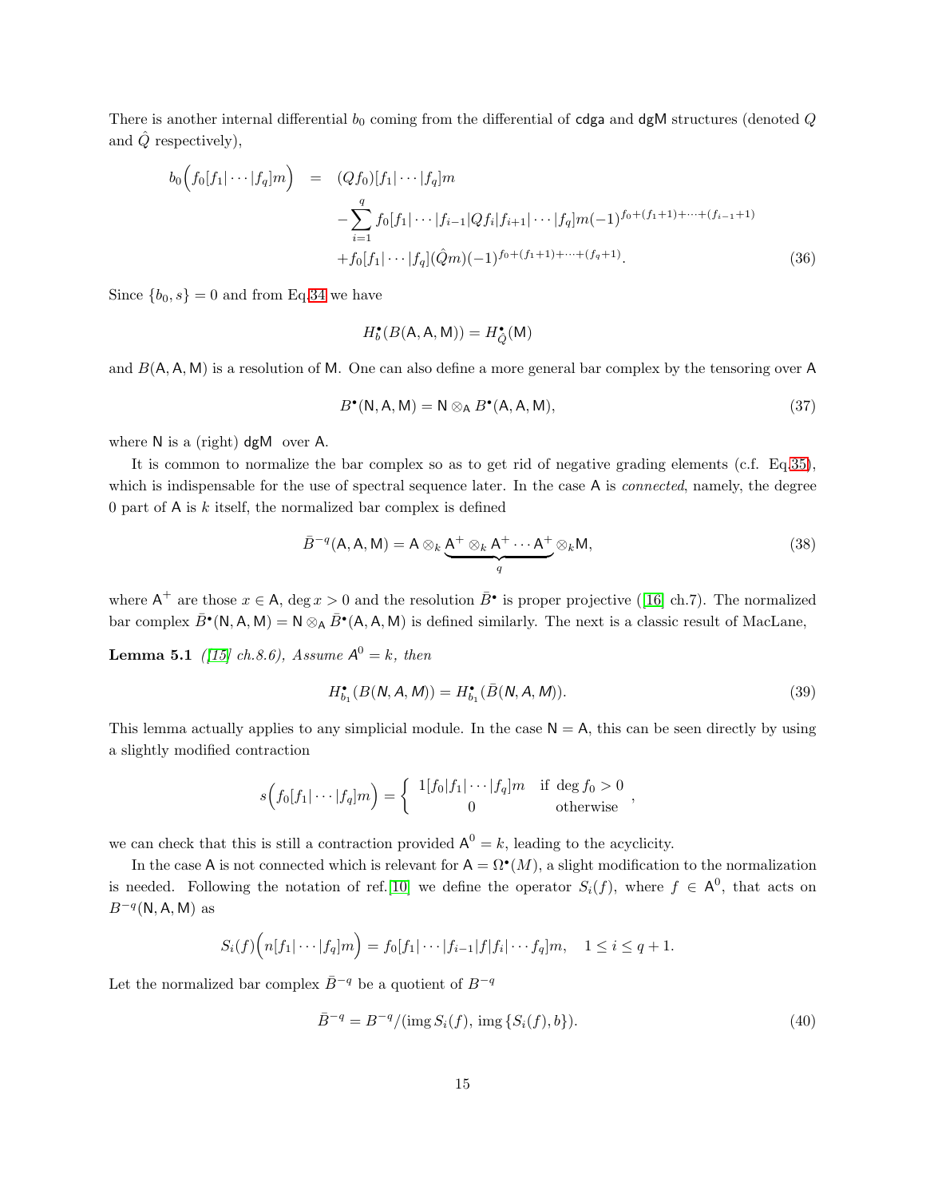There is another internal differential $b_0$ coming from the differential of $\mathsf{cdga}$ and $\mathsf{dgM}$ structures (denoted $Q$ and $\hat{Q}$ respectively),

$$
\begin{aligned}
b_0\Big(f_0[f_1|\cdots|f_q]m\Big) &= (Qf_0)[f_1|\cdots|f_q]m \\
&\quad -\sum_{i=1}^{q} f_0[f_1|\cdots|f_{i-1}|Qf_i|f_{i+1}|\cdots|f_q]m(-1)^{f_0+(f_1+1)+\cdots+(f_{i-1}+1)} \\
&\quad +f_0[f_1|\cdots|f_q](\hat{Q}m)(-1)^{f_0+(f_1+1)+\cdots+(f_q+1)}.
\end{aligned} \tag{36}
$$

Since $\{b_0, s\}=0$ and from Eq.34 we have

$$
H^\bullet_b(B(\mathsf{A},\mathsf{A},\mathsf{M})) = H^\bullet_{\hat{Q}}(\mathsf{M})
$$

and $B(\mathsf{A},\mathsf{A},\mathsf{M})$ is a resolution of $\mathsf{M}$. One can also define a more general bar complex by the tensoring over $\mathsf{A}$

$$
B^\bullet(\mathsf{N},\mathsf{A},\mathsf{M}) = \mathsf{N}\otimes_{\mathsf{A}} B^\bullet(\mathsf{A},\mathsf{A},\mathsf{M}), \tag{37}
$$

where $\mathsf{N}$ is a (right) $\mathsf{dgM}$ over $\mathsf{A}$.

It is common to normalize the bar complex so as to get rid of negative grading elements (c.f. Eq.35), which is indispensable for the use of spectral sequence later. In the case $\mathsf{A}$ is *connected*, namely, the degree 0 part of $\mathsf{A}$ is $k$ itself, the normalized bar complex is defined

$$
\bar{B}^{-q}(\mathsf{A},\mathsf{A},\mathsf{M}) = \mathsf{A}\otimes_k \underbrace{\mathsf{A}^+\otimes_k \mathsf{A}^+\cdots\mathsf{A}^+}_{q}\otimes_k \mathsf{M}, \tag{38}
$$

where $\mathsf{A}^+$ are those $x\in\mathsf{A}$, $\deg x>0$ and the resolution $\bar{B}^\bullet$ is proper projective ([16] ch.7). The normalized bar complex $\bar{B}^\bullet(\mathsf{N},\mathsf{A},\mathsf{M}) = \mathsf{N}\otimes_{\mathsf{A}}\bar{B}^\bullet(\mathsf{A},\mathsf{A},\mathsf{M})$ is defined similarly. The next is a classic result of MacLane,

**Lemma 5.1** *([15] ch.8.6), Assume $\mathsf{A}^0=k$, then*

$$
H^\bullet_{b_1}(B(\mathsf{N},\mathsf{A},\mathsf{M})) = H^\bullet_{b_1}(\bar{B}(\mathsf{N},\mathsf{A},\mathsf{M})). \tag{39}
$$

This lemma actually applies to any simplicial module. In the case $\mathsf{N}=\mathsf{A}$, this can be seen directly by using a slightly modified contraction

$$
s\Big(f_0[f_1|\cdots|f_q]m\Big) = \begin{cases} 1[f_0|f_1|\cdots|f_q]m & \text{if } \deg f_0>0 \\ 0 & \text{otherwise} \end{cases},
$$

we can check that this is still a contraction provided $\mathsf{A}^0=k$, leading to the acyclicity.

In the case $\mathsf{A}$ is not connected which is relevant for $\mathsf{A}=\Omega^\bullet(M)$, a slight modification to the normalization is needed. Following the notation of ref.[10] we define the operator $S_i(f)$, where $f\in\mathsf{A}^0$, that acts on $B^{-q}(\mathsf{N},\mathsf{A},\mathsf{M})$ as

$$
S_i(f)\Big(n[f_1|\cdots|f_q]m\Big) = f_0[f_1|\cdots|f_{i-1}|f|f_i|\cdots f_q]m, \quad 1\le i\le q+1.
$$

Let the normalized bar complex $\bar{B}^{-q}$ be a quotient of $B^{-q}$

$$
\bar{B}^{-q} = B^{-q}/(\operatorname{img} S_i(f),\ \operatorname{img}\{S_i(f),b\}). \tag{40}
$$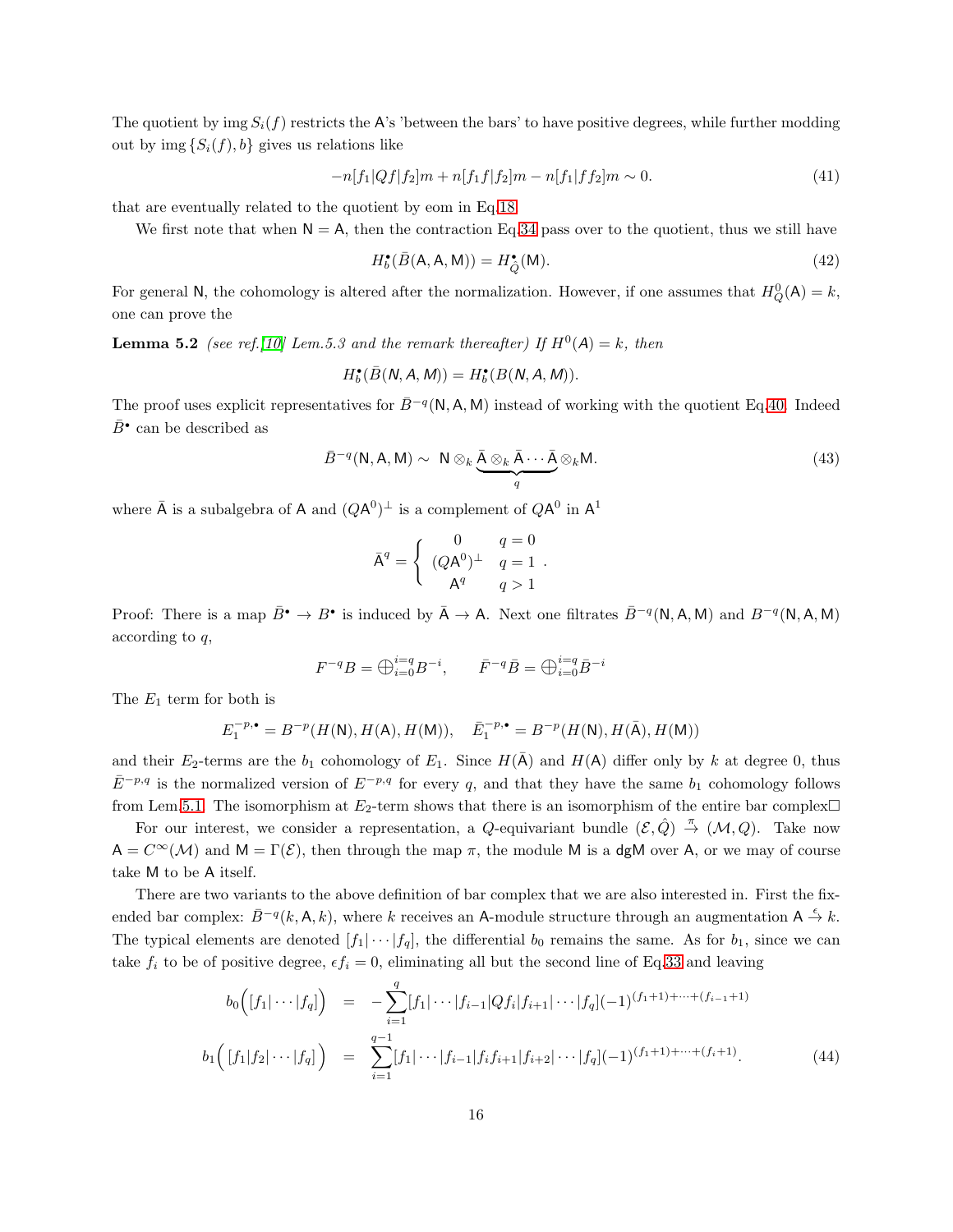The quotient by img $S_i(f)$ restricts the $\mathsf{A}$'s 'between the bars' to have positive degrees, while further modding out by img $\{S_i(f), b\}$ gives us relations like

$$-n[f_1|Qf|f_2]m + n[f_1 f|f_2]m - n[f_1|ff_2]m \sim 0. \tag{41}$$

that are eventually related to the quotient by eom in Eq.18.

We first note that when $\mathsf{N} = \mathsf{A}$, then the contraction Eq.34 pass over to the quotient, thus we still have

$$H_b^\bullet(\bar{B}(\mathsf{A},\mathsf{A},\mathsf{M})) = H_{\hat{Q}}^\bullet(\mathsf{M}). \tag{42}$$

For general $\mathsf{N}$, the cohomology is altered after the normalization. However, if one assumes that $H_Q^0(\mathsf{A}) = k$, one can prove the

**Lemma 5.2** *(see ref.[10] Lem.5.3 and the remark thereafter) If $H^0(A) = k$, then*

$$H_b^\bullet(\bar{B}(N,A,M)) = H_b^\bullet(B(N,A,M)).$$

The proof uses explicit representatives for $\bar{B}^{-q}(\mathsf{N},\mathsf{A},\mathsf{M})$ instead of working with the quotient Eq.40. Indeed $\bar{B}^\bullet$ can be described as

$$\bar{B}^{-q}(\mathsf{N},\mathsf{A},\mathsf{M}) \sim \ \mathsf{N} \otimes_k \underbrace{\bar{\mathsf{A}} \otimes_k \bar{\mathsf{A}} \cdots \bar{\mathsf{A}}}_{q} \otimes_k \mathsf{M}. \tag{43}$$

where $\bar{\mathsf{A}}$ is a subalgebra of $\mathsf{A}$ and $(Q\mathsf{A}^0)^\perp$ is a complement of $Q\mathsf{A}^0$ in $\mathsf{A}^1$

$$\bar{\mathsf{A}}^q = \left\{ \begin{array}{cc} 0 & q = 0 \\ (Q\mathsf{A}^0)^\perp & q = 1 \\ \mathsf{A}^q & q > 1 \end{array} \right. .$$

Proof: There is a map $\bar{B}^\bullet \to B^\bullet$ is induced by $\bar{\mathsf{A}} \to \mathsf{A}$. Next one filtrates $\bar{B}^{-q}(\mathsf{N},\mathsf{A},\mathsf{M})$ and $B^{-q}(\mathsf{N},\mathsf{A},\mathsf{M})$ according to $q$,

$$F^{-q}B = \bigoplus_{i=0}^{i=q} B^{-i}, \qquad \bar{F}^{-q}\bar{B} = \bigoplus_{i=0}^{i=q} \bar{B}^{-i}$$

The $E_1$ term for both is

$$E_1^{-p,\bullet} = B^{-p}(H(\mathsf{N}), H(\mathsf{A}), H(\mathsf{M})), \quad \bar{E}_1^{-p,\bullet} = B^{-p}(H(\mathsf{N}), H(\bar{\mathsf{A}}), H(\mathsf{M}))$$

and their $E_2$-terms are the $b_1$ cohomology of $E_1$. Since $H(\bar{\mathsf{A}})$ and $H(\mathsf{A})$ differ only by $k$ at degree 0, thus $\bar{E}^{-p,q}$ is the normalized version of $E^{-p,q}$ for every $q$, and that they have the same $b_1$ cohomology follows from Lem.5.1. The isomorphism at $E_2$-term shows that there is an isomorphism of the entire bar complex□

For our interest, we consider a representation, a $Q$-equivariant bundle $(\mathcal{E}, \hat{Q}) \xrightarrow{\pi} (\mathcal{M}, Q)$. Take now $\mathsf{A} = C^\infty(\mathcal{M})$ and $\mathsf{M} = \Gamma(\mathcal{E})$, then through the map $\pi$, the module $\mathsf{M}$ is a $\mathsf{dgM}$ over $\mathsf{A}$, or we may of course take $\mathsf{M}$ to be $\mathsf{A}$ itself.

There are two variants to the above definition of bar complex that we are also interested in. First the fix-ended bar complex: $\bar{B}^{-q}(k,\mathsf{A},k)$, where $k$ receives an $\mathsf{A}$-module structure through an augmentation $\mathsf{A} \xrightarrow{\epsilon} k$. The typical elements are denoted $[f_1|\cdots|f_q]$, the differential $b_0$ remains the same. As for $b_1$, since we can take $f_i$ to be of positive degree, $\epsilon f_i = 0$, eliminating all but the second line of Eq.33 and leaving

$$\begin{aligned} b_0\Big([f_1|\cdots|f_q]\Big) &= -\sum_{i=1}^{q} [f_1|\cdots|f_{i-1}|Qf_i|f_{i+1}|\cdots|f_q](-1)^{(f_1+1)+\cdots+(f_{i-1}+1)} \\ b_1\Big(\,[f_1|f_2|\cdots|f_q]\,\Big) &= \sum_{i=1}^{q-1} [f_1|\cdots|f_{i-1}|f_i f_{i+1}|f_{i+2}|\cdots|f_q](-1)^{(f_1+1)+\cdots+(f_i+1)}. \end{aligned} \tag{44}$$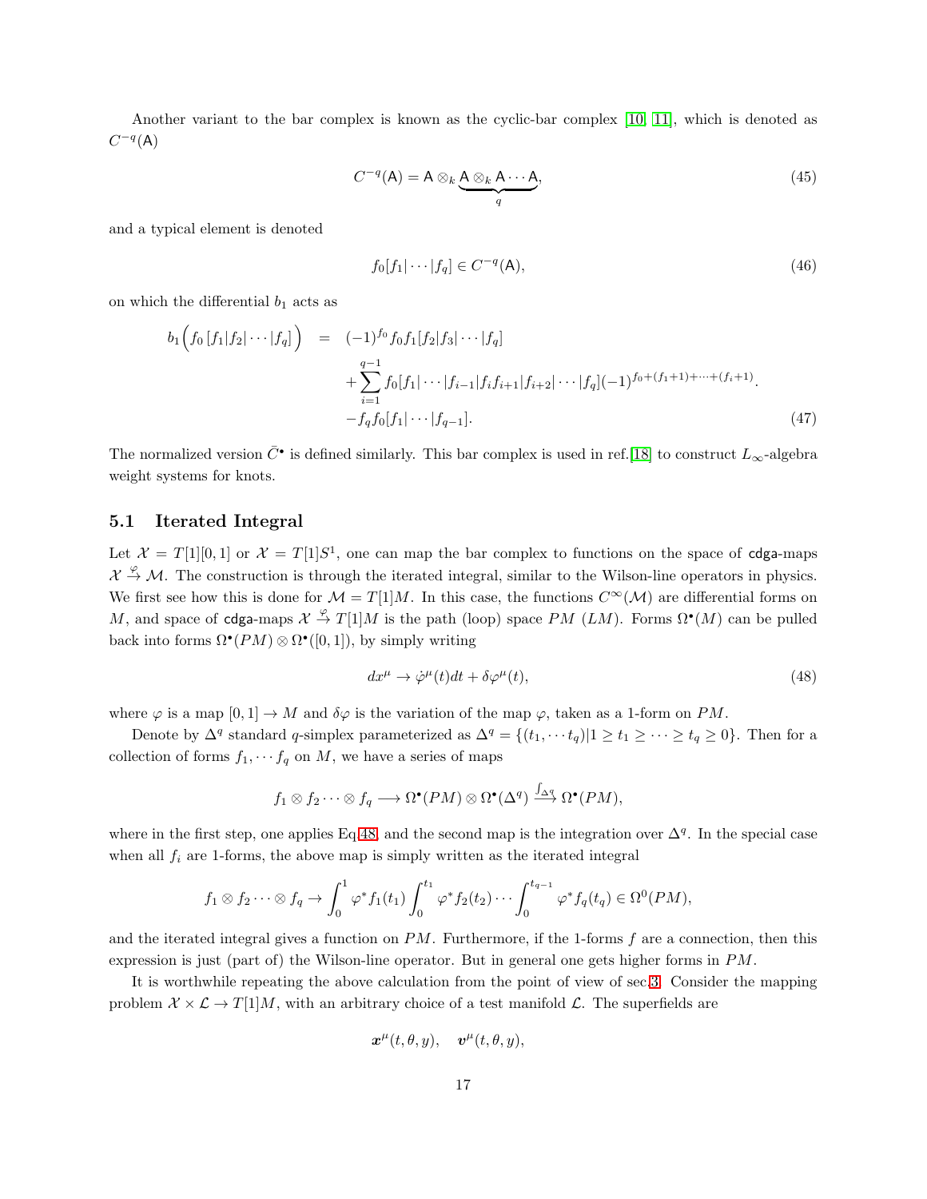Another variant to the bar complex is known as the cyclic-bar complex [10, 11], which is denoted as $C^{-q}(\mathsf{A})$

$$C^{-q}(\mathsf{A}) = \mathsf{A} \otimes_k \underbrace{\mathsf{A} \otimes_k \mathsf{A} \cdots \mathsf{A}}_{q}, \tag{45}$$

and a typical element is denoted

$$f_0[f_1|\cdots|f_q] \in C^{-q}(\mathsf{A}), \tag{46}$$

on which the differential $b_1$ acts as

$$\begin{aligned} b_1\Big(f_0\,[f_1|f_2|\cdots|f_q]\Big) &= (-1)^{f_0} f_0 f_1[f_2|f_3|\cdots|f_q] \\ &\quad + \sum_{i=1}^{q-1} f_0[f_1|\cdots|f_{i-1}|f_i f_{i+1}|f_{i+2}|\cdots|f_q](-1)^{f_0+(f_1+1)+\cdots+(f_i+1)}. \\ &\quad - f_q f_0[f_1|\cdots|f_{q-1}]. \end{aligned} \tag{47}$$

The normalized version $\bar{C}^\bullet$ is defined similarly. This bar complex is used in ref.[18] to construct $L_\infty$-algebra weight systems for knots.

## 5.1 Iterated Integral

Let $\mathcal{X} = T[1][0,1]$ or $\mathcal{X} = T[1]S^1$, one can map the bar complex to functions on the space of cdga-maps $\mathcal{X} \xrightarrow{\varphi} \mathcal{M}$. The construction is through the iterated integral, similar to the Wilson-line operators in physics. We first see how this is done for $\mathcal{M} = T[1]M$. In this case, the functions $C^\infty(\mathcal{M})$ are differential forms on $M$, and space of cdga-maps $\mathcal{X} \xrightarrow{\varphi} T[1]M$ is the path (loop) space $PM$ ($LM$). Forms $\Omega^\bullet(M)$ can be pulled back into forms $\Omega^\bullet(PM) \otimes \Omega^\bullet([0,1])$, by simply writing

$$dx^\mu \to \dot{\varphi}^\mu(t)dt + \delta\varphi^\mu(t), \tag{48}$$

where $\varphi$ is a map $[0,1] \to M$ and $\delta\varphi$ is the variation of the map $\varphi$, taken as a 1-form on $PM$.

Denote by $\Delta^q$ standard $q$-simplex parameterized as $\Delta^q = \{(t_1, \cdots t_q)|1 \geq t_1 \geq \cdots \geq t_q \geq 0\}$. Then for a collection of forms $f_1, \cdots f_q$ on $M$, we have a series of maps

$$f_1 \otimes f_2 \cdots \otimes f_q \longrightarrow \Omega^\bullet(PM) \otimes \Omega^\bullet(\Delta^q) \xrightarrow{\int_{\Delta^q}} \Omega^\bullet(PM),$$

where in the first step, one applies Eq.48 and the second map is the integration over $\Delta^q$. In the special case when all $f_i$ are 1-forms, the above map is simply written as the iterated integral

$$f_1 \otimes f_2 \cdots \otimes f_q \to \int_0^1 \varphi^* f_1(t_1) \int_0^{t_1} \varphi^* f_2(t_2) \cdots \int_0^{t_{q-1}} \varphi^* f_q(t_q) \in \Omega^0(PM),$$

and the iterated integral gives a function on $PM$. Furthermore, if the 1-forms $f$ are a connection, then this expression is just (part of) the Wilson-line operator. But in general one gets higher forms in $PM$.

It is worthwhile repeating the above calculation from the point of view of sec.3. Consider the mapping problem $\mathcal{X} \times \mathcal{L} \to T[1]M$, with an arbitrary choice of a test manifold $\mathcal{L}$. The superfields are

$$\boldsymbol{x}^\mu(t,\theta,y), \quad \boldsymbol{v}^\mu(t,\theta,y),$$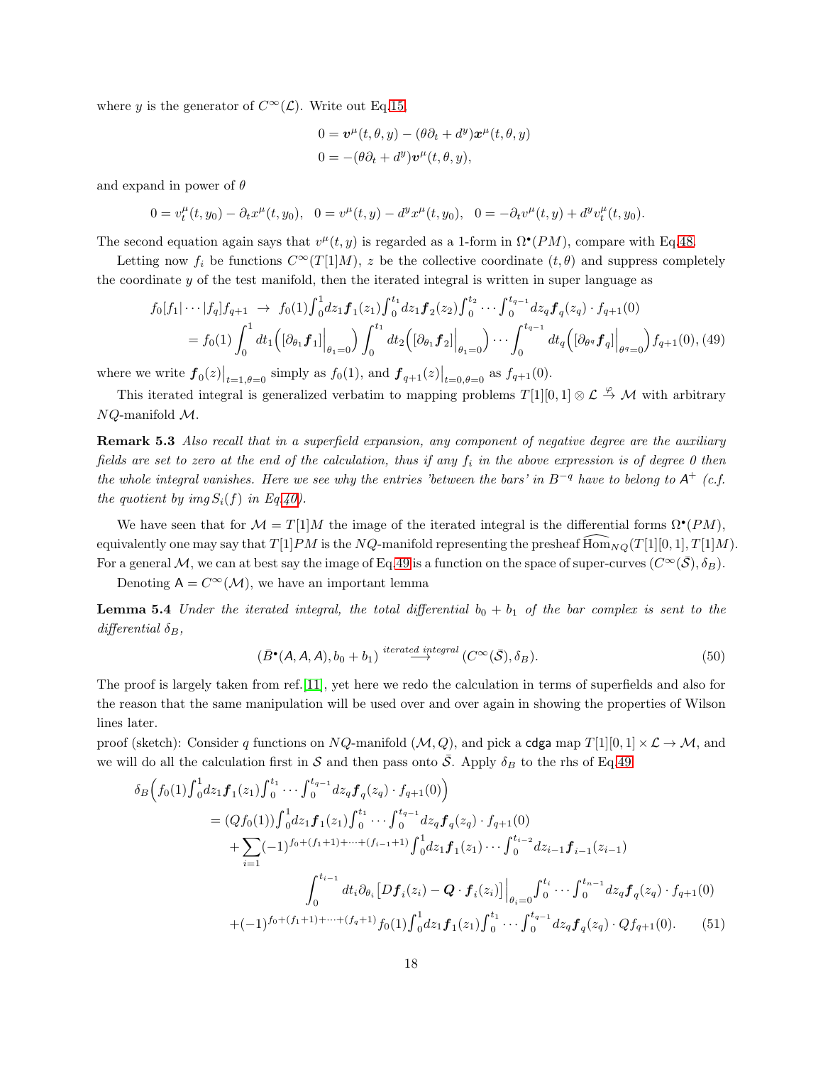where $y$ is the generator of $C^\infty(\mathcal{L})$. Write out Eq.15,

$$0 = \boldsymbol{v}^\mu(t,\theta,y) - (\theta\partial_t + d^y)\boldsymbol{x}^\mu(t,\theta,y)$$
$$0 = -(\theta\partial_t + d^y)\boldsymbol{v}^\mu(t,\theta,y),$$

and expand in power of $\theta$

$$0 = v_t^\mu(t,y_0) - \partial_t x^\mu(t,y_0), \quad 0 = v^\mu(t,y) - d^y x^\mu(t,y_0), \quad 0 = -\partial_t v^\mu(t,y) + d^y v_t^\mu(t,y_0).$$

The second equation again says that $v^\mu(t,y)$ is regarded as a 1-form in $\Omega^\bullet(PM)$, compare with Eq.48.

Letting now $f_i$ be functions $C^\infty(T[1]M)$, $z$ be the collective coordinate $(t,\theta)$ and suppress completely the coordinate $y$ of the test manifold, then the iterated integral is written in super language as

$$\begin{aligned} f_0[f_1|\cdots|f_q]f_{q+1} \;\to\; & f_0(1)\int_0^1 dz_1 \boldsymbol{f}_1(z_1)\int_0^{t_1} dz_1\boldsymbol{f}_2(z_2)\int_0^{t_2}\cdots\int_0^{t_{q-1}} dz_q\boldsymbol{f}_q(z_q)\cdot f_{q+1}(0) \\ &= f_0(1)\int_0^1 dt_1\Big([\partial_{\theta_1}\boldsymbol{f}_1]\Big|_{\theta_1=0}\Big)\int_0^{t_1} dt_2\Big([\partial_{\theta_1}\boldsymbol{f}_2]\Big|_{\theta_1=0}\Big)\cdots\int_0^{t_{q-1}} dt_q\Big([\partial_{\theta^q}\boldsymbol{f}_q]\Big|_{\theta^q=0}\Big)f_{q+1}(0), \end{aligned} \tag{49}$$

where we write $\boldsymbol{f}_0(z)\big|_{t=1,\theta=0}$ simply as $f_0(1)$, and $\boldsymbol{f}_{q+1}(z)\big|_{t=0,\theta=0}$ as $f_{q+1}(0)$.

This iterated integral is generalized verbatim to mapping problems $T[1][0,1]\otimes\mathcal{L}\stackrel{\varphi}{\to}\mathcal{M}$ with arbitrary $NQ$-manifold $\mathcal{M}$.

**Remark 5.3** *Also recall that in a superfield expansion, any component of negative degree are the auxiliary fields are set to zero at the end of the calculation, thus if any $f_i$ in the above expression is of degree 0 then the whole integral vanishes. Here we see why the entries 'between the bars' in $B^{-q}$ have to belong to $\mathsf{A}^+$ (c.f. the quotient by img $S_i(f)$ in Eq.40).*

We have seen that for $\mathcal{M}=T[1]M$ the image of the iterated integral is the differential forms $\Omega^\bullet(PM)$, equivalently one may say that $T[1]PM$ is the $NQ$-manifold representing the presheaf $\widehat{\mathrm{Hom}}_{NQ}(T[1][0,1],T[1]M)$. For a general $\mathcal{M}$, we can at best say the image of Eq.49 is a function on the space of super-curves $(C^\infty(\bar{\mathcal{S}}),\delta_B)$.

Denoting $\mathsf{A}=C^\infty(\mathcal{M})$, we have an important lemma

**Lemma 5.4** *Under the iterated integral, the total differential $b_0+b_1$ of the bar complex is sent to the differential $\delta_B$,*

$$(\bar{B}^\bullet(\mathsf{A},\mathsf{A},\mathsf{A}),b_0+b_1)\stackrel{\text{iterated integral}}{\longrightarrow}(C^\infty(\bar{\mathcal{S}}),\delta_B). \tag{50}$$

The proof is largely taken from ref.[11], yet here we redo the calculation in terms of superfields and also for the reason that the same manipulation will be used over and over again in showing the properties of Wilson lines later.

proof (sketch): Consider $q$ functions on $NQ$-manifold $(\mathcal{M},Q)$, and pick a $\mathsf{cdga}$ map $T[1][0,1]\times\mathcal{L}\to\mathcal{M}$, and we will do all the calculation first in $\mathcal{S}$ and then pass onto $\bar{\mathcal{S}}$. Apply $\delta_B$ to the rhs of Eq.49

$$\begin{aligned} \delta_B\Big(f_0(1)&\int_0^1 dz_1\boldsymbol{f}_1(z_1)\int_0^{t_1}\cdots\int_0^{t_{q-1}} dz_q\boldsymbol{f}_q(z_q)\cdot f_{q+1}(0)\Big) \\ =&\;(Qf_0(1))\int_0^1 dz_1\boldsymbol{f}_1(z_1)\int_0^{t_1}\cdots\int_0^{t_{q-1}} dz_q\boldsymbol{f}_q(z_q)\cdot f_{q+1}(0) \\ &+\sum_{i=1}(-1)^{f_0+(f_1+1)+\cdots+(f_{i-1}+1)}\int_0^1 dz_1\boldsymbol{f}_1(z_1)\cdots\int_0^{t_{i-2}} dz_{i-1}\boldsymbol{f}_{i-1}(z_{i-1}) \\ &\qquad\int_0^{t_{i-1}} dt_i\partial_{\theta_i}\big[D\boldsymbol{f}_i(z_i)-\boldsymbol{Q}\cdot\boldsymbol{f}_i(z_i)\big]\Big|_{\theta_i=0}\int_0^{t_i}\cdots\int_0^{t_{n-1}} dz_q\boldsymbol{f}_q(z_q)\cdot f_{q+1}(0) \\ &+(-1)^{f_0+(f_1+1)+\cdots+(f_q+1)}f_0(1)\int_0^1 dz_1\boldsymbol{f}_1(z_1)\int_0^{t_1}\cdots\int_0^{t_{q-1}} dz_q\boldsymbol{f}_q(z_q)\cdot Qf_{q+1}(0). \end{aligned} \tag{51}$$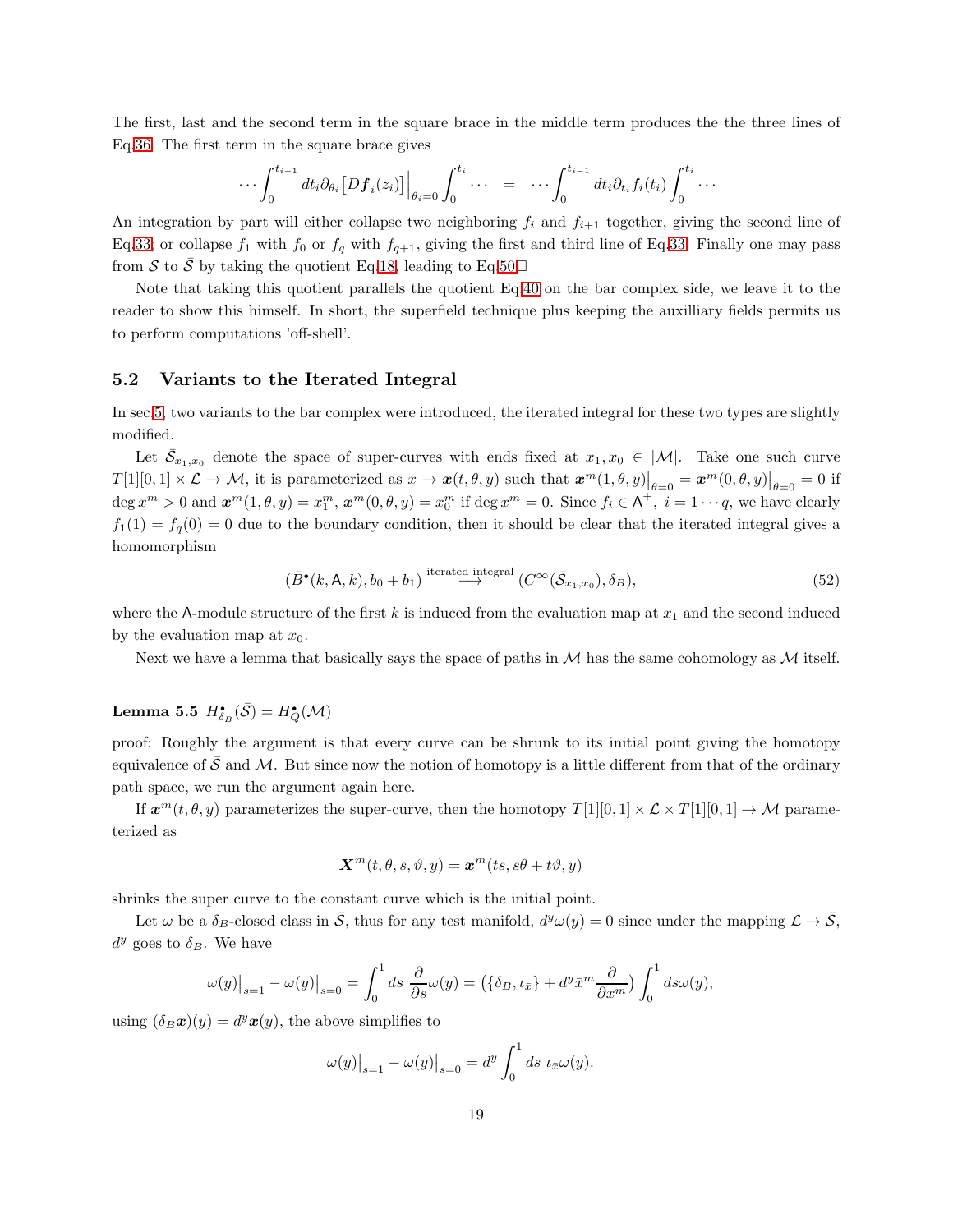The first, last and the second term in the square brace in the middle term produces the the three lines of Eq.36. The first term in the square brace gives

$$\cdots\int_0^{t_{i-1}} dt_i \partial_{\theta_i}\big[D\boldsymbol{f}_i(z_i)\big]\Big|_{\theta_i=0}\int_0^{t_i}\cdots \;=\; \cdots\int_0^{t_{i-1}} dt_i\partial_{t_i}f_i(t_i)\int_0^{t_i}\cdots$$

An integration by part will either collapse two neighboring $f_i$ and $f_{i+1}$ together, giving the second line of Eq.33; or collapse $f_1$ with $f_0$ or $f_q$ with $f_{q+1}$, giving the first and third line of Eq.33. Finally one may pass from $\mathcal{S}$ to $\bar{\mathcal{S}}$ by taking the quotient Eq.18, leading to Eq.50.□

Note that taking this quotient parallels the quotient Eq.40 on the bar complex side, we leave it to the reader to show this himself. In short, the superfield technique plus keeping the auxilliary fields permits us to perform computations 'off-shell'.

## 5.2 Variants to the Iterated Integral

In sec.5, two variants to the bar complex were introduced, the iterated integral for these two types are slightly modified.

Let $\bar{\mathcal{S}}_{x_1,x_0}$ denote the space of super-curves with ends fixed at $x_1, x_0 \in |\mathcal{M}|$. Take one such curve $T[1][0,1]\times\mathcal{L}\to\mathcal{M}$, it is parameterized as $x\to\boldsymbol{x}(t,\theta,y)$ such that $\boldsymbol{x}^m(1,\theta,y)\big|_{\theta=0}=\boldsymbol{x}^m(0,\theta,y)\big|_{\theta=0}=0$ if $\deg x^m>0$ and $\boldsymbol{x}^m(1,\theta,y)=x_1^m$, $\boldsymbol{x}^m(0,\theta,y)=x_0^m$ if $\deg x^m=0$. Since $f_i\in\mathsf{A}^+$, $i=1\cdots q$, we have clearly $f_1(1)=f_q(0)=0$ due to the boundary condition, then it should be clear that the iterated integral gives a homomorphism

$$(\bar{B}^\bullet(k,\mathsf{A},k),b_0+b_1)\overset{\text{iterated integral}}{\longrightarrow}(C^\infty(\bar{\mathcal{S}}_{x_1,x_0}),\delta_B), \tag{52}$$

where the $\mathsf{A}$-module structure of the first $k$ is induced from the evaluation map at $x_1$ and the second induced by the evaluation map at $x_0$.

Next we have a lemma that basically says the space of paths in $\mathcal{M}$ has the same cohomology as $\mathcal{M}$ itself.

**Lemma 5.5** $H^\bullet_{\delta_B}(\bar{\mathcal{S}})=H^\bullet_Q(\mathcal{M})$

proof: Roughly the argument is that every curve can be shrunk to its initial point giving the homotopy equivalence of $\bar{\mathcal{S}}$ and $\mathcal{M}$. But since now the notion of homotopy is a little different from that of the ordinary path space, we run the argument again here.

If $\boldsymbol{x}^m(t,\theta,y)$ parameterizes the super-curve, then the homotopy $T[1][0,1]\times\mathcal{L}\times T[1][0,1]\to\mathcal{M}$ parameterized as

$$\boldsymbol{X}^m(t,\theta,s,\vartheta,y)=\boldsymbol{x}^m(ts,s\theta+t\vartheta,y)$$

shrinks the super curve to the constant curve which is the initial point.

Let $\omega$ be a $\delta_B$-closed class in $\bar{\mathcal{S}}$, thus for any test manifold, $d^y\omega(y)=0$ since under the mapping $\mathcal{L}\to\bar{\mathcal{S}}$, $d^y$ goes to $\delta_B$. We have

$$\omega(y)\big|_{s=1}-\omega(y)\big|_{s=0}=\int_0^1 ds\;\frac{\partial}{\partial s}\omega(y)=\big(\{\delta_B,\iota_{\bar{x}}\}+d^y\bar{x}^m\frac{\partial}{\partial x^m}\big)\int_0^1 ds\omega(y),$$

using $(\delta_B\boldsymbol{x})(y)=d^y\boldsymbol{x}(y)$, the above simplifies to

$$\omega(y)\big|_{s=1}-\omega(y)\big|_{s=0}=d^y\int_0^1 ds\;\iota_{\bar{x}}\omega(y).$$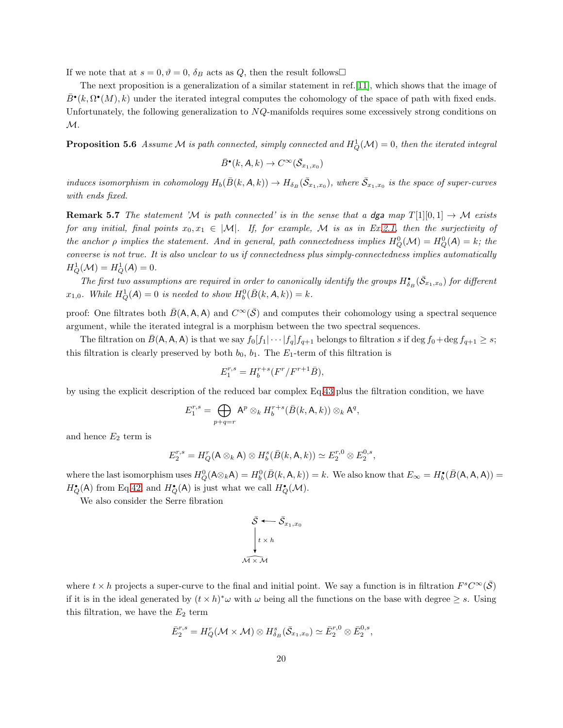If we note that at $s=0, \vartheta=0$, $\delta_B$ acts as $Q$, then the result follows□

The next proposition is a generalization of a similar statement in ref.[11], which shows that the image of $\bar{B}^\bullet(k,\Omega^\bullet(M),k)$ under the iterated integral computes the cohomology of the space of path with fixed ends. Unfortunately, the following generalization to $NQ$-manifolds requires some excessively strong conditions on $\mathcal{M}$.

**Proposition 5.6** *Assume $\mathcal{M}$ is path connected, simply connected and $H^1_Q(\mathcal{M})=0$, then the iterated integral*

$$\bar{B}^\bullet(k,\mathsf{A},k)\to C^\infty(\bar{\mathcal{S}}_{x_1,x_0})$$

*induces isomorphism in cohomology $H_b(\bar{B}(k,\mathsf{A},k))\to H_{\delta_B}(\bar{\mathcal{S}}_{x_1,x_0})$, where $\bar{\mathcal{S}}_{x_1,x_0}$ is the space of super-curves with ends fixed.*

**Remark 5.7** *The statement '$\mathcal{M}$ is path connected' is in the sense that a* dga *map $T[1][0,1]\to\mathcal{M}$ exists for any initial, final points $x_0,x_1\in|\mathcal{M}|$. If, for example, $\mathcal{M}$ is as in Ex.2.1, then the surjectivity of the anchor $\rho$ implies the statement. And in general, path connectedness implies $H^0_Q(\mathcal{M})=H^0_Q(A)=k$; the converse is not true. It is also unclear to us if connectedness plus simply-connectedness implies automatically $H^1_Q(\mathcal{M})=H^1_Q(A)=0$.*

*The first two assumptions are required in order to canonically identify the groups $H^\bullet_{\delta_B}(\bar{\mathcal{S}}_{x_1,x_0})$ for different $x_{1,0}$. While $H^1_Q(A)=0$ is needed to show $H^0_b(\bar{B}(k,\mathsf{A},k))=k$.*

proof: One filtrates both $\bar{B}(\mathsf{A},\mathsf{A},\mathsf{A})$ and $C^\infty(\bar{\mathcal{S}})$ and computes their cohomology using a spectral sequence argument, while the iterated integral is a morphism between the two spectral sequences.

The filtration on $\bar{B}(\mathsf{A},\mathsf{A},\mathsf{A})$ is that we say $f_0[f_1|\cdots|f_q]f_{q+1}$ belongs to filtration $s$ if $\deg f_0+\deg f_{q+1}\geq s$; this filtration is clearly preserved by both $b_0$, $b_1$. The $E_1$-term of this filtration is

$$E_1^{r,s}=H_b^{r+s}(F^r/F^{r+1}\bar{B}),$$

by using the explicit description of the reduced bar complex Eq.43 plus the filtration condition, we have

$$E_1^{r,s}=\bigoplus_{p+q=r}\mathsf{A}^p\otimes_k H_b^{r+s}(\bar{B}(k,\mathsf{A},k))\otimes_k\mathsf{A}^q,$$

and hence $E_2$ term is

$$E_2^{r,s}=H_Q^r(\mathsf{A}\otimes_k\mathsf{A})\otimes H_b^s(\bar{B}(k,\mathsf{A},k))\simeq E_2^{r,0}\otimes E_2^{0,s},$$

where the last isomorphism uses $H^0_Q(\mathsf{A}\otimes_k\mathsf{A})=H^0_b(\bar{B}(k,\mathsf{A},k))=k$. We also know that $E_\infty=H^\bullet_b(\bar{B}(\mathsf{A},\mathsf{A},\mathsf{A}))=H^\bullet_Q(\mathsf{A})$ from Eq.42, and $H^\bullet_Q(\mathsf{A})$ is just what we call $H^\bullet_Q(\mathcal{M})$.

We also consider the Serre fibration

$$\begin{array}{ccc}\bar{\mathcal{S}} & \longleftarrow & \bar{\mathcal{S}}_{x_1,x_0}\\ \big\downarrow{\scriptstyle t\times h} & & \\ \mathcal{M}\times\mathcal{M} & & \end{array}$$

where $t\times h$ projects a super-curve to the final and initial point. We say a function is in filtration $F^sC^\infty(\bar{\mathcal{S}})$ if it is in the ideal generated by $(t\times h)^*\omega$ with $\omega$ being all the functions on the base with degree $\geq s$. Using this filtration, we have the $E_2$ term

$$\bar{E}_2^{r,s}=H^r_Q(\mathcal{M}\times\mathcal{M})\otimes H^s_{\delta_B}(\bar{\mathcal{S}}_{x_1,x_0})\simeq\bar{E}_2^{r,0}\otimes\bar{E}_2^{0,s},$$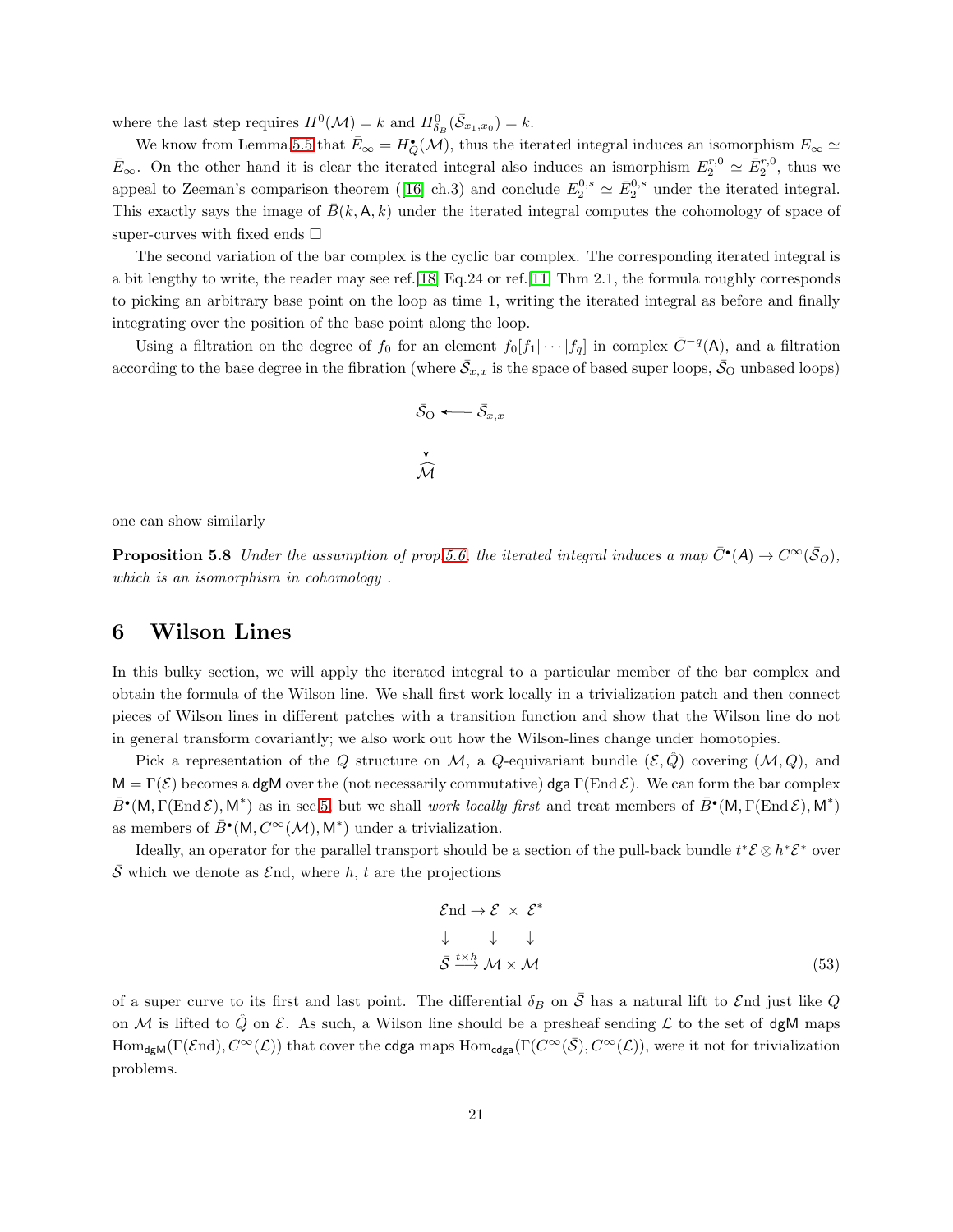where the last step requires $H^0(\mathcal{M}) = k$ and $H^0_{\delta_B}(\bar{\mathcal{S}}_{x_1,x_0}) = k$.

We know from Lemma 5.5 that $\bar{E}_\infty = H^\bullet_Q(\mathcal{M})$, thus the iterated integral induces an isomorphism $E_\infty \simeq \bar{E}_\infty$. On the other hand it is clear the iterated integral also induces an ismorphism $E_2^{r,0} \simeq \bar{E}_2^{r,0}$, thus we appeal to Zeeman's comparison theorem ([16] ch.3) and conclude $E_2^{0,s} \simeq \bar{E}_2^{0,s}$ under the iterated integral. This exactly says the image of $\bar{B}(k, \mathsf{A}, k)$ under the iterated integral computes the cohomology of space of super-curves with fixed ends $\square$

The second variation of the bar complex is the cyclic bar complex. The corresponding iterated integral is a bit lengthy to write, the reader may see ref.[18] Eq.24 or ref.[11] Thm 2.1, the formula roughly corresponds to picking an arbitrary base point on the loop as time 1, writing the iterated integral as before and finally integrating over the position of the base point along the loop.

Using a filtration on the degree of $f_0$ for an element $f_0[f_1|\cdots|f_q]$ in complex $\bar{C}^{-q}(\mathsf{A})$, and a filtration according to the base degree in the fibration (where $\bar{\mathcal{S}}_{x,x}$ is the space of based super loops, $\bar{\mathcal{S}}_{\text{O}}$ unbased loops)

$$\begin{array}{ccc} \bar{\mathcal{S}}_{\text{O}} & \longleftarrow & \bar{\mathcal{S}}_{x,x} \\ \downarrow & & \\ \widehat{\mathcal{M}} & & \end{array}$$

one can show similarly

**Proposition 5.8** *Under the assumption of prop 5.6, the iterated integral induces a map $\bar{C}^\bullet(\mathsf{A}) \to C^\infty(\bar{\mathcal{S}}_O)$, which is an isomorphism in cohomology .*

# 6 Wilson Lines

In this bulky section, we will apply the iterated integral to a particular member of the bar complex and obtain the formula of the Wilson line. We shall first work locally in a trivialization patch and then connect pieces of Wilson lines in different patches with a transition function and show that the Wilson line do not in general transform covariantly; we also work out how the Wilson-lines change under homotopies.

Pick a representation of the $Q$ structure on $\mathcal{M}$, a $Q$-equivariant bundle $(\mathcal{E}, \hat{Q})$ covering $(\mathcal{M}, Q)$, and $\mathsf{M} = \Gamma(\mathcal{E})$ becomes a $\mathsf{dgM}$ over the (not necessarily commutative) $\mathsf{dga}$ $\Gamma(\operatorname{End}\mathcal{E})$. We can form the bar complex $\bar{B}^\bullet(\mathsf{M}, \Gamma(\operatorname{End}\mathcal{E}), \mathsf{M}^*)$ as in sec 5, but we shall *work locally first* and treat members of $\bar{B}^\bullet(\mathsf{M}, \Gamma(\operatorname{End}\mathcal{E}), \mathsf{M}^*)$ as members of $\bar{B}^\bullet(\mathsf{M}, C^\infty(\mathcal{M}), \mathsf{M}^*)$ under a trivialization.

Ideally, an operator for the parallel transport should be a section of the pull-back bundle $t^*\mathcal{E} \otimes h^*\mathcal{E}^*$ over $\bar{\mathcal{S}}$ which we denote as $\mathcal{E}\text{nd}$, where $h$, $t$ are the projections

$$\begin{array}{ccc} \mathcal{E}\text{nd} \to & \mathcal{E} \;\times & \mathcal{E}^* \\ \downarrow & \downarrow & \downarrow \\ \bar{\mathcal{S}} & \xrightarrow{t \times h} \mathcal{M} \times & \mathcal{M} \end{array} \tag{53}$$

of a super curve to its first and last point. The differential $\delta_B$ on $\bar{\mathcal{S}}$ has a natural lift to $\mathcal{E}\text{nd}$ just like $Q$ on $\mathcal{M}$ is lifted to $\hat{Q}$ on $\mathcal{E}$. As such, a Wilson line should be a presheaf sending $\mathcal{L}$ to the set of $\mathsf{dgM}$ maps $\operatorname{Hom}_{\mathsf{dgM}}(\Gamma(\mathcal{E}\text{nd}), C^\infty(\mathcal{L}))$ that cover the $\mathsf{cdga}$ maps $\operatorname{Hom}_{\mathsf{cdga}}(\Gamma(C^\infty(\bar{\mathcal{S}}), C^\infty(\mathcal{L}))$, were it not for trivialization problems.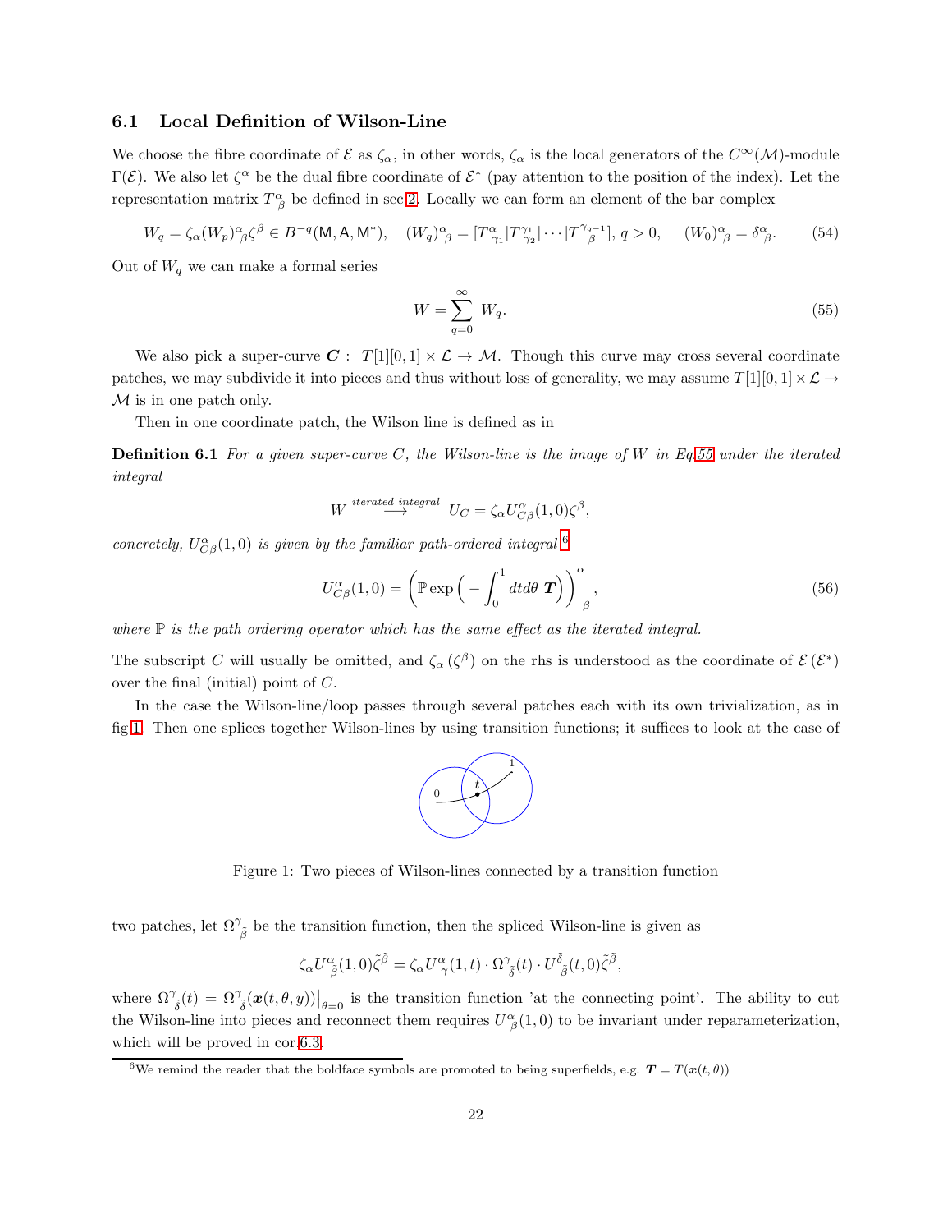## 6.1 Local Definition of Wilson-Line

We choose the fibre coordinate of $\mathcal{E}$ as $\zeta_\alpha$, in other words, $\zeta_\alpha$ is the local generators of the $C^\infty(\mathcal{M})$-module $\Gamma(\mathcal{E})$. We also let $\zeta^\alpha$ be the dual fibre coordinate of $\mathcal{E}^*$ (pay attention to the position of the index). Let the representation matrix $T^\alpha_{\ \beta}$ be defined in sec.2. Locally we can form an element of the bar complex

$$W_q = \zeta_\alpha (W_p)^\alpha_{\ \beta} \zeta^\beta \in B^{-q}(\mathsf{M},\mathsf{A},\mathsf{M}^*), \quad (W_q)^\alpha_{\ \beta} = [T^\alpha_{\ \gamma_1}|T^{\gamma_1}_{\ \gamma_2}|\cdots|T^{\gamma_{q-1}}_{\ \ \beta}],\ q>0, \quad (W_0)^\alpha_{\ \beta} = \delta^\alpha_{\ \beta}. \tag{54}$$

Out of $W_q$ we can make a formal series

$$W = \sum_{q=0}^{\infty} W_q. \tag{55}$$

We also pick a super-curve $\boldsymbol{C}:\ T[1][0,1]\times\mathcal{L}\to\mathcal{M}$. Though this curve may cross several coordinate patches, we may subdivide it into pieces and thus without loss of generality, we may assume $T[1][0,1]\times\mathcal{L}\to\mathcal{M}$ is in one patch only.

Then in one coordinate patch, the Wilson line is defined as in

**Definition 6.1** *For a given super-curve $C$, the Wilson-line is the image of $W$ in Eq.55 under the iterated integral*

$$W \overset{\textit{iterated integral}}{\longrightarrow} U_C = \zeta_\alpha U^\alpha_{C\beta}(1,0)\zeta^\beta,$$

*concretely, $U^\alpha_{C\beta}(1,0)$ is given by the familiar path-ordered integral*[6]

$$U^\alpha_{C\beta}(1,0) = \left(\mathbb{P}\exp\Big(-\int_0^1 dt d\theta\ \boldsymbol{T}\Big)\right)^\alpha_{\ \beta}, \tag{56}$$

*where $\mathbb{P}$ is the path ordering operator which has the same effect as the iterated integral.*

The subscript $C$ will usually be omitted, and $\zeta_\alpha$ ($\zeta^\beta$) on the rhs is understood as the coordinate of $\mathcal{E}$ ($\mathcal{E}^*$) over the final (initial) point of $C$.

In the case the Wilson-line/loop passes through several patches each with its own trivialization, as in fig.1. Then one splices together Wilson-lines by using transition functions; it suffices to look at the case of two patches, let $\Omega^\gamma_{\ \tilde\beta}$ be the transition function, then the spliced Wilson-line is given as

Figure 1: Two pieces of Wilson-lines connected by a transition function

$$\zeta_\alpha U^\alpha_{\ \tilde\beta}(1,0)\tilde\zeta^{\tilde\beta} = \zeta_\alpha U^\alpha_{\ \gamma}(1,t)\cdot\Omega^\gamma_{\ \tilde\delta}(t)\cdot U^{\tilde\delta}_{\ \tilde\beta}(t,0)\tilde\zeta^{\tilde\beta},$$

where $\Omega^\gamma_{\ \tilde\delta}(t) = \Omega^\gamma_{\ \tilde\delta}(\boldsymbol{x}(t,\theta,y))\big|_{\theta=0}$ is the transition function 'at the connecting point'. The ability to cut the Wilson-line into pieces and reconnect them requires $U^\alpha_{\ \beta}(1,0)$ to be invariant under reparameterization, which will be proved in cor.6.3.

[6] We remind the reader that the boldface symbols are promoted to being superfields, e.g. $\boldsymbol{T} = T(\boldsymbol{x}(t,\theta))$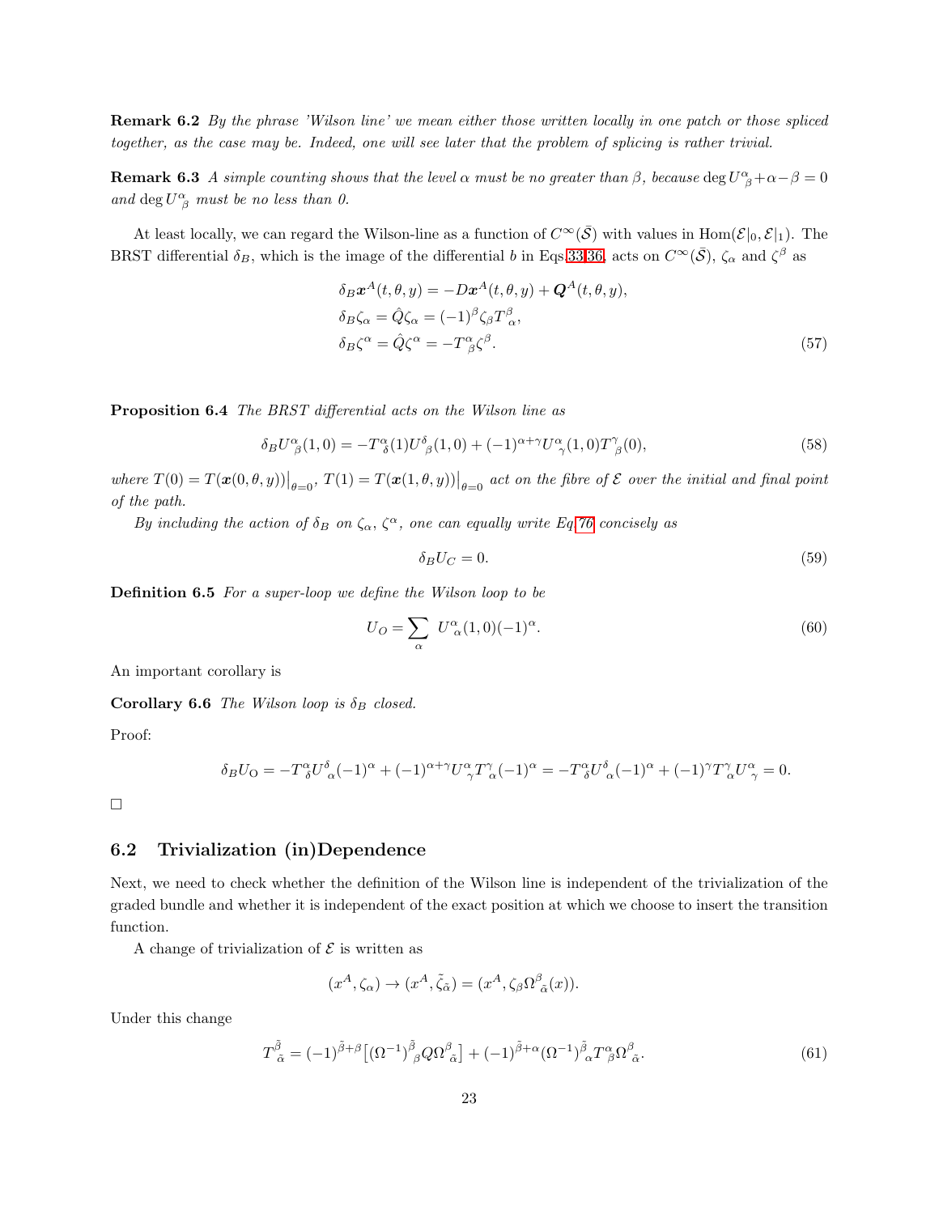**Remark 6.2** *By the phrase 'Wilson line' we mean either those written locally in one patch or those spliced together, as the case may be. Indeed, one will see later that the problem of splicing is rather trivial.*

**Remark 6.3** *A simple counting shows that the level $\alpha$ must be no greater than $\beta$, because $\deg U^{\alpha}_{\ \beta}+\alpha-\beta=0$ and $\deg U^{\alpha}_{\ \beta}$ must be no less than 0.*

At least locally, we can regard the Wilson-line as a function of $C^{\infty}(\bar{\mathcal{S}})$ with values in $\mathrm{Hom}(\mathcal{E}|_0,\mathcal{E}|_1)$. The BRST differential $\delta_B$, which is the image of the differential $b$ in Eqs.33,36, acts on $C^{\infty}(\bar{\mathcal{S}})$, $\zeta_\alpha$ and $\zeta^\beta$ as

$$
\begin{aligned}
\delta_B \boldsymbol{x}^A(t,\theta,y) &= -D\boldsymbol{x}^A(t,\theta,y)+\boldsymbol{Q}^A(t,\theta,y),\\
\delta_B\zeta_\alpha &= \hat{Q}\zeta_\alpha=(-1)^{\beta}\zeta_\beta T^{\beta}_{\ \alpha},\\
\delta_B\zeta^\alpha &= \hat{Q}\zeta^\alpha=-T^{\alpha}_{\ \beta}\zeta^\beta.
\end{aligned} \tag{57}
$$

**Proposition 6.4** *The BRST differential acts on the Wilson line as*

$$
\delta_B U^{\alpha}_{\ \beta}(1,0)=-T^{\alpha}_{\ \delta}(1)U^{\delta}_{\ \beta}(1,0)+(-1)^{\alpha+\gamma}U^{\alpha}_{\ \gamma}(1,0)T^{\gamma}_{\ \beta}(0), \tag{58}
$$

*where $T(0)=T(\boldsymbol{x}(0,\theta,y))\big|_{\theta=0}$, $T(1)=T(\boldsymbol{x}(1,\theta,y))\big|_{\theta=0}$ act on the fibre of $\mathcal{E}$ over the initial and final point of the path.*

*By including the action of $\delta_B$ on $\zeta_\alpha$, $\zeta^\alpha$, one can equally write Eq.76 concisely as*

$$
\delta_B U_C=0. \tag{59}
$$

**Definition 6.5** *For a super-loop we define the Wilson loop to be*

$$
U_O=\sum_{\alpha}\ U^{\alpha}_{\ \alpha}(1,0)(-1)^{\alpha}. \tag{60}
$$

An important corollary is

**Corollary 6.6** *The Wilson loop is $\delta_B$ closed.*

Proof:

$$
\delta_B U_{\mathrm{O}}=-T^{\alpha}_{\ \delta}U^{\delta}_{\ \alpha}(-1)^{\alpha}+(-1)^{\alpha+\gamma}U^{\alpha}_{\ \gamma}T^{\gamma}_{\ \alpha}(-1)^{\alpha}=-T^{\alpha}_{\ \delta}U^{\delta}_{\ \alpha}(-1)^{\alpha}+(-1)^{\gamma}T^{\gamma}_{\ \alpha}U^{\alpha}_{\ \gamma}=0.
$$

□

## 6.2 Trivialization (in)Dependence

Next, we need to check whether the definition of the Wilson line is independent of the trivialization of the graded bundle and whether it is independent of the exact position at which we choose to insert the transition function.

A change of trivialization of $\mathcal{E}$ is written as

$$
(x^A,\zeta_\alpha)\to(x^A,\tilde{\zeta}_{\tilde{\alpha}})=(x^A,\zeta_\beta\Omega^{\beta}_{\ \tilde{\alpha}}(x)).
$$

Under this change

$$
T^{\tilde{\beta}}_{\ \tilde{\alpha}}=(-1)^{\tilde{\beta}+\beta}\big[(\Omega^{-1})^{\tilde{\beta}}_{\ \beta}Q\Omega^{\beta}_{\ \tilde{\alpha}}\big]+(-1)^{\tilde{\beta}+\alpha}(\Omega^{-1})^{\tilde{\beta}}_{\ \alpha}T^{\alpha}_{\ \beta}\Omega^{\beta}_{\ \tilde{\alpha}}. \tag{61}
$$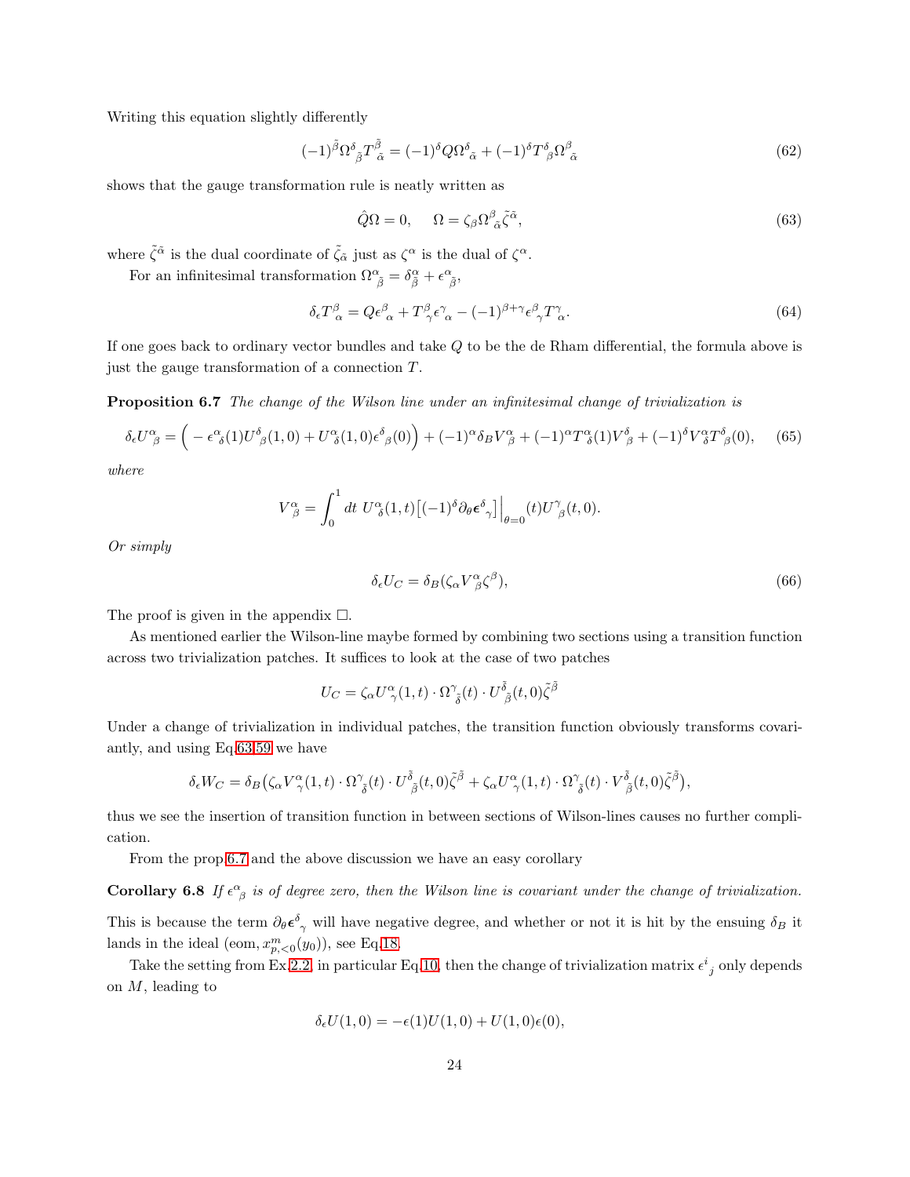Writing this equation slightly differently

$$(-1)^{\tilde{\beta}}\Omega^{\delta}{}_{\tilde{\beta}}T^{\tilde{\beta}}{}_{\tilde{\alpha}} = (-1)^{\delta}Q\Omega^{\delta}{}_{\tilde{\alpha}} + (-1)^{\delta}T^{\delta}{}_{\beta}\Omega^{\beta}{}_{\tilde{\alpha}} \tag{62}$$

shows that the gauge transformation rule is neatly written as

$$\hat{Q}\Omega = 0, \quad \Omega = \zeta_{\beta}\Omega^{\beta}{}_{\tilde{\alpha}}\tilde{\zeta}^{\tilde{\alpha}}, \tag{63}$$

where $\tilde{\zeta}^{\tilde{\alpha}}$ is the dual coordinate of $\tilde{\zeta}_{\tilde{\alpha}}$ just as $\zeta^{\alpha}$ is the dual of $\zeta^{\alpha}$.

For an infinitesimal transformation $\Omega^{\alpha}{}_{\tilde{\beta}} = \delta^{\alpha}_{\tilde{\beta}} + \epsilon^{\alpha}{}_{\tilde{\beta}}$,

$$\delta_{\epsilon}T^{\beta}{}_{\alpha} = Q\epsilon^{\beta}{}_{\alpha} + T^{\beta}{}_{\gamma}\epsilon^{\gamma}{}_{\alpha} - (-1)^{\beta+\gamma}\epsilon^{\beta}{}_{\gamma}T^{\gamma}{}_{\alpha}. \tag{64}$$

If one goes back to ordinary vector bundles and take $Q$ to be the de Rham differential, the formula above is just the gauge transformation of a connection $T$.

**Proposition 6.7** *The change of the Wilson line under an infinitesimal change of trivialization is*

$$\delta_{\epsilon}U^{\alpha}{}_{\beta} = \Big(-\epsilon^{\alpha}{}_{\delta}(1)U^{\delta}{}_{\beta}(1,0) + U^{\alpha}{}_{\delta}(1,0)\epsilon^{\delta}{}_{\beta}(0)\Big) + (-1)^{\alpha}\delta_B V^{\alpha}{}_{\beta} + (-1)^{\alpha}T^{\alpha}{}_{\delta}(1)V^{\delta}{}_{\beta} + (-1)^{\delta}V^{\alpha}{}_{\delta}T^{\delta}{}_{\beta}(0), \tag{65}$$

*where*

$$V^{\alpha}{}_{\beta} = \int_0^1 dt\ U^{\alpha}{}_{\delta}(1,t)\big[(-1)^{\delta}\partial_{\theta}\boldsymbol{\epsilon}^{\delta}{}_{\gamma}\big]\Big|_{\theta=0}(t)U^{\gamma}{}_{\beta}(t,0).$$

*Or simply*

$$\delta_{\epsilon}U_C = \delta_B(\zeta_{\alpha}V^{\alpha}{}_{\beta}\zeta^{\beta}), \tag{66}$$

The proof is given in the appendix $\square$.

As mentioned earlier the Wilson-line maybe formed by combining two sections using a transition function across two trivialization patches. It suffices to look at the case of two patches

$$U_C = \zeta_{\alpha}U^{\alpha}{}_{\gamma}(1,t)\cdot\Omega^{\gamma}{}_{\tilde{\delta}}(t)\cdot U^{\tilde{\delta}}{}_{\tilde{\beta}}(t,0)\tilde{\zeta}^{\tilde{\beta}}$$

Under a change of trivialization in individual patches, the transition function obviously transforms covariantly, and using Eq.63,59 we have

$$\delta_{\epsilon}W_C = \delta_B\big(\zeta_{\alpha}V^{\alpha}{}_{\gamma}(1,t)\cdot\Omega^{\gamma}{}_{\tilde{\delta}}(t)\cdot U^{\tilde{\delta}}{}_{\tilde{\beta}}(t,0)\tilde{\zeta}^{\tilde{\beta}} + \zeta_{\alpha}U^{\alpha}{}_{\gamma}(1,t)\cdot\Omega^{\gamma}{}_{\tilde{\delta}}(t)\cdot V^{\tilde{\delta}}{}_{\tilde{\beta}}(t,0)\tilde{\zeta}^{\tilde{\beta}}\big),$$

thus we see the insertion of transition function in between sections of Wilson-lines causes no further complication.

From the prop 6.7 and the above discussion we have an easy corollary

**Corollary 6.8** *If $\epsilon^{\alpha}{}_{\beta}$ is of degree zero, then the Wilson line is covariant under the change of trivialization.*

This is because the term $\partial_{\theta}\boldsymbol{\epsilon}^{\delta}{}_{\gamma}$ will have negative degree, and whether or not it is hit by the ensuing $\delta_B$ it lands in the ideal $(\mathrm{eom}, x^m_{p,<0}(y_0))$, see Eq.18.

Take the setting from Ex.2.2, in particular Eq.10, then the change of trivialization matrix $\epsilon^i{}_j$ only depends on $M$, leading to

$$\delta_{\epsilon}U(1,0) = -\epsilon(1)U(1,0) + U(1,0)\epsilon(0),$$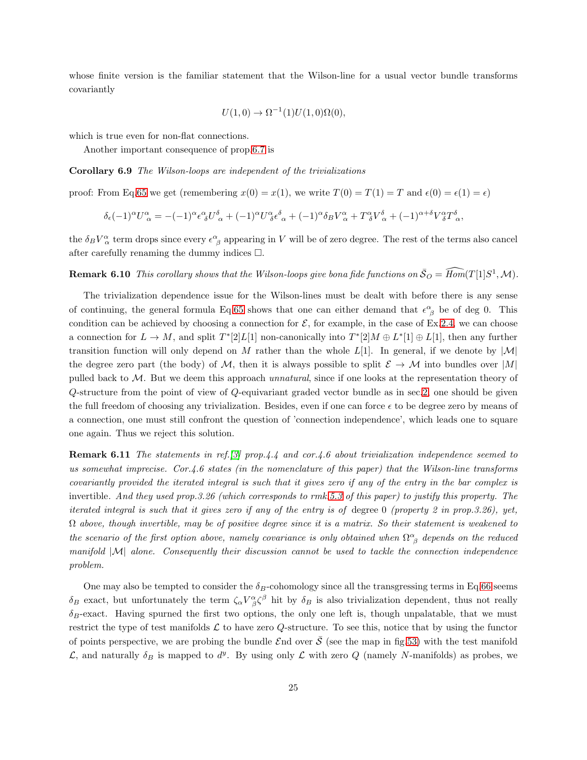whose finite version is the familiar statement that the Wilson-line for a usual vector bundle transforms covariantly

$$U(1,0) \to \Omega^{-1}(1)U(1,0)\Omega(0),$$

which is true even for non-flat connections.

Another important consequence of prop.6.7 is

**Corollary 6.9** *The Wilson-loops are independent of the trivializations*

proof: From Eq.65 we get (remembering $x(0) = x(1)$, we write $T(0) = T(1) = T$ and $\epsilon(0) = \epsilon(1) = \epsilon$)

$$\delta_\epsilon(-1)^\alpha U^\alpha_{\ \alpha} = -(-1)^\alpha \epsilon^\alpha_{\ \delta} U^\delta_{\ \alpha} + (-1)^\alpha U^\alpha_{\ \delta}\epsilon^\delta_{\ \alpha} + (-1)^\alpha \delta_B V^\alpha_{\ \alpha} + T^\alpha_{\ \delta} V^\delta_{\ \alpha} + (-1)^{\alpha+\delta} V^\alpha_{\ \delta} T^\delta_{\ \alpha},$$

the $\delta_B V^\alpha_{\ \alpha}$ term drops since every $\epsilon^\alpha_{\ \beta}$ appearing in $V$ will be of zero degree. The rest of the terms also cancel after carefully renaming the dummy indices $\Box$.

**Remark 6.10** *This corollary shows that the Wilson-loops give bona fide functions on* $\bar{\mathcal{S}}_O = \widehat{Hom}(T[1]S^1, \mathcal{M})$.

The trivialization dependence issue for the Wilson-lines must be dealt with before there is any sense of continuing, the general formula Eq.65 shows that one can either demand that $\epsilon^\alpha_{\ \beta}$ be of deg 0. This condition can be achieved by choosing a connection for $\mathcal{E}$, for example, in the case of Ex.2.4, we can choose a connection for $L \to M$, and split $T^*[2]L[1]$ non-canonically into $T^*[2]M \oplus L^*[1] \oplus L[1]$, then any further transition function will only depend on $M$ rather than the whole $L[1]$. In general, if we denote by $|\mathcal{M}|$ the degree zero part (the body) of $\mathcal{M}$, then it is always possible to split $\mathcal{E} \to \mathcal{M}$ into bundles over $|M|$ pulled back to $\mathcal{M}$. But we deem this approach *unnatural*, since if one looks at the representation theory of $Q$-structure from the point of view of $Q$-equivariant graded vector bundle as in sec.2, one should be given the full freedom of choosing any trivialization. Besides, even if one can force $\epsilon$ to be degree zero by means of a connection, one must still confront the question of 'connection independence', which leads one to square one again. Thus we reject this solution.

**Remark 6.11** *The statements in ref.[3] prop.4.4 and cor.4.6 about trivialization independence seemed to us somewhat imprecise. Cor.4.6 states (in the nomenclature of this paper) that the Wilson-line transforms covariantly provided the iterated integral is such that it gives zero if any of the entry in the bar complex is* invertible. *And they used prop.3.26 (which corresponds to rmk.5.3 of this paper) to justify this property. The iterated integral is such that it gives zero if any of the entry is of* degree 0 *(property 2 in prop.3.26), yet, $\Omega$ above, though invertible, may be of positive degree since it is a matrix. So their statement is weakened to the scenario of the first option above, namely covariance is only obtained when $\Omega^\alpha_{\ \beta}$ depends on the reduced manifold $|\mathcal{M}|$ alone. Consequently their discussion cannot be used to tackle the connection independence problem.*

One may also be tempted to consider the $\delta_B$-cohomology since all the transgressing terms in Eq.66 seems $\delta_B$ exact, but unfortunately the term $\zeta_\alpha V^\alpha_{\ \beta}\zeta^\beta$ hit by $\delta_B$ is also trivialization dependent, thus not really $\delta_B$-exact. Having spurned the first two options, the only one left is, though unpalatable, that we must restrict the type of test manifolds $\mathcal{L}$ to have zero $Q$-structure. To see this, notice that by using the functor of points perspective, we are probing the bundle $\mathcal{E}\text{nd}$ over $\bar{\mathcal{S}}$ (see the map in fig.53) with the test manifold $\mathcal{L}$, and naturally $\delta_B$ is mapped to $d^y$. By using only $\mathcal{L}$ with zero $Q$ (namely $N$-manifolds) as probes, we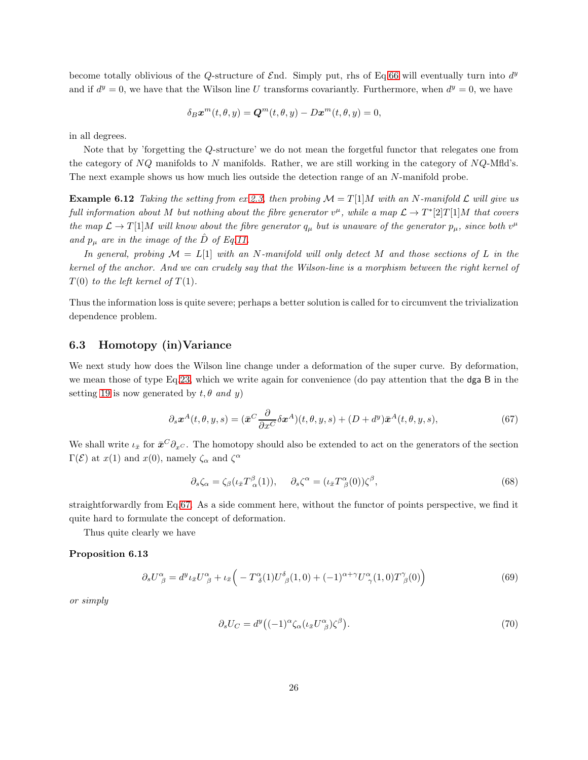become totally oblivious of the $Q$-structure of $\mathcal{E}\mathrm{nd}$. Simply put, rhs of Eq.66 will eventually turn into $d^y$ and if $d^y = 0$, we have that the Wilson line $U$ transforms covariantly. Furthermore, when $d^y = 0$, we have

$$\delta_B \boldsymbol{x}^m(t,\theta,y) = \boldsymbol{Q}^m(t,\theta,y) - D\boldsymbol{x}^m(t,\theta,y) = 0,$$

in all degrees.

Note that by 'forgetting the $Q$-structure' we do not mean the forgetful functor that relegates one from the category of $NQ$ manifolds to $N$ manifolds. Rather, we are still working in the category of $NQ$-Mfld's. The next example shows us how much lies outside the detection range of an $N$-manifold probe.

**Example 6.12** *Taking the setting from ex.2.3, then probing $\mathcal{M} = T[1]M$ with an $N$-manifold $\mathcal{L}$ will give us full information about $M$ but nothing about the fibre generator $v^\mu$, while a map $\mathcal{L} \to T^*[2]T[1]M$ that covers the map $\mathcal{L} \to T[1]M$ will know about the fibre generator $q_\mu$ but is unaware of the generator $p_\mu$, since both $v^\mu$ and $p_\mu$ are in the image of the $\hat{D}$ of Eq.11.*

*In general, probing $\mathcal{M} = L[1]$ with an $N$-manifold will only detect $M$ and those sections of $L$ in the kernel of the anchor. And we can crudely say that the Wilson-line is a morphism between the right kernel of $T(0)$ to the left kernel of $T(1)$.*

Thus the information loss is quite severe; perhaps a better solution is called for to circumvent the trivialization dependence problem.

### 6.3 Homotopy (in)Variance

We next study how does the Wilson line change under a deformation of the super curve. By deformation, we mean those of type Eq.23, which we write again for convenience (do pay attention that the dga B in the setting 19 is now generated by $t, \theta$ *and* $y$)

$$\partial_s \boldsymbol{x}^A(t,\theta,y,s) = (\bar{\boldsymbol{x}}^C \frac{\partial}{\partial x^C}\delta \boldsymbol{x}^A)(t,\theta,y,s) + (D + d^y)\bar{\boldsymbol{x}}^A(t,\theta,y,s), \tag{67}$$

We shall write $\iota_{\bar{x}}$ for $\bar{\boldsymbol{x}}^C\partial_{x^C}$. The homotopy should also be extended to act on the generators of the section $\Gamma(\mathcal{E})$ at $x(1)$ and $x(0)$, namely $\zeta_\alpha$ and $\zeta^\alpha$

$$\partial_s \zeta_\alpha = \zeta_\beta(\iota_{\bar{x}} T^\beta_{\ \alpha}(1)), \quad \partial_s \zeta^\alpha = (\iota_{\bar{x}} T^\alpha_{\ \beta}(0))\zeta^\beta, \tag{68}$$

straightforwardly from Eq.67. As a side comment here, without the functor of points perspective, we find it quite hard to formulate the concept of deformation.

Thus quite clearly we have

**Proposition 6.13**

$$\partial_s U^\alpha_{\ \beta} = d^y \iota_{\bar{x}} U^\alpha_{\ \beta} + \iota_{\bar{x}}\Big( - T^\alpha_{\ \delta}(1) U^\delta_{\ \beta}(1,0) + (-1)^{\alpha+\gamma} U^\alpha_{\ \gamma}(1,0) T^\gamma_{\ \beta}(0)\Big) \tag{69}$$

*or simply*

$$\partial_s U_C = d^y\big((-1)^\alpha \zeta_\alpha (\iota_{\bar{x}} U^\alpha_{\ \beta})\zeta^\beta\big). \tag{70}$$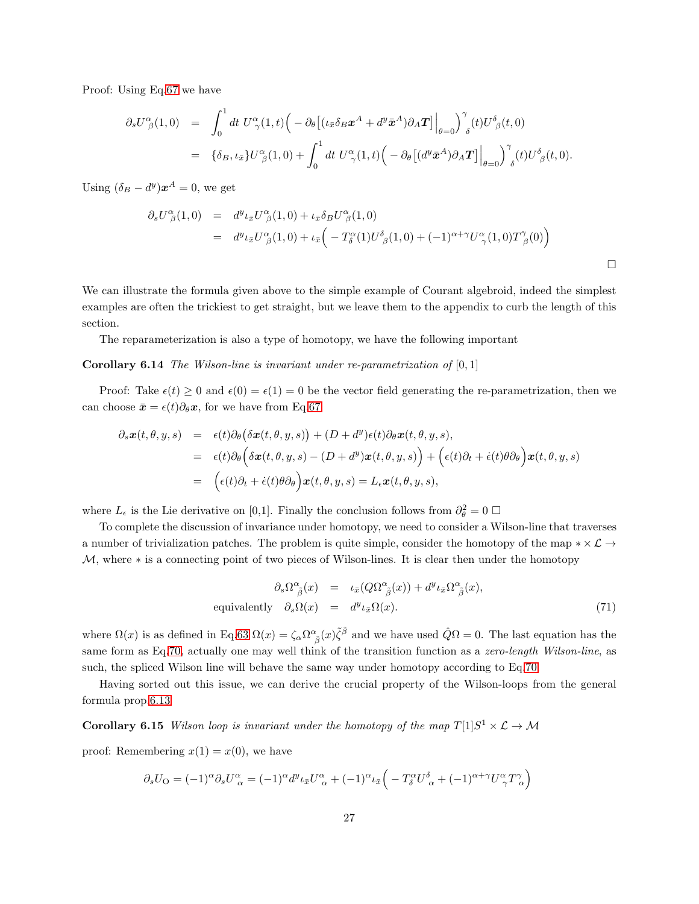Proof: Using Eq.67 we have

$$
\begin{aligned}
\partial_s U^{\alpha}{}_{\beta}(1,0) &= \int_0^1 dt\ U^{\alpha}{}_{\gamma}(1,t)\Big(-\partial_\theta\big[(\iota_{\bar{x}}\delta_B \boldsymbol{x}^A + d^y\bar{\boldsymbol{x}}^A)\partial_A \boldsymbol{T}\big]\Big|_{\theta=0}\Big)^{\gamma}{}_{\delta}(t)U^{\delta}{}_{\beta}(t,0) \\
&= \{\delta_B,\iota_{\bar{x}}\}U^{\alpha}{}_{\beta}(1,0) + \int_0^1 dt\ U^{\alpha}{}_{\gamma}(1,t)\Big(-\partial_\theta\big[(d^y\bar{\boldsymbol{x}}^A)\partial_A \boldsymbol{T}\big]\Big|_{\theta=0}\Big)^{\gamma}{}_{\delta}(t)U^{\delta}{}_{\beta}(t,0).
\end{aligned}
$$

Using $(\delta_B - d^y)\boldsymbol{x}^A = 0$, we get

$$
\begin{aligned}
\partial_s U^{\alpha}{}_{\beta}(1,0) &= d^y\iota_{\bar{x}}U^{\alpha}{}_{\beta}(1,0) + \iota_{\bar{x}}\delta_B U^{\alpha}{}_{\beta}(1,0) \\
&= d^y\iota_{\bar{x}}U^{\alpha}{}_{\beta}(1,0) + \iota_{\bar{x}}\Big(-T^{\alpha}_{\delta}(1)U^{\delta}{}_{\beta}(1,0) + (-1)^{\alpha+\gamma}U^{\alpha}{}_{\gamma}(1,0)T^{\gamma}{}_{\beta}(0)\Big)
\end{aligned}
$$

□

We can illustrate the formula given above to the simple example of Courant algebroid, indeed the simplest examples are often the trickiest to get straight, but we leave them to the appendix to curb the length of this section.

The reparameterization is also a type of homotopy, we have the following important

**Corollary 6.14** *The Wilson-line is invariant under re-parametrization of* $[0,1]$

Proof: Take $\epsilon(t)\geq 0$ and $\epsilon(0)=\epsilon(1)=0$ be the vector field generating the re-parametrization, then we can choose $\bar{\boldsymbol{x}} = \epsilon(t)\partial_\theta \boldsymbol{x}$, for we have from Eq.67

$$
\begin{aligned}
\partial_s \boldsymbol{x}(t,\theta,y,s) &= \epsilon(t)\partial_\theta\big(\delta\boldsymbol{x}(t,\theta,y,s)\big) + (D+d^y)\epsilon(t)\partial_\theta\boldsymbol{x}(t,\theta,y,s), \\
&= \epsilon(t)\partial_\theta\Big(\delta\boldsymbol{x}(t,\theta,y,s) - (D+d^y)\boldsymbol{x}(t,\theta,y,s)\Big) + \Big(\epsilon(t)\partial_t + \dot{\epsilon}(t)\theta\partial_\theta\Big)\boldsymbol{x}(t,\theta,y,s) \\
&= \Big(\epsilon(t)\partial_t + \dot{\epsilon}(t)\theta\partial_\theta\Big)\boldsymbol{x}(t,\theta,y,s) = L_\epsilon\boldsymbol{x}(t,\theta,y,s),
\end{aligned}
$$

where $L_\epsilon$ is the Lie derivative on [0,1]. Finally the conclusion follows from $\partial_\theta^2 = 0$ □

To complete the discussion of invariance under homotopy, we need to consider a Wilson-line that traverses a number of trivialization patches. The problem is quite simple, consider the homotopy of the map $*\times\mathcal{L}\to\mathcal{M}$, where $*$ is a connecting point of two pieces of Wilson-lines. It is clear then under the homotopy

$$
\begin{aligned}
\partial_s\Omega^{\alpha}_{\ \tilde{\beta}}(x) &= \iota_{\bar{x}}(Q\Omega^{\alpha}_{\ \tilde{\beta}}(x)) + d^y\iota_{\bar{x}}\Omega^{\alpha}_{\ \tilde{\beta}}(x), \\
\text{equivalently}\quad \partial_s\Omega(x) &= d^y\iota_{\bar{x}}\Omega(x).
\end{aligned} \tag{71}
$$

where $\Omega(x)$ is as defined in Eq.63 $\Omega(x) = \zeta_\alpha\Omega^{\alpha}_{\ \tilde{\beta}}(x)\tilde{\zeta}^{\tilde{\beta}}$ and we have used $\hat{Q}\Omega = 0$. The last equation has the same form as Eq.70, actually one may well think of the transition function as a *zero-length Wilson-line*, as such, the spliced Wilson line will behave the same way under homotopy according to Eq.70.

Having sorted out this issue, we can derive the crucial property of the Wilson-loops from the general formula prop.6.13

**Corollary 6.15** *Wilson loop is invariant under the homotopy of the map* $T[1]S^1\times\mathcal{L}\to\mathcal{M}$

proof: Remembering $x(1)=x(0)$, we have

$$
\partial_s U_{\mathrm{O}} = (-1)^{\alpha}\partial_s U^{\alpha}{}_{\alpha} = (-1)^{\alpha}d^y\iota_{\bar{x}}U^{\alpha}{}_{\alpha} + (-1)^{\alpha}\iota_{\bar{x}}\Big(-T^{\alpha}_{\delta}U^{\delta}{}_{\alpha} + (-1)^{\alpha+\gamma}U^{\alpha}{}_{\gamma}T^{\gamma}{}_{\alpha}\Big)
$$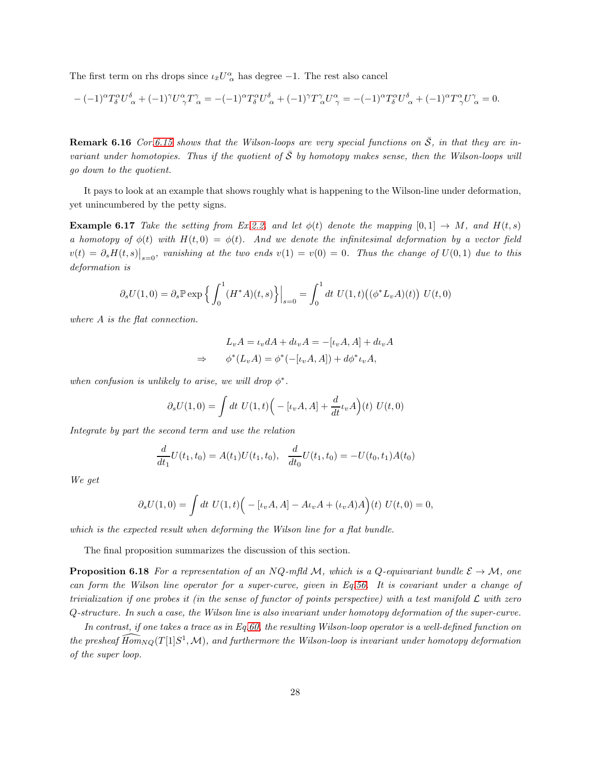The first term on rhs drops since $\iota_{\bar{x}} U^{\alpha}{}_{\alpha}$ has degree $-1$. The rest also cancel

$$-(-1)^{\alpha} T^{\alpha}_{\delta} U^{\delta}{}_{\alpha} + (-1)^{\gamma} U^{\alpha}{}_{\gamma} T^{\gamma}{}_{\alpha} = -(-1)^{\alpha} T^{\alpha}_{\delta} U^{\delta}{}_{\alpha} + (-1)^{\gamma} T^{\gamma}{}_{\alpha} U^{\alpha}{}_{\gamma} = -(-1)^{\alpha} T^{\alpha}_{\delta} U^{\delta}{}_{\alpha} + (-1)^{\alpha} T^{\alpha}{}_{\gamma} U^{\gamma}{}_{\alpha} = 0.$$

**Remark 6.16** *Cor.6.15 shows that the Wilson-loops are very special functions on $\bar{\mathcal{S}}$, in that they are invariant under homotopies. Thus if the quotient of $\bar{\mathcal{S}}$ by homotopy makes sense, then the Wilson-loops will go down to the quotient.*

It pays to look at an example that shows roughly what is happening to the Wilson-line under deformation, yet unincumbered by the petty signs.

**Example 6.17** *Take the setting from Ex.2.2, and let $\phi(t)$ denote the mapping $[0,1] \to M$, and $H(t,s)$ a homotopy of $\phi(t)$ with $H(t,0) = \phi(t)$. And we denote the infinitesimal deformation by a vector field $v(t) = \partial_s H(t,s)\big|_{s=0}$, vanishing at the two ends $v(1) = v(0) = 0$. Thus the change of $U(0,1)$ due to this deformation is*

$$\partial_s U(1,0) = \partial_s \mathbb{P}\exp\Big\{ \int_0^1 (H^*A)(t,s)\Big\}\Big|_{s=0} = \int_0^1 dt\ U(1,t)\big((\phi^* L_v A)(t)\big)\ U(t,0)$$

*where $A$ is the flat connection.*

$$\begin{aligned} & L_v A = \iota_v dA + d\iota_v A = -[\iota_v A, A] + d\iota_v A \\ \Rightarrow \quad & \phi^*(L_v A) = \phi^*(-[\iota_v A, A]) + d\phi^* \iota_v A, \end{aligned}$$

*when confusion is unlikely to arise, we will drop $\phi^*$.*

$$\partial_s U(1,0) = \int dt\ U(1,t)\Big( -[\iota_v A, A] + \frac{d}{dt}\iota_v A\Big)(t)\ U(t,0)$$

*Integrate by part the second term and use the relation*

$$\frac{d}{dt_1} U(t_1, t_0) = A(t_1) U(t_1, t_0), \quad \frac{d}{dt_0} U(t_1, t_0) = -U(t_0, t_1) A(t_0)$$

*We get*

$$\partial_s U(1,0) = \int dt\ U(1,t)\Big( -[\iota_v A, A] - A\iota_v A + (\iota_v A)A\Big)(t)\ U(t,0) = 0,$$

*which is the expected result when deforming the Wilson line for a flat bundle.*

The final proposition summarizes the discussion of this section.

**Proposition 6.18** *For a representation of an NQ-mfld $\mathcal{M}$, which is a Q-equivariant bundle $\mathcal{E} \to \mathcal{M}$, one can form the Wilson line operator for a super-curve, given in Eq.56. It is covariant under a change of trivialization if one probes it (in the sense of functor of points perspective) with a test manifold $\mathcal{L}$ with zero Q-structure. In such a case, the Wilson line is also invariant under homotopy deformation of the super-curve.*

*In contrast, if one takes a trace as in Eq.60, the resulting Wilson-loop operator is a well-defined function on the presheaf $\widehat{Hom}_{NQ}(T[1]S^1, \mathcal{M})$, and furthermore the Wilson-loop is invariant under homotopy deformation of the super loop.*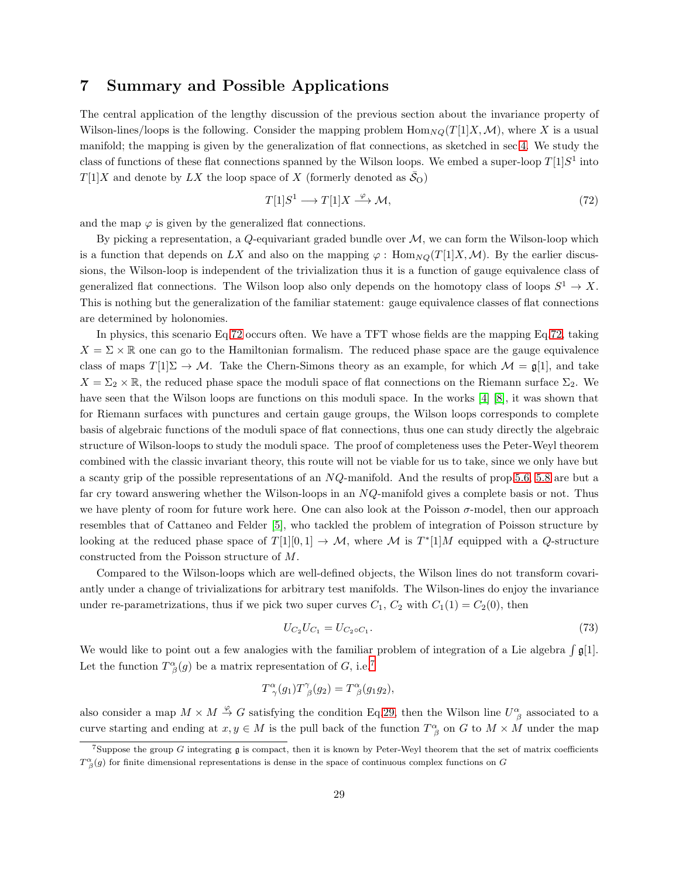## 7 Summary and Possible Applications

The central application of the lengthy discussion of the previous section about the invariance property of Wilson-lines/loops is the following. Consider the mapping problem $\mathrm{Hom}_{NQ}(T[1]X, \mathcal{M})$, where $X$ is a usual manifold; the mapping is given by the generalization of flat connections, as sketched in sec 4. We study the class of functions of these flat connections spanned by the Wilson loops. We embed a super-loop $T[1]S^1$ into $T[1]X$ and denote by $LX$ the loop space of $X$ (formerly denoted as $\bar{\mathcal{S}}_{\mathrm{O}}$)

$$T[1]S^1 \longrightarrow T[1]X \xrightarrow{\varphi} \mathcal{M}, \tag{72}$$

and the map $\varphi$ is given by the generalized flat connections.

By picking a representation, a $Q$-equivariant graded bundle over $\mathcal{M}$, we can form the Wilson-loop which is a function that depends on $LX$ and also on the mapping $\varphi : \mathrm{Hom}_{NQ}(T[1]X, \mathcal{M})$. By the earlier discussions, the Wilson-loop is independent of the trivialization thus it is a function of gauge equivalence class of generalized flat connections. The Wilson loop also only depends on the homotopy class of loops $S^1 \to X$. This is nothing but the generalization of the familiar statement: gauge equivalence classes of flat connections are determined by holonomies.

In physics, this scenario Eq 72 occurs often. We have a TFT whose fields are the mapping Eq 72, taking $X = \Sigma \times \mathbb{R}$ one can go to the Hamiltonian formalism. The reduced phase space are the gauge equivalence class of maps $T[1]\Sigma \to \mathcal{M}$. Take the Chern-Simons theory as an example, for which $\mathcal{M} = \mathfrak{g}[1]$, and take $X = \Sigma_2 \times \mathbb{R}$, the reduced phase space the moduli space of flat connections on the Riemann surface $\Sigma_2$. We have seen that the Wilson loops are functions on this moduli space. In the works [4] [8], it was shown that for Riemann surfaces with punctures and certain gauge groups, the Wilson loops corresponds to complete basis of algebraic functions of the moduli space of flat connections, thus one can study directly the algebraic structure of Wilson-loops to study the moduli space. The proof of completeness uses the Peter-Weyl theorem combined with the classic invariant theory, this route will not be viable for us to take, since we only have but a scanty grip of the possible representations of an $NQ$-manifold. And the results of prop 5.6, 5.8 are but a far cry toward answering whether the Wilson-loops in an $NQ$-manifold gives a complete basis or not. Thus we have plenty of room for future work here. One can also look at the Poisson $\sigma$-model, then our approach resembles that of Cattaneo and Felder [5], who tackled the problem of integration of Poisson structure by looking at the reduced phase space of $T[1][0,1] \to \mathcal{M}$, where $\mathcal{M}$ is $T^*[1]M$ equipped with a $Q$-structure constructed from the Poisson structure of $M$.

Compared to the Wilson-loops which are well-defined objects, the Wilson lines do not transform covariantly under a change of trivializations for arbitrary test manifolds. The Wilson-lines do enjoy the invariance under re-parametrizations, thus if we pick two super curves $C_1$, $C_2$ with $C_1(1) = C_2(0)$, then

$$U_{C_2} U_{C_1} = U_{C_2 \circ C_1}. \tag{73}$$

We would like to point out a few analogies with the familiar problem of integration of a Lie algebra $\int \mathfrak{g}[1]$. Let the function $T^{\alpha}_{\ \beta}(g)$ be a matrix representation of $G$, i.e.[7]

$$T^{\alpha}_{\ \gamma}(g_1) T^{\gamma}_{\ \beta}(g_2) = T^{\alpha}_{\ \beta}(g_1 g_2),$$

also consider a map $M \times M \xrightarrow{\varphi} G$ satisfying the condition Eq 29, then the Wilson line $U^{\alpha}_{\ \beta}$ associated to a curve starting and ending at $x, y \in M$ is the pull back of the function $T^{\alpha}_{\ \beta}$ on $G$ to $M \times M$ under the map

[7] Suppose the group $G$ integrating $\mathfrak{g}$ is compact, then it is known by Peter-Weyl theorem that the set of matrix coefficients $T^{\alpha}_{\ \beta}(g)$ for finite dimensional representations is dense in the space of continuous complex functions on $G$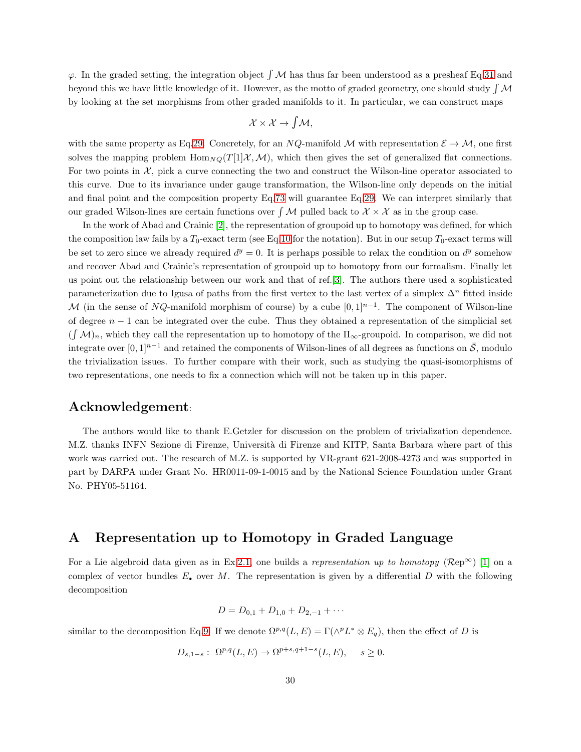$\varphi$. In the graded setting, the integration object $\int \mathcal{M}$ has thus far been understood as a presheaf Eq.31 and beyond this we have little knowledge of it. However, as the motto of graded geometry, one should study $\int \mathcal{M}$ by looking at the set morphisms from other graded manifolds to it. In particular, we can construct maps

$$\mathcal{X} \times \mathcal{X} \to \textstyle\int \mathcal{M},$$

with the same property as Eq.29. Concretely, for an $NQ$-manifold $\mathcal{M}$ with representation $\mathcal{E} \to \mathcal{M}$, one first solves the mapping problem $\mathrm{Hom}_{NQ}(T[1]\mathcal{X}, \mathcal{M})$, which then gives the set of generalized flat connections. For two points in $\mathcal{X}$, pick a curve connecting the two and construct the Wilson-line operator associated to this curve. Due to its invariance under gauge transformation, the Wilson-line only depends on the initial and final point and the composition property Eq.73 will guarantee Eq.29. We can interpret similarly that our graded Wilson-lines are certain functions over $\int \mathcal{M}$ pulled back to $\mathcal{X} \times \mathcal{X}$ as in the group case.

In the work of Abad and Crainic [2], the representation of groupoid up to homotopy was defined, for which the composition law fails by a $T_0$-exact term (see Eq.10 for the notation). But in our setup $T_0$-exact terms will be set to zero since we already required $d^y = 0$. It is perhaps possible to relax the condition on $d^y$ somehow and recover Abad and Crainic's representation of groupoid up to homotopy from our formalism. Finally let us point out the relationship between our work and that of ref.[3]. The authors there used a sophisticated parameterization due to Igusa of paths from the first vertex to the last vertex of a simplex $\Delta^n$ fitted inside $\mathcal{M}$ (in the sense of $NQ$-manifold morphism of course) by a cube $[0,1]^{n-1}$. The component of Wilson-line of degree $n-1$ can be integrated over the cube. Thus they obtained a representation of the simplicial set $(\int \mathcal{M})_n$, which they call the representation up to homotopy of the $\Pi_\infty$-groupoid. In comparison, we did not integrate over $[0,1]^{n-1}$ and retained the components of Wilson-lines of all degrees as functions on $\bar{\mathcal{S}}$, modulo the trivialization issues. To further compare with their work, such as studying the quasi-isomorphisms of two representations, one needs to fix a connection which will not be taken up in this paper.

## Acknowledgement:

The authors would like to thank E.Getzler for discussion on the problem of trivialization dependence. M.Z. thanks INFN Sezione di Firenze, Università di Firenze and KITP, Santa Barbara where part of this work was carried out. The research of M.Z. is supported by VR-grant 621-2008-4273 and was supported in part by DARPA under Grant No. HR0011-09-1-0015 and by the National Science Foundation under Grant No. PHY05-51164.

# A Representation up to Homotopy in Graded Language

For a Lie algebroid data given as in Ex.2.1, one builds a *representation up to homotopy* ($\mathcal{R}\mathrm{ep}^\infty$) [1] on a complex of vector bundles $E_\bullet$ over $M$. The representation is given by a differential $D$ with the following decomposition

$$D = D_{0,1} + D_{1,0} + D_{2,-1} + \cdots$$

similar to the decomposition Eq.9. If we denote $\Omega^{p,q}(L,E) = \Gamma(\wedge^p L^* \otimes E_q)$, then the effect of $D$ is

$$D_{s,1-s}: \ \Omega^{p,q}(L,E) \to \Omega^{p+s,q+1-s}(L,E), \quad s \geq 0.$$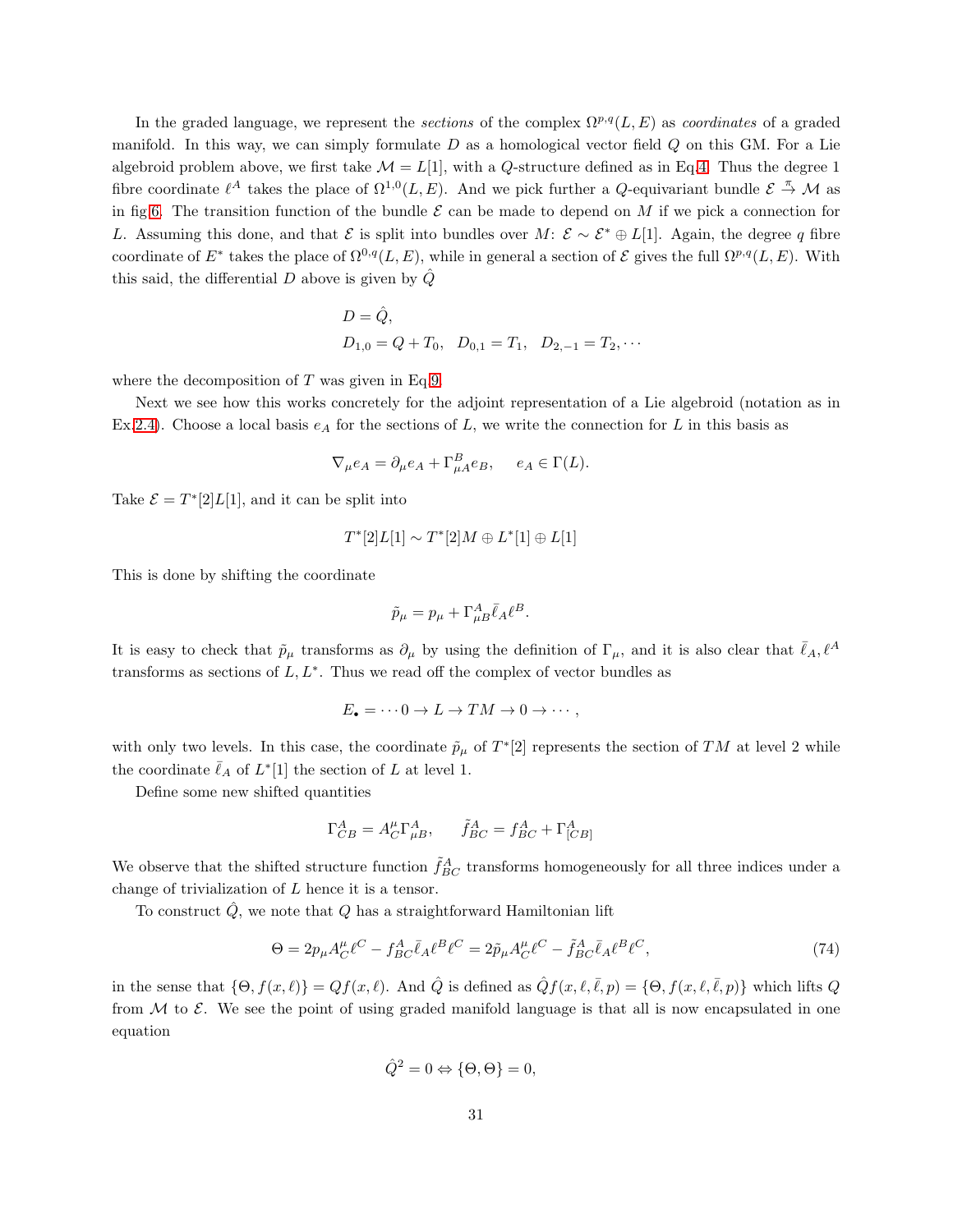In the graded language, we represent the *sections* of the complex $\Omega^{p,q}(L,E)$ as *coordinates* of a graded manifold. In this way, we can simply formulate $D$ as a homological vector field $Q$ on this GM. For a Lie algebroid problem above, we first take $\mathcal{M} = L[1]$, with a $Q$-structure defined as in Eq.4. Thus the degree 1 fibre coordinate $\ell^A$ takes the place of $\Omega^{1,0}(L,E)$. And we pick further a $Q$-equivariant bundle $\mathcal{E} \stackrel{\pi}{\to} \mathcal{M}$ as in fig.6. The transition function of the bundle $\mathcal{E}$ can be made to depend on $M$ if we pick a connection for $L$. Assuming this done, and that $\mathcal{E}$ is split into bundles over $M$: $\mathcal{E} \sim \mathcal{E}^* \oplus L[1]$. Again, the degree $q$ fibre coordinate of $E^*$ takes the place of $\Omega^{0,q}(L,E)$, while in general a section of $\mathcal{E}$ gives the full $\Omega^{p,q}(L,E)$. With this said, the differential $D$ above is given by $\hat{Q}$

$$
\begin{aligned}
&D = \hat{Q}, \\
&D_{1,0} = Q + T_0, \quad D_{0,1} = T_1, \quad D_{2,-1} = T_2, \cdots
\end{aligned}
$$

where the decomposition of $T$ was given in Eq.9.

Next we see how this works concretely for the adjoint representation of a Lie algebroid (notation as in Ex.2.4). Choose a local basis $e_A$ for the sections of $L$, we write the connection for $L$ in this basis as

$$
\nabla_\mu e_A = \partial_\mu e_A + \Gamma^B_{\mu A} e_B, \qquad e_A \in \Gamma(L).
$$

Take $\mathcal{E} = T^*[2]L[1]$, and it can be split into

$$
T^*[2]L[1] \sim T^*[2]M \oplus L^*[1] \oplus L[1]
$$

This is done by shifting the coordinate

$$
\tilde{p}_\mu = p_\mu + \Gamma^A_{\mu B} \bar{\ell}_A \ell^B.
$$

It is easy to check that $\tilde{p}_\mu$ transforms as $\partial_\mu$ by using the definition of $\Gamma_\mu$, and it is also clear that $\bar{\ell}_A, \ell^A$ transforms as sections of $L, L^*$. Thus we read off the complex of vector bundles as

$$
E_\bullet = \cdots 0 \to L \to TM \to 0 \to \cdots,
$$

with only two levels. In this case, the coordinate $\tilde{p}_\mu$ of $T^*[2]$ represents the section of $TM$ at level 2 while the coordinate $\bar{\ell}_A$ of $L^*[1]$ the section of $L$ at level 1.

Define some new shifted quantities

$$
\Gamma^A_{CB} = A^\mu_C \Gamma^A_{\mu B}, \qquad \tilde{f}^A_{BC} = f^A_{BC} + \Gamma^A_{[CB]}
$$

We observe that the shifted structure function $\tilde{f}^A_{BC}$ transforms homogeneously for all three indices under a change of trivialization of $L$ hence it is a tensor.

To construct $\hat{Q}$, we note that $Q$ has a straightforward Hamiltonian lift

$$
\Theta = 2p_\mu A^\mu_C \ell^C - f^A_{BC} \bar{\ell}_A \ell^B \ell^C = 2\tilde{p}_\mu A^\mu_C \ell^C - \tilde{f}^A_{BC} \bar{\ell}_A \ell^B \ell^C, \tag{74}
$$

in the sense that $\{\Theta, f(x,\ell)\} = Qf(x,\ell)$. And $\hat{Q}$ is defined as $\hat{Q}f(x,\ell,\bar{\ell},p) = \{\Theta, f(x,\ell,\bar{\ell},p)\}$ which lifts $Q$ from $\mathcal{M}$ to $\mathcal{E}$. We see the point of using graded manifold language is that all is now encapsulated in one equation

$$
\hat{Q}^2 = 0 \Leftrightarrow \{\Theta, \Theta\} = 0,
$$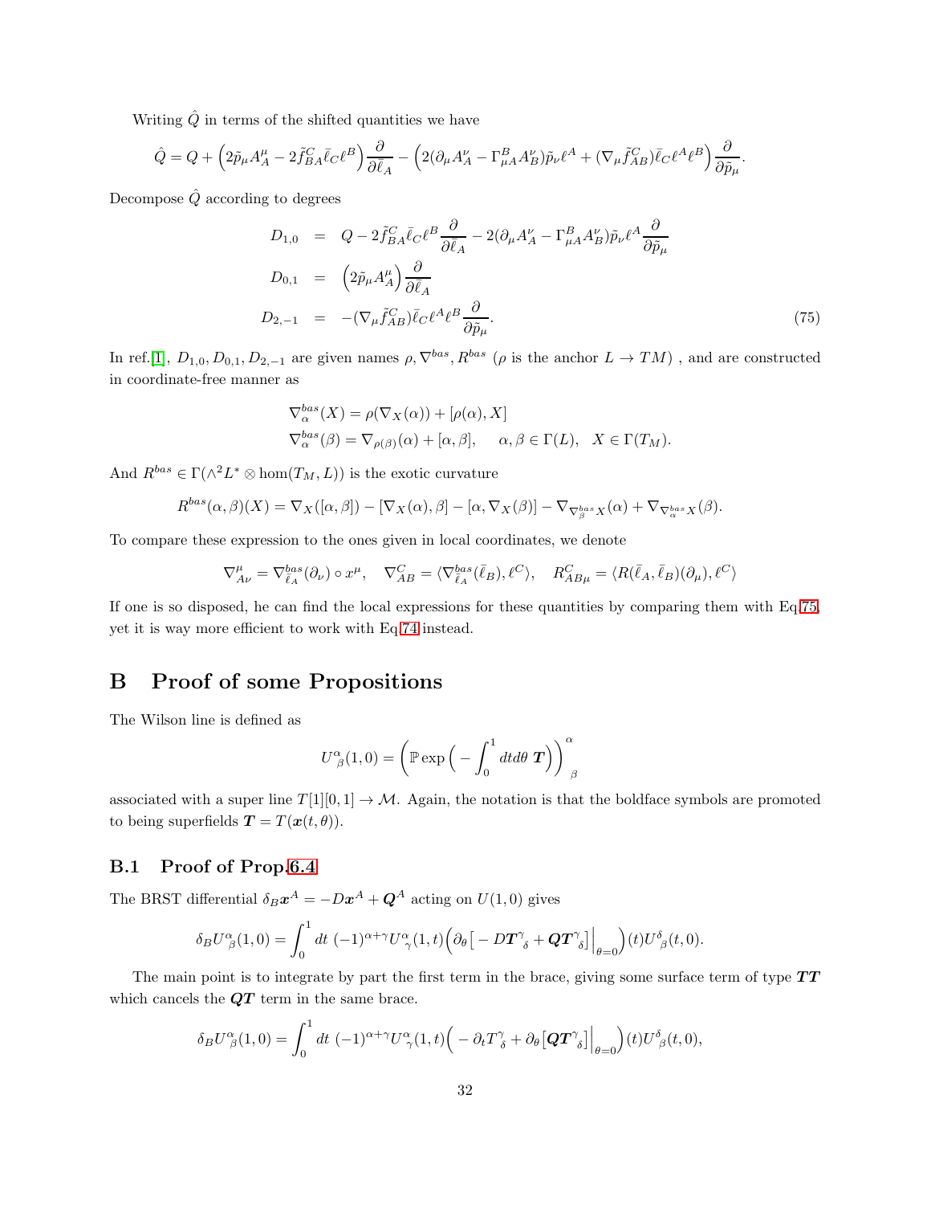Writing $\hat{Q}$ in terms of the shifted quantities we have

$$\hat{Q} = Q + \Big(2\tilde{p}_\mu A^\mu_A - 2\tilde{f}^C_{BA}\bar{\ell}_C\ell^B\Big)\frac{\partial}{\partial\bar{\ell}_A} - \Big(2(\partial_\mu A^\nu_A - \Gamma^B_{\mu A}A^\nu_B)\tilde{p}_\nu\ell^A + (\nabla_\mu\tilde{f}^C_{AB})\bar{\ell}_C\ell^A\ell^B\Big)\frac{\partial}{\partial\tilde{p}_\mu}.$$

Decompose $\hat{Q}$ according to degrees

$$\begin{aligned}
D_{1,0} &= Q - 2\tilde{f}^C_{BA}\bar{\ell}_C\ell^B\frac{\partial}{\partial\bar{\ell}_A} - 2(\partial_\mu A^\nu_A - \Gamma^B_{\mu A}A^\nu_B)\tilde{p}_\nu\ell^A\frac{\partial}{\partial\tilde{p}_\mu} \\
D_{0,1} &= \Big(2\tilde{p}_\mu A^\mu_A\Big)\frac{\partial}{\partial\bar{\ell}_A} \\
D_{2,-1} &= -(\nabla_\mu\tilde{f}^C_{AB})\bar{\ell}_C\ell^A\ell^B\frac{\partial}{\partial\tilde{p}_\mu}.
\end{aligned} \tag{75}$$

In ref.[1], $D_{1,0}, D_{0,1}, D_{2,-1}$ are given names $\rho, \nabla^{bas}, R^{bas}$ ($\rho$ is the anchor $L \to TM$) , and are constructed in coordinate-free manner as

$$\begin{aligned}
&\nabla^{bas}_\alpha(X) = \rho(\nabla_X(\alpha)) + [\rho(\alpha), X] \\
&\nabla^{bas}_\alpha(\beta) = \nabla_{\rho(\beta)}(\alpha) + [\alpha,\beta], \quad \alpha,\beta\in\Gamma(L), \quad X\in\Gamma(T_M).
\end{aligned}$$

And $R^{bas}\in\Gamma(\wedge^2 L^*\otimes \mathrm{hom}(T_M, L))$ is the exotic curvature

$$R^{bas}(\alpha,\beta)(X) = \nabla_X([\alpha,\beta]) - [\nabla_X(\alpha),\beta] - [\alpha,\nabla_X(\beta)] - \nabla_{\nabla^{bas}_\beta X}(\alpha) + \nabla_{\nabla^{bas}_\alpha X}(\beta).$$

To compare these expression to the ones given in local coordinates, we denote

$$\nabla^\mu_{A\nu} = \nabla^{bas}_{\bar{\ell}_A}(\partial_\nu)\circ x^\mu, \quad \nabla^C_{AB} = \langle\nabla^{bas}_{\bar{\ell}_A}(\bar{\ell}_B), \ell^C\rangle, \quad R^C_{AB\mu} = \langle R(\bar{\ell}_A,\bar{\ell}_B)(\partial_\mu), \ell^C\rangle$$

If one is so disposed, he can find the local expressions for these quantities by comparing them with Eq.75, yet it is way more efficient to work with Eq.74 instead.

# B Proof of some Propositions

The Wilson line is defined as

$$U^\alpha{}_\beta(1,0) = \Big(\mathbb{P}\exp\Big(-\int_0^1 dt d\theta\, \boldsymbol{T}\Big)\Big)^\alpha{}_\beta$$

associated with a super line $T[1][0,1]\to\mathcal{M}$. Again, the notation is that the boldface symbols are promoted to being superfields $\boldsymbol{T} = T(\boldsymbol{x}(t,\theta))$.

## B.1 Proof of Prop.6.4

The BRST differential $\delta_B\boldsymbol{x}^A = -D\boldsymbol{x}^A + \boldsymbol{Q}^A$ acting on $U(1,0)$ gives

$$\delta_B U^\alpha{}_\beta(1,0) = \int_0^1 dt\, (-1)^{\alpha+\gamma}U^\alpha{}_\gamma(1,t)\Big(\partial_\theta\big[-D\boldsymbol{T}^\gamma{}_\delta + \boldsymbol{Q}\boldsymbol{T}^\gamma{}_\delta\big]\Big|_{\theta=0}\Big)(t)U^\delta{}_\beta(t,0).$$

The main point is to integrate by part the first term in the brace, giving some surface term of type $\boldsymbol{T}\boldsymbol{T}$ which cancels the $\boldsymbol{Q}\boldsymbol{T}$ term in the same brace.

$$\delta_B U^\alpha{}_\beta(1,0) = \int_0^1 dt\, (-1)^{\alpha+\gamma}U^\alpha{}_\gamma(1,t)\Big(-\partial_t T^\gamma{}_\delta + \partial_\theta\big[\boldsymbol{Q}\boldsymbol{T}^\gamma{}_\delta\big]\Big|_{\theta=0}\Big)(t)U^\delta{}_\beta(t,0),$$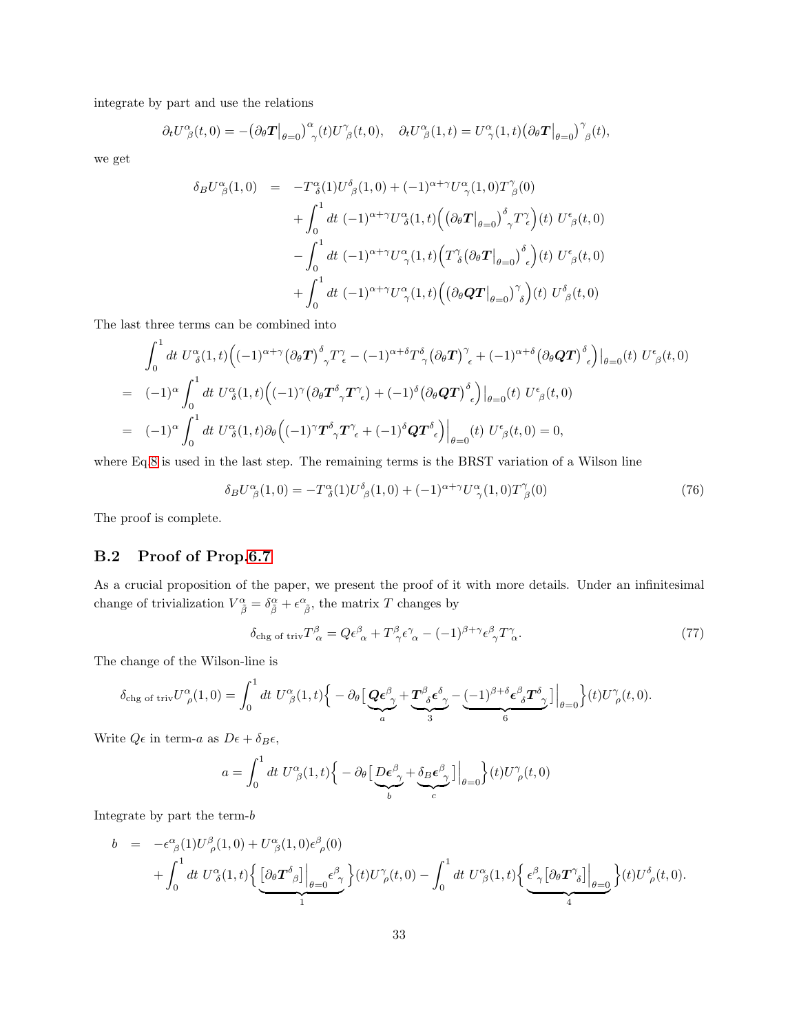integrate by part and use the relations

$$\partial_t U^\alpha_{\ \beta}(t,0) = -\big(\partial_\theta \boldsymbol{T}\big|_{\theta=0}\big)^\alpha_{\ \gamma}(t) U^\gamma_{\ \beta}(t,0), \quad \partial_t U^\alpha_{\ \beta}(1,t) = U^\alpha_{\ \gamma}(1,t)\big(\partial_\theta \boldsymbol{T}\big|_{\theta=0}\big)^\gamma_{\ \beta}(t),$$

we get

$$\begin{aligned}
\delta_B U^\alpha_{\ \beta}(1,0) &= -T^\alpha_{\ \delta}(1) U^\delta_{\ \beta}(1,0) + (-1)^{\alpha+\gamma} U^\alpha_{\ \gamma}(1,0) T^\gamma_{\ \beta}(0) \\
&\quad + \int_0^1 dt\ (-1)^{\alpha+\gamma} U^\alpha_{\ \delta}(1,t) \Big( \big(\partial_\theta \boldsymbol{T}\big|_{\theta=0}\big)^\delta_{\ \gamma} T^\gamma_{\ \epsilon}\Big)(t)\ U^\epsilon_{\ \beta}(t,0) \\
&\quad - \int_0^1 dt\ (-1)^{\alpha+\gamma} U^\alpha_{\ \gamma}(1,t) \Big( T^\gamma_{\ \delta} \big(\partial_\theta \boldsymbol{T}\big|_{\theta=0}\big)^\delta_{\ \epsilon}\Big)(t)\ U^\epsilon_{\ \beta}(t,0) \\
&\quad + \int_0^1 dt\ (-1)^{\alpha+\gamma} U^\alpha_{\ \gamma}(1,t) \Big( \big(\partial_\theta \boldsymbol{QT}\big|_{\theta=0}\big)^\gamma_{\ \delta}\Big)(t)\ U^\delta_{\ \beta}(t,0)
\end{aligned}$$

The last three terms can be combined into

$$\begin{aligned}
&\int_0^1 dt\ U^\alpha_{\ \delta}(1,t) \Big( (-1)^{\alpha+\gamma} \big(\partial_\theta \boldsymbol{T}\big)^\delta_{\ \gamma} T^\gamma_{\ \epsilon} - (-1)^{\alpha+\delta} T^\delta_{\ \gamma} \big(\partial_\theta \boldsymbol{T}\big)^\gamma_{\ \epsilon} + (-1)^{\alpha+\delta} \big(\partial_\theta \boldsymbol{QT}\big)^\delta_{\ \epsilon}\Big)\big|_{\theta=0}(t)\ U^\epsilon_{\ \beta}(t,0) \\
=&\ (-1)^\alpha \int_0^1 dt\ U^\alpha_{\ \delta}(1,t) \Big( (-1)^\gamma \big(\partial_\theta \boldsymbol{T}^\delta_{\ \gamma} \boldsymbol{T}^\gamma_{\ \epsilon}\big) + (-1)^\delta \big(\partial_\theta \boldsymbol{QT}\big)^\delta_{\ \epsilon}\Big)\big|_{\theta=0}(t)\ U^\epsilon_{\ \beta}(t,0) \\
=&\ (-1)^\alpha \int_0^1 dt\ U^\alpha_{\ \delta}(1,t) \partial_\theta \Big( (-1)^\gamma \boldsymbol{T}^\delta_{\ \gamma} \boldsymbol{T}^\gamma_{\ \epsilon} + (-1)^\delta \boldsymbol{QT}^\delta_{\ \epsilon}\Big)\Big|_{\theta=0}(t)\ U^\epsilon_{\ \beta}(t,0) = 0,
\end{aligned}$$

where Eq.8 is used in the last step. The remaining terms is the BRST variation of a Wilson line

$$\delta_B U^\alpha_{\ \beta}(1,0) = -T^\alpha_{\ \delta}(1) U^\delta_{\ \beta}(1,0) + (-1)^{\alpha+\gamma} U^\alpha_{\ \gamma}(1,0) T^\gamma_{\ \beta}(0) \tag{76}$$

The proof is complete.

## B.2 Proof of Prop.6.7

As a crucial proposition of the paper, we present the proof of it with more details. Under an infinitesimal change of trivialization $V^\alpha_{\ \tilde{\beta}} = \delta^\alpha_{\tilde{\beta}} + \epsilon^\alpha_{\ \tilde{\beta}}$, the matrix $T$ changes by

$$\delta_{\text{chg of triv}} T^\beta_{\ \alpha} = Q\epsilon^\beta_{\ \alpha} + T^\beta_{\ \gamma}\epsilon^\gamma_{\ \alpha} - (-1)^{\beta+\gamma}\epsilon^\beta_{\ \gamma} T^\gamma_{\ \alpha}. \tag{77}$$

The change of the Wilson-line is

$$\delta_{\text{chg of triv}} U^\alpha_{\ \rho}(1,0) = \int_0^1 dt\ U^\alpha_{\ \beta}(1,t) \Big\{ -\partial_\theta \big[ \underbrace{\boldsymbol{Q\epsilon}^\beta_{\ \gamma}}_{a} + \underbrace{\boldsymbol{T}^\beta_{\ \delta}\boldsymbol{\epsilon}^\delta_{\ \gamma}}_{3} - \underbrace{(-1)^{\beta+\delta}\boldsymbol{\epsilon}^\beta_{\ \delta}\boldsymbol{T}^\delta_{\ \gamma}}_{6} \big]\Big|_{\theta=0} \Big\}(t) U^\gamma_{\ \rho}(t,0).$$

Write $Q\epsilon$ in term-$a$ as $D\epsilon + \delta_B\epsilon$,

$$a = \int_0^1 dt\ U^\alpha_{\ \beta}(1,t) \Big\{ -\partial_\theta \big[ \underbrace{D\boldsymbol{\epsilon}^\beta_{\ \gamma}}_{b} + \underbrace{\delta_B \boldsymbol{\epsilon}^\beta_{\ \gamma}}_{c} \big]\Big|_{\theta=0} \Big\}(t) U^\gamma_{\ \rho}(t,0)$$

Integrate by part the term-$b$

$$\begin{aligned}
b \ &= \ -\epsilon^\alpha_{\ \beta}(1) U^\beta_{\ \rho}(1,0) + U^\alpha_{\ \beta}(1,0)\epsilon^\beta_{\ \rho}(0) \\
&\quad + \int_0^1 dt\ U^\alpha_{\ \delta}(1,t) \Big\{ \underbrace{\big[\partial_\theta \boldsymbol{T}^\delta_{\ \beta}\big]\Big|_{\theta=0} \epsilon^\beta_{\ \gamma}}_{1} \Big\}(t) U^\gamma_{\ \rho}(t,0) - \int_0^1 dt\ U^\alpha_{\ \beta}(1,t) \Big\{ \underbrace{\epsilon^\beta_{\ \gamma} \big[\partial_\theta \boldsymbol{T}^\gamma_{\ \delta}\big]\Big|_{\theta=0}}_{4} \Big\}(t) U^\delta_{\ \rho}(t,0).
\end{aligned}$$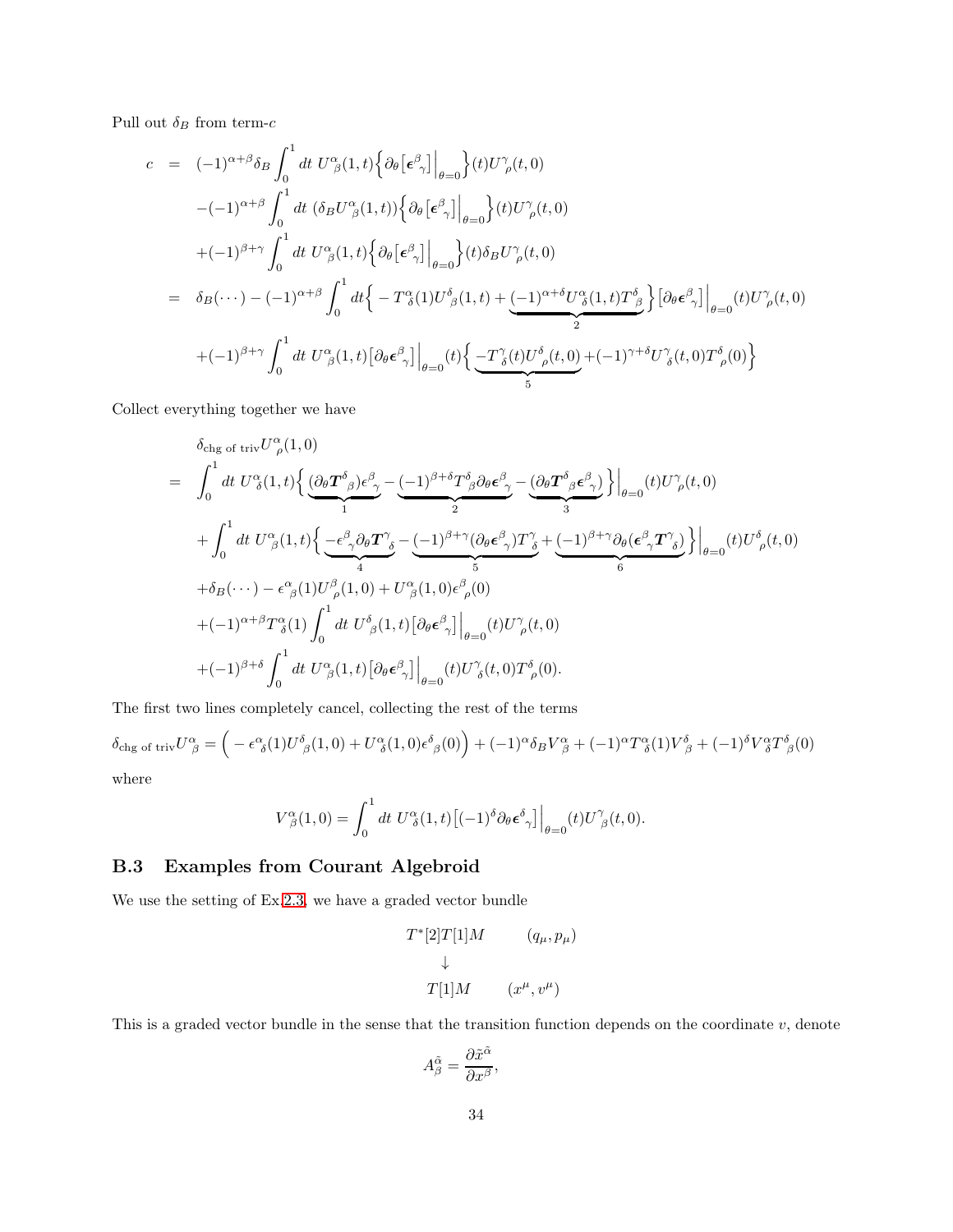Pull out $\delta_B$ from term-$c$

$$
\begin{aligned}
c &= (-1)^{\alpha+\beta}\delta_B \int_0^1 dt\ U^\alpha_{\ \beta}(1,t)\Big\{\partial_\theta\big[\boldsymbol{\epsilon}^\beta_{\ \gamma}\big]\Big|_{\theta=0}\Big\}(t)U^\gamma_{\ \rho}(t,0) \\
&\quad -(-1)^{\alpha+\beta}\int_0^1 dt\ (\delta_B U^\alpha_{\ \beta}(1,t))\Big\{\partial_\theta\big[\boldsymbol{\epsilon}^\beta_{\ \gamma}\big]\Big|_{\theta=0}\Big\}(t)U^\gamma_{\ \rho}(t,0) \\
&\quad +(-1)^{\beta+\gamma}\int_0^1 dt\ U^\alpha_{\ \beta}(1,t)\Big\{\partial_\theta\big[\boldsymbol{\epsilon}^\beta_{\ \gamma}\big]\Big|_{\theta=0}\Big\}(t)\delta_B U^\gamma_{\ \rho}(t,0) \\
&= \delta_B(\cdots) - (-1)^{\alpha+\beta}\int_0^1 dt\Big\{-T^\alpha_{\ \delta}(1)U^\delta_{\ \beta}(1,t) + \underbrace{(-1)^{\alpha+\delta}U^\alpha_{\ \delta}(1,t)T^\delta_{\ \beta}}_{2}\Big\}\big[\partial_\theta\boldsymbol{\epsilon}^\beta_{\ \gamma}\big]\Big|_{\theta=0}(t)U^\gamma_{\ \rho}(t,0) \\
&\quad +(-1)^{\beta+\gamma}\int_0^1 dt\ U^\alpha_{\ \beta}(1,t)\big[\partial_\theta\boldsymbol{\epsilon}^\beta_{\ \gamma}\big]\Big|_{\theta=0}(t)\Big\{\underbrace{-T^\gamma_{\ \delta}(t)U^\delta_{\ \rho}(t,0)}_{5} + (-1)^{\gamma+\delta}U^\gamma_{\ \delta}(t,0)T^\delta_{\ \rho}(0)\Big\}
\end{aligned}
$$

Collect everything together we have

$$
\begin{aligned}
&\delta_{\text{chg of triv}}U^\alpha_{\ \rho}(1,0) \\
&= \int_0^1 dt\ U^\alpha_{\ \delta}(1,t)\Big\{\underbrace{(\partial_\theta\boldsymbol{T}^\delta_{\ \beta})\epsilon^\beta_{\ \gamma}}_{1} - \underbrace{(-1)^{\beta+\delta}T^\delta_{\ \beta}\partial_\theta\boldsymbol{\epsilon}^\beta_{\ \gamma}}_{2} - \underbrace{(\partial_\theta\boldsymbol{T}^\delta_{\ \beta}\boldsymbol{\epsilon}^\beta_{\ \gamma})}_{3}\Big\}\Big|_{\theta=0}(t)U^\gamma_{\ \rho}(t,0) \\
&\quad + \int_0^1 dt\ U^\alpha_{\ \beta}(1,t)\Big\{\underbrace{-\epsilon^\beta_{\ \gamma}\partial_\theta\boldsymbol{T}^\gamma_{\ \delta}}_{4} - \underbrace{(-1)^{\beta+\gamma}(\partial_\theta\boldsymbol{\epsilon}^\beta_{\ \gamma})T^\gamma_{\ \delta}}_{5} + \underbrace{(-1)^{\beta+\gamma}\partial_\theta(\boldsymbol{\epsilon}^\beta_{\ \gamma}\boldsymbol{T}^\gamma_{\ \delta})}_{6}\Big\}\Big|_{\theta=0}(t)U^\delta_{\ \rho}(t,0) \\
&\quad +\delta_B(\cdots) - \epsilon^\alpha_{\ \beta}(1)U^\beta_{\ \rho}(1,0) + U^\alpha_{\ \beta}(1,0)\epsilon^\beta_{\ \rho}(0) \\
&\quad +(-1)^{\alpha+\beta}T^\alpha_{\ \delta}(1)\int_0^1 dt\ U^\delta_{\ \beta}(1,t)\big[\partial_\theta\boldsymbol{\epsilon}^\beta_{\ \gamma}\big]\Big|_{\theta=0}(t)U^\gamma_{\ \rho}(t,0) \\
&\quad +(-1)^{\beta+\delta}\int_0^1 dt\ U^\alpha_{\ \beta}(1,t)\big[\partial_\theta\boldsymbol{\epsilon}^\beta_{\ \gamma}\big]\Big|_{\theta=0}(t)U^\gamma_{\ \delta}(t,0)T^\delta_{\ \rho}(0).
\end{aligned}
$$

The first two lines completely cancel, collecting the rest of the terms

$$
\delta_{\text{chg of triv}}U^\alpha_{\ \beta} = \Big(-\epsilon^\alpha_{\ \delta}(1)U^\delta_{\ \beta}(1,0) + U^\alpha_{\ \delta}(1,0)\epsilon^\delta_{\ \beta}(0)\Big) + (-1)^\alpha\delta_B V^\alpha_{\ \beta} + (-1)^\alpha T^\alpha_{\ \delta}(1)V^\delta_{\ \beta} + (-1)^\delta V^\alpha_{\ \delta}T^\delta_{\ \beta}(0)
$$

where

$$
V^\alpha_{\ \beta}(1,0) = \int_0^1 dt\ U^\alpha_{\ \delta}(1,t)\big[(-1)^\delta\partial_\theta\boldsymbol{\epsilon}^\delta_{\ \gamma}\big]\Big|_{\theta=0}(t)U^\gamma_{\ \beta}(t,0).
$$

### B.3 Examples from Courant Algebroid

We use the setting of Ex.2.3, we have a graded vector bundle

$$
\begin{array}{cc}
T^*[2]T[1]M & (q_\mu, p_\mu) \\
\downarrow & \\
T[1]M & (x^\mu, v^\mu)
\end{array}
$$

This is a graded vector bundle in the sense that the transition function depends on the coordinate $v$, denote

$$
A^{\tilde{\alpha}}_{\beta} = \frac{\partial \tilde{x}^{\tilde{\alpha}}}{\partial x^\beta},
$$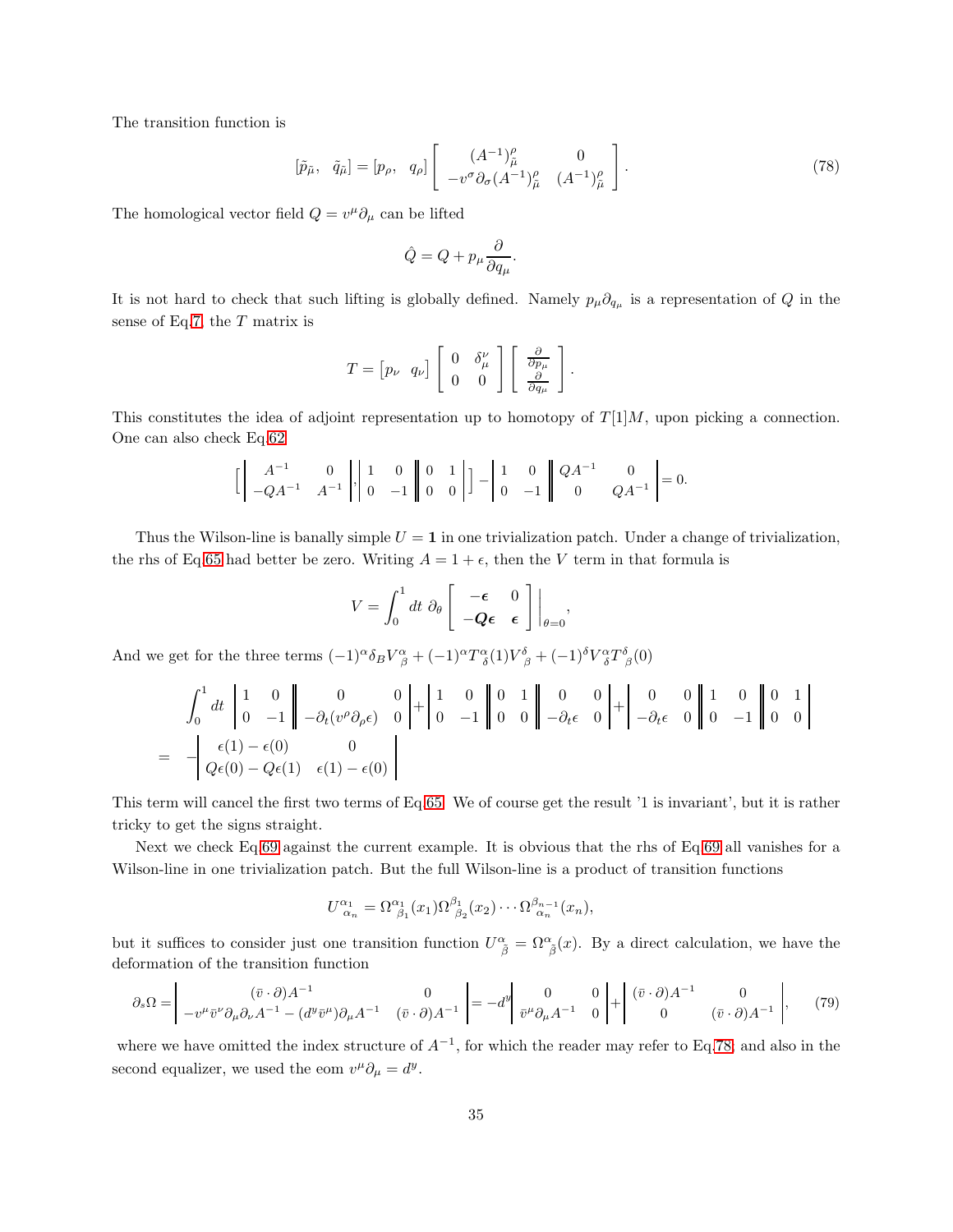The transition function is

$$
[\tilde{p}_{\tilde{\mu}},\ \ \tilde{q}_{\tilde{\mu}}] = [p_\rho,\ \ q_\rho] \left[ \begin{array}{cc} (A^{-1})^\rho_{\tilde{\mu}} & 0 \\ -v^\sigma \partial_\sigma (A^{-1})^\rho_{\tilde{\mu}} & (A^{-1})^\rho_{\tilde{\mu}} \end{array} \right]. \tag{78}
$$

The homological vector field $Q = v^\mu \partial_\mu$ can be lifted

$$
\hat{Q} = Q + p_\mu \frac{\partial}{\partial q_\mu}.
$$

It is not hard to check that such lifting is globally defined. Namely $p_\mu \partial_{q_\mu}$ is a representation of $Q$ in the sense of Eq.7, the $T$ matrix is

$$
T = \begin{bmatrix} p_\nu & q_\nu \end{bmatrix} \left[ \begin{array}{cc} 0 & \delta^\nu_\mu \\ 0 & 0 \end{array} \right] \left[ \begin{array}{c} \frac{\partial}{\partial p_\mu} \\ \frac{\partial}{\partial q_\mu} \end{array} \right].
$$

This constitutes the idea of adjoint representation up to homotopy of $T[1]M$, upon picking a connection. One can also check Eq.62

$$
\Big[ \left| \begin{array}{cc} A^{-1} & 0 \\ -QA^{-1} & A^{-1} \end{array} \right|, \left| \begin{array}{cc} 1 & 0 \\ 0 & -1 \end{array} \right\| \begin{array}{cc} 0 & 1 \\ 0 & 0 \end{array} \Big| \Big] - \left| \begin{array}{cc} 1 & 0 \\ 0 & -1 \end{array} \right\| \begin{array}{cc} QA^{-1} & 0 \\ 0 & QA^{-1} \end{array} \Big| = 0.
$$

Thus the Wilson-line is banally simple $U = \mathbf{1}$ in one trivialization patch. Under a change of trivialization, the rhs of Eq.65 had better be zero. Writing $A = 1 + \epsilon$, then the $V$ term in that formula is

$$
V = \int_0^1 dt\ \partial_\theta \left[ \begin{array}{cc} -\boldsymbol{\epsilon} & 0 \\ -\boldsymbol{Q\epsilon} & \boldsymbol{\epsilon} \end{array} \right] \Big|_{\theta=0},
$$

And we get for the three terms $(-1)^\alpha \delta_B V^\alpha_{\ \beta} + (-1)^\alpha T^\alpha_{\ \delta}(1) V^\delta_{\ \beta} + (-1)^\delta V^\alpha_{\ \delta} T^\delta_{\ \beta}(0)$

$$
\begin{aligned}
&\int_0^1 dt \left| \begin{array}{cc} 1 & 0 \\ 0 & -1 \end{array} \right\| \begin{array}{cc} 0 & 0 \\ -\partial_t(v^\rho \partial_\rho \epsilon) & 0 \end{array} \Big| + \left| \begin{array}{cc} 1 & 0 \\ 0 & -1 \end{array} \right\| \begin{array}{cc} 0 & 1 \\ 0 & 0 \end{array} \Big\| \begin{array}{cc} 0 & 0 \\ -\partial_t \epsilon & 0 \end{array} \Big| + \left| \begin{array}{cc} 0 & 0 \\ -\partial_t \epsilon & 0 \end{array} \right\| \begin{array}{cc} 1 & 0 \\ 0 & -1 \end{array} \Big\| \begin{array}{cc} 0 & 1 \\ 0 & 0 \end{array} \Big| \\
= &\ - \left| \begin{array}{cc} \epsilon(1) - \epsilon(0) & 0 \\ Q\epsilon(0) - Q\epsilon(1) & \epsilon(1) - \epsilon(0) \end{array} \right|
\end{aligned}
$$

This term will cancel the first two terms of Eq.65. We of course get the result '1 is invariant', but it is rather tricky to get the signs straight.

Next we check Eq.69 against the current example. It is obvious that the rhs of Eq.69 all vanishes for a Wilson-line in one trivialization patch. But the full Wilson-line is a product of transition functions

$$
U^{\alpha_1}_{\ \alpha_n} = \Omega^{\alpha_1}_{\ \beta_1}(x_1) \Omega^{\beta_1}_{\ \beta_2}(x_2) \cdots \Omega^{\beta_{n-1}}_{\ \alpha_n}(x_n),
$$

but it suffices to consider just one transition function $U^\alpha_{\ \tilde{\beta}} = \Omega^\alpha_{\ \tilde{\beta}}(x)$. By a direct calculation, we have the deformation of the transition function

$$
\partial_s \Omega = \left| \begin{array}{cc} (\bar{v} \cdot \partial) A^{-1} & 0 \\ -v^\mu \bar{v}^\nu \partial_\mu \partial_\nu A^{-1} - (d^y \bar{v}^\mu) \partial_\mu A^{-1} & (\bar{v} \cdot \partial) A^{-1} \end{array} \right| = -d^y \left| \begin{array}{cc} 0 & 0 \\ \bar{v}^\mu \partial_\mu A^{-1} & 0 \end{array} \right| + \left| \begin{array}{cc} (\bar{v} \cdot \partial) A^{-1} & 0 \\ 0 & (\bar{v} \cdot \partial) A^{-1} \end{array} \right|, \tag{79}
$$

where we have omitted the index structure of $A^{-1}$, for which the reader may refer to Eq.78, and also in the second equalizer, we used the eom $v^\mu \partial_\mu = d^y$.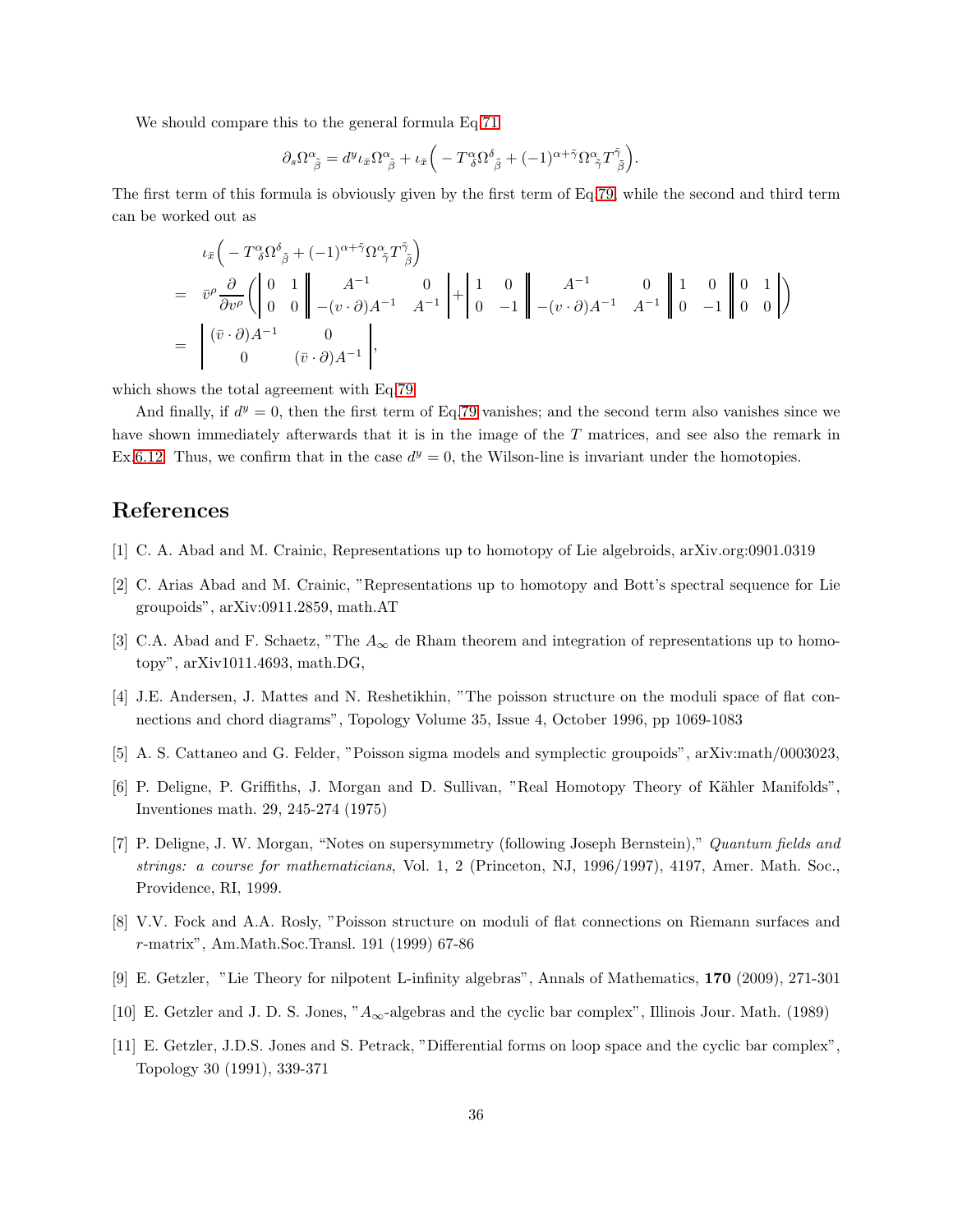We should compare this to the general formula Eq.71

$$\partial_s \Omega^{\alpha}_{\ \tilde{\beta}} = d^y \iota_{\bar{x}} \Omega^{\alpha}_{\ \tilde{\beta}} + \iota_{\bar{x}} \Big( -T^{\alpha}_{\ \delta} \Omega^{\delta}_{\ \tilde{\beta}} + (-1)^{\alpha+\tilde{\gamma}} \Omega^{\alpha}_{\ \tilde{\gamma}} T^{\tilde{\gamma}}_{\ \tilde{\beta}} \Big).$$

The first term of this formula is obviously given by the first term of Eq.79, while the second and third term can be worked out as

$$\begin{aligned}
& \iota_{\bar{x}} \Big( -T^{\alpha}_{\ \delta} \Omega^{\delta}_{\ \tilde{\beta}} + (-1)^{\alpha+\tilde{\gamma}} \Omega^{\alpha}_{\ \tilde{\gamma}} T^{\tilde{\gamma}}_{\ \tilde{\beta}} \Big) \\
= \ & \bar{v}^{\rho} \frac{\partial}{\partial v^{\rho}} \Bigg( \begin{vmatrix} 0 & 1 \\ 0 & 0 \end{vmatrix} \begin{Vmatrix} A^{-1} & 0 \\ -(v\cdot\partial)A^{-1} & A^{-1} \end{Vmatrix} + \begin{vmatrix} 1 & 0 \\ 0 & -1 \end{vmatrix} \begin{Vmatrix} A^{-1} & 0 \\ -(v\cdot\partial)A^{-1} & A^{-1} \end{Vmatrix} \begin{Vmatrix} 1 & 0 \\ 0 & -1 \end{Vmatrix} \begin{vmatrix} 0 & 1 \\ 0 & 0 \end{vmatrix} \Bigg) \\
= \ & \begin{vmatrix} (\bar{v}\cdot\partial)A^{-1} & 0 \\ 0 & (\bar{v}\cdot\partial)A^{-1} \end{vmatrix},
\end{aligned}$$

which shows the total agreement with Eq.79.

And finally, if $d^y = 0$, then the first term of Eq.79 vanishes; and the second term also vanishes since we have shown immediately afterwards that it is in the image of the $T$ matrices, and see also the remark in Ex.6.12. Thus, we confirm that in the case $d^y = 0$, the Wilson-line is invariant under the homotopies.

# References

[1] C. A. Abad and M. Crainic, Representations up to homotopy of Lie algebroids, arXiv.org:0901.0319

[2] C. Arias Abad and M. Crainic, "Representations up to homotopy and Bott's spectral sequence for Lie groupoids", arXiv:0911.2859, math.AT

[3] C.A. Abad and F. Schaetz, "The $A_\infty$ de Rham theorem and integration of representations up to homotopy", arXiv1011.4693, math.DG,

[4] J.E. Andersen, J. Mattes and N. Reshetikhin, "The poisson structure on the moduli space of flat connections and chord diagrams", Topology Volume 35, Issue 4, October 1996, pp 1069-1083

[5] A. S. Cattaneo and G. Felder, "Poisson sigma models and symplectic groupoids", arXiv:math/0003023,

[6] P. Deligne, P. Griffiths, J. Morgan and D. Sullivan, "Real Homotopy Theory of Kähler Manifolds", Inventiones math. 29, 245-274 (1975)

[7] P. Deligne, J. W. Morgan, "Notes on supersymmetry (following Joseph Bernstein)," *Quantum fields and strings: a course for mathematicians*, Vol. 1, 2 (Princeton, NJ, 1996/1997), 4197, Amer. Math. Soc., Providence, RI, 1999.

[8] V.V. Fock and A.A. Rosly, "Poisson structure on moduli of flat connections on Riemann surfaces and $r$-matrix", Am.Math.Soc.Transl. 191 (1999) 67-86

[9] E. Getzler, "Lie Theory for nilpotent L-infinity algebras", Annals of Mathematics, **170** (2009), 271-301

[10] E. Getzler and J. D. S. Jones, "$A_\infty$-algebras and the cyclic bar complex", Illinois Jour. Math. (1989)

[11] E. Getzler, J.D.S. Jones and S. Petrack, "Differential forms on loop space and the cyclic bar complex", Topology 30 (1991), 339-371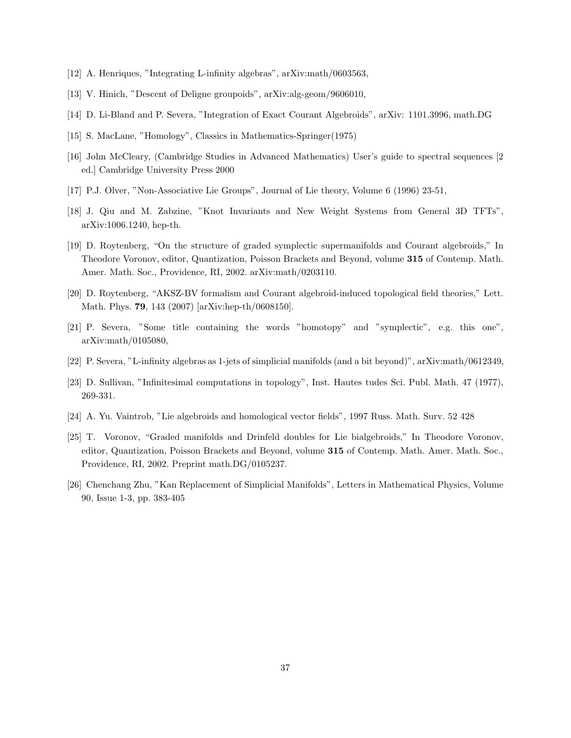[12] A. Henriques, "Integrating L-infinity algebras", arXiv:math/0603563,

[13] V. Hinich, "Descent of Deligne groupoids", arXiv:alg-geom/9606010,

[14] D. Li-Bland and P. Severa, "Integration of Exact Courant Algebroids", arXiv: 1101.3996, math.DG

[15] S. MacLane, "Homology", Classics in Mathematics-Springer(1975)

[16] John McCleary, (Cambridge Studies in Advanced Mathematics) User's guide to spectral sequences [2 ed.] Cambridge University Press 2000

[17] P.J. Olver, "Non-Associative Lie Groups", Journal of Lie theory, Volume 6 (1996) 23-51,

[18] J. Qiu and M. Zabzine, "Knot Invariants and New Weight Systems from General 3D TFTs", arXiv:1006.1240, hep-th.

[19] D. Roytenberg, "On the structure of graded symplectic supermanifolds and Courant algebroids," In Theodore Voronov, editor, Quantization, Poisson Brackets and Beyond, volume **315** of Contemp. Math. Amer. Math. Soc., Providence, RI, 2002. arXiv:math/0203110.

[20] D. Roytenberg, "AKSZ-BV formalism and Courant algebroid-induced topological field theories," Lett. Math. Phys. **79**, 143 (2007) [arXiv:hep-th/0608150].

[21] P. Severa, "Some title containing the words "homotopy" and "symplectic", e.g. this one", arXiv:math/0105080,

[22] P. Severa, "L-infinity algebras as 1-jets of simplicial manifolds (and a bit beyond)", arXiv:math/0612349,

[23] D. Sullivan, "Infinitesimal computations in topology", Inst. Hautes tudes Sci. Publ. Math. 47 (1977), 269-331.

[24] A. Yu. Vaintrob, "Lie algebroids and homological vector fields", 1997 Russ. Math. Surv. 52 428

[25] T. Voronov, "Graded manifolds and Drinfeld doubles for Lie bialgebroids," In Theodore Voronov, editor, Quantization, Poisson Brackets and Beyond, volume **315** of Contemp. Math. Amer. Math. Soc., Providence, RI, 2002. Preprint math.DG/0105237.

[26] Chenchang Zhu, "Kan Replacement of Simplicial Manifolds", Letters in Mathematical Physics, Volume 90, Issue 1-3, pp. 383-405